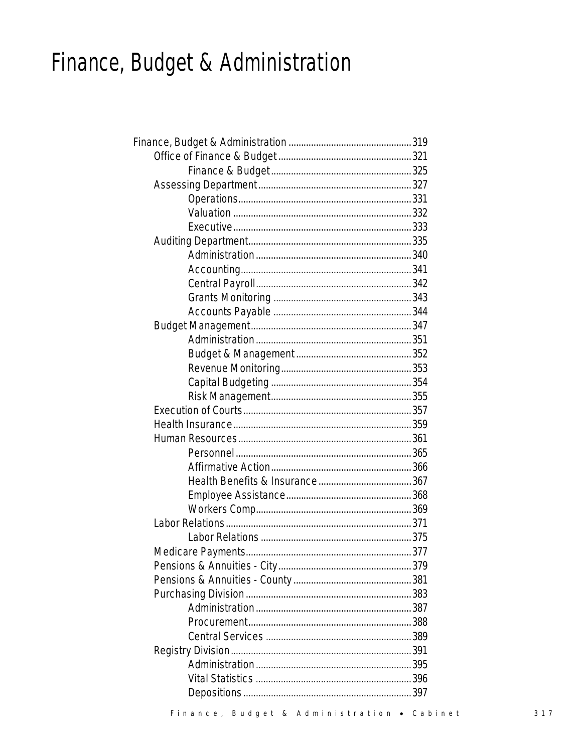# Finance, Budget & Administration

- Finance, Budget & Administration ............................................. 319
  - Office of Finance & Budget ............................................. 321
    - Finance & Budget ............................................. 325
  - Assessing Department ............................................. 327
    - Operations ............................................. 331
    - Valuation ............................................. 332
    - Executive ............................................. 333
  - Auditing Department ............................................. 335
    - Administration ............................................. 340
    - Accounting ............................................. 341
    - Central Payroll ............................................. 342
    - Grants Monitoring ............................................. 343
    - Accounts Payable ............................................. 344
  - Budget Management ............................................. 347
    - Administration ............................................. 351
    - Budget & Management ............................................. 352
    - Revenue Monitoring ............................................. 353
    - Capital Budgeting ............................................. 354
    - Risk Management ............................................. 355
  - Execution of Courts ............................................. 357
  - Health Insurance ............................................. 359
  - Human Resources ............................................. 361
    - Personnel ............................................. 365
    - Affirmative Action ............................................. 366
    - Health Benefits & Insurance ............................................. 367
    - Employee Assistance ............................................. 368
    - Workers Comp ............................................. 369
  - Labor Relations ............................................. 371
    - Labor Relations ............................................. 375
  - Medicare Payments ............................................. 377
  - Pensions & Annuities - City ............................................. 379
  - Pensions & Annuities - County ............................................. 381
  - Purchasing Division ............................................. 383
    - Administration ............................................. 387
    - Procurement ............................................. 388
    - Central Services ............................................. 389
  - Registry Division ............................................. 391
    - Administration ............................................. 395
    - Vital Statistics ............................................. 396
    - Depositions ............................................. 397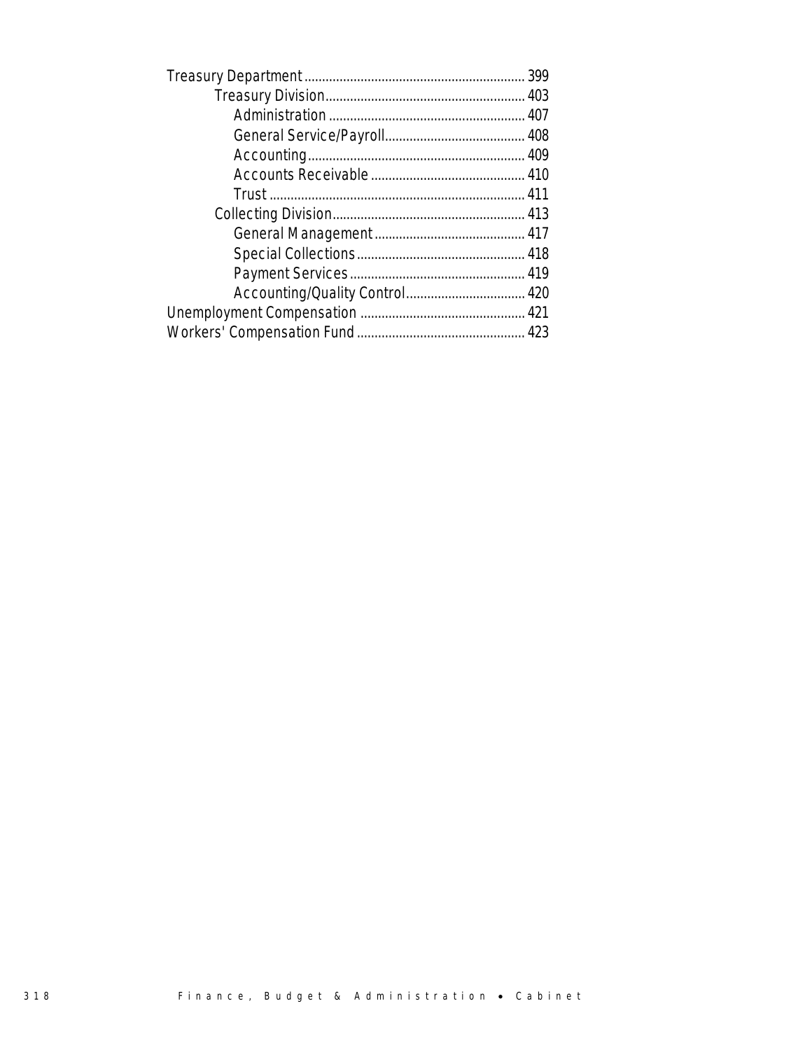- Treasury Department ........ 399
  - Treasury Division ........ 403
    - Administration ........ 407
    - General Service/Payroll ........ 408
    - Accounting ........ 409
    - Accounts Receivable ........ 410
    - Trust ........ 411
  - Collecting Division ........ 413
    - General Management ........ 417
    - Special Collections ........ 418
    - Payment Services ........ 419
    - Accounting/Quality Control ........ 420
- Unemployment Compensation ........ 421
- Workers' Compensation Fund ........ 423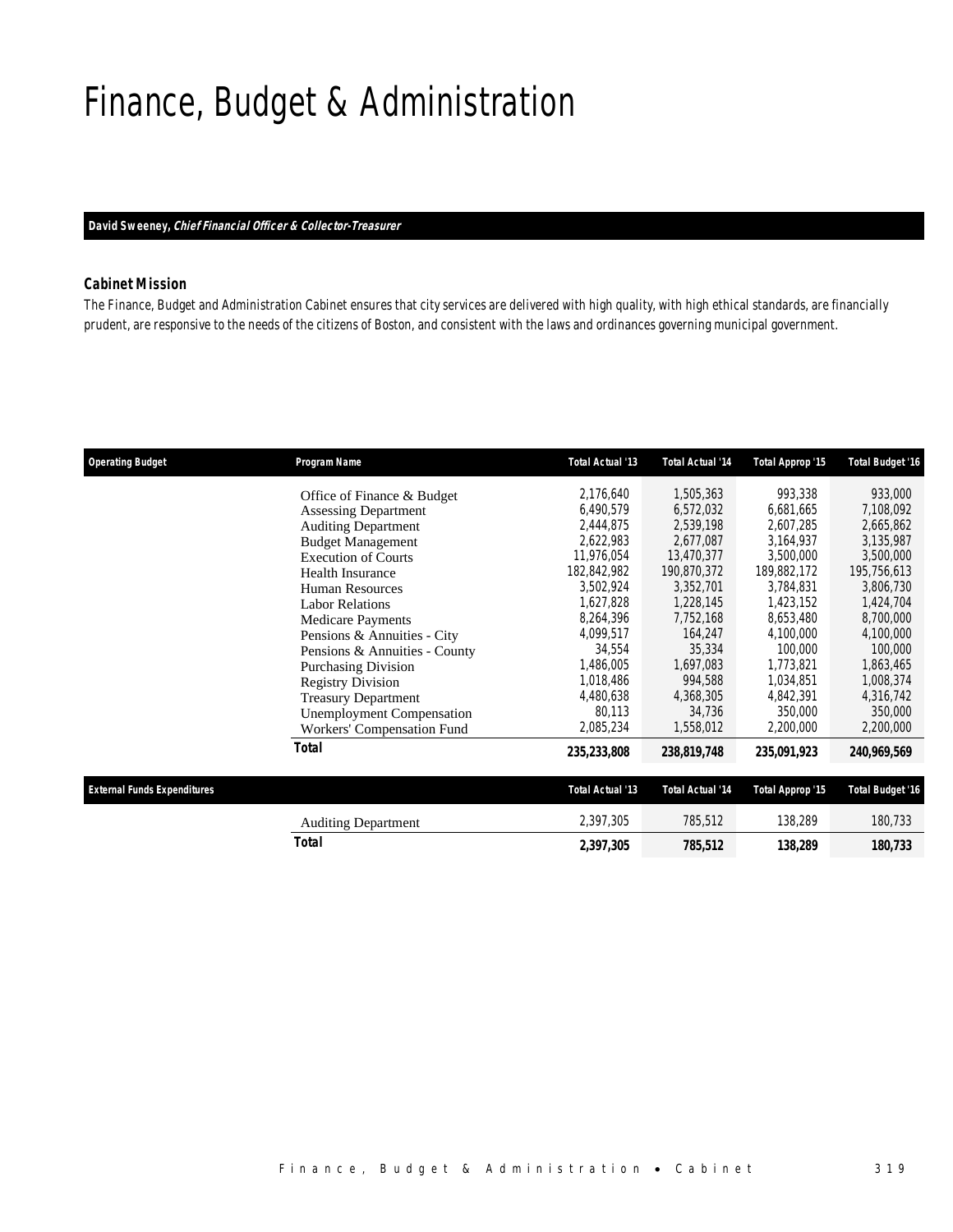# Finance, Budget & Administration

**David Sweeney, *Chief Financial Officer & Collector-Treasurer***

### Cabinet Mission

The Finance, Budget and Administration Cabinet ensures that city services are delivered with high quality, with high ethical standards, are financially prudent, are responsive to the needs of the citizens of Boston, and consistent with the laws and ordinances governing municipal government.

| Operating Budget | Program Name | Total Actual '13 | Total Actual '14 | Total Approp '15 | Total Budget '16 |
|---|---|---|---|---|---|
| | Office of Finance & Budget | 2,176,640 | 1,505,363 | 993,338 | 933,000 |
| | Assessing Department | 6,490,579 | 6,572,032 | 6,681,665 | 7,108,092 |
| | Auditing Department | 2,444,875 | 2,539,198 | 2,607,285 | 2,665,862 |
| | Budget Management | 2,622,983 | 2,677,087 | 3,164,937 | 3,135,987 |
| | Execution of Courts | 11,976,054 | 13,470,377 | 3,500,000 | 3,500,000 |
| | Health Insurance | 182,842,982 | 190,870,372 | 189,882,172 | 195,756,613 |
| | Human Resources | 3,502,924 | 3,352,701 | 3,784,831 | 3,806,730 |
| | Labor Relations | 1,627,828 | 1,228,145 | 1,423,152 | 1,424,704 |
| | Medicare Payments | 8,264,396 | 7,752,168 | 8,653,480 | 8,700,000 |
| | Pensions & Annuities - City | 4,099,517 | 164,247 | 4,100,000 | 4,100,000 |
| | Pensions & Annuities - County | 34,554 | 35,334 | 100,000 | 100,000 |
| | Purchasing Division | 1,486,005 | 1,697,083 | 1,773,821 | 1,863,465 |
| | Registry Division | 1,018,486 | 994,588 | 1,034,851 | 1,008,374 |
| | Treasury Department | 4,480,638 | 4,368,305 | 4,842,391 | 4,316,742 |
| | Unemployment Compensation | 80,113 | 34,736 | 350,000 | 350,000 |
| | Workers' Compensation Fund | 2,085,234 | 1,558,012 | 2,200,000 | 2,200,000 |
| | **Total** | **235,233,808** | **238,819,748** | **235,091,923** | **240,969,569** |

| External Funds Expenditures | | Total Actual '13 | Total Actual '14 | Total Approp '15 | Total Budget '16 |
|---|---|---|---|---|---|
| | Auditing Department | 2,397,305 | 785,512 | 138,289 | 180,733 |
| | **Total** | **2,397,305** | **785,512** | **138,289** | **180,733** |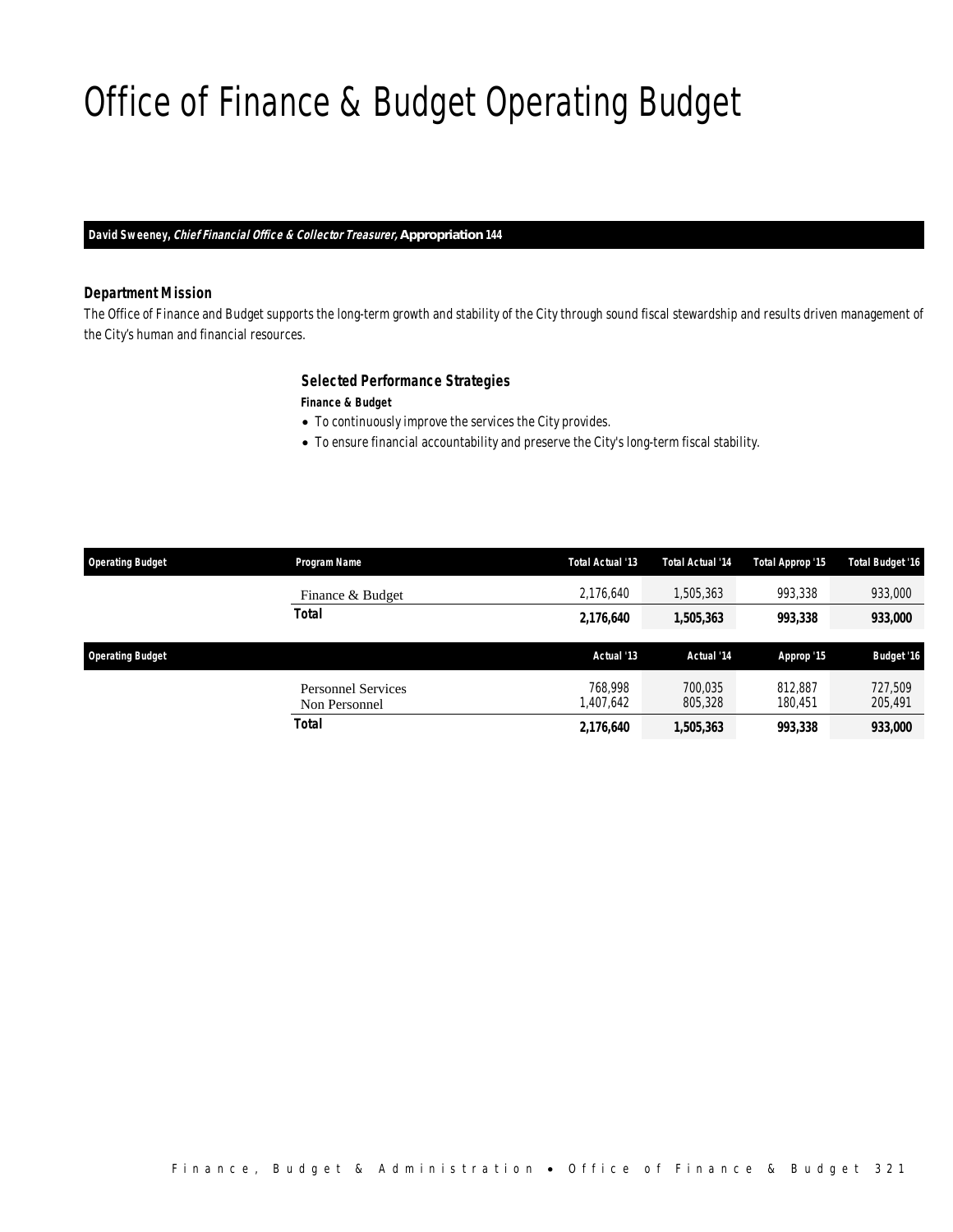# Office of Finance & Budget Operating Budget

**David Sweeney, *Chief Financial Office & Collector Treasurer,* Appropriation 144**

### Department Mission

The Office of Finance and Budget supports the long-term growth and stability of the City through sound fiscal stewardship and results driven management of the City's human and financial resources.

### Selected Performance Strategies

**Finance & Budget**

- To continuously improve the services the City provides.
- To ensure financial accountability and preserve the City's long-term fiscal stability.

| Operating Budget | Program Name | Total Actual '13 | Total Actual '14 | Total Approp '15 | Total Budget '16 |
|---|---|---|---|---|---|
| | Finance & Budget | 2,176,640 | 1,505,363 | 993,338 | 933,000 |
| | **Total** | **2,176,640** | **1,505,363** | **993,338** | **933,000** |

| Operating Budget | | Actual '13 | Actual '14 | Approp '15 | Budget '16 |
|---|---|---|---|---|---|
| | Personnel Services | 768,998 | 700,035 | 812,887 | 727,509 |
| | Non Personnel | 1,407,642 | 805,328 | 180,451 | 205,491 |
| | **Total** | **2,176,640** | **1,505,363** | **993,338** | **933,000** |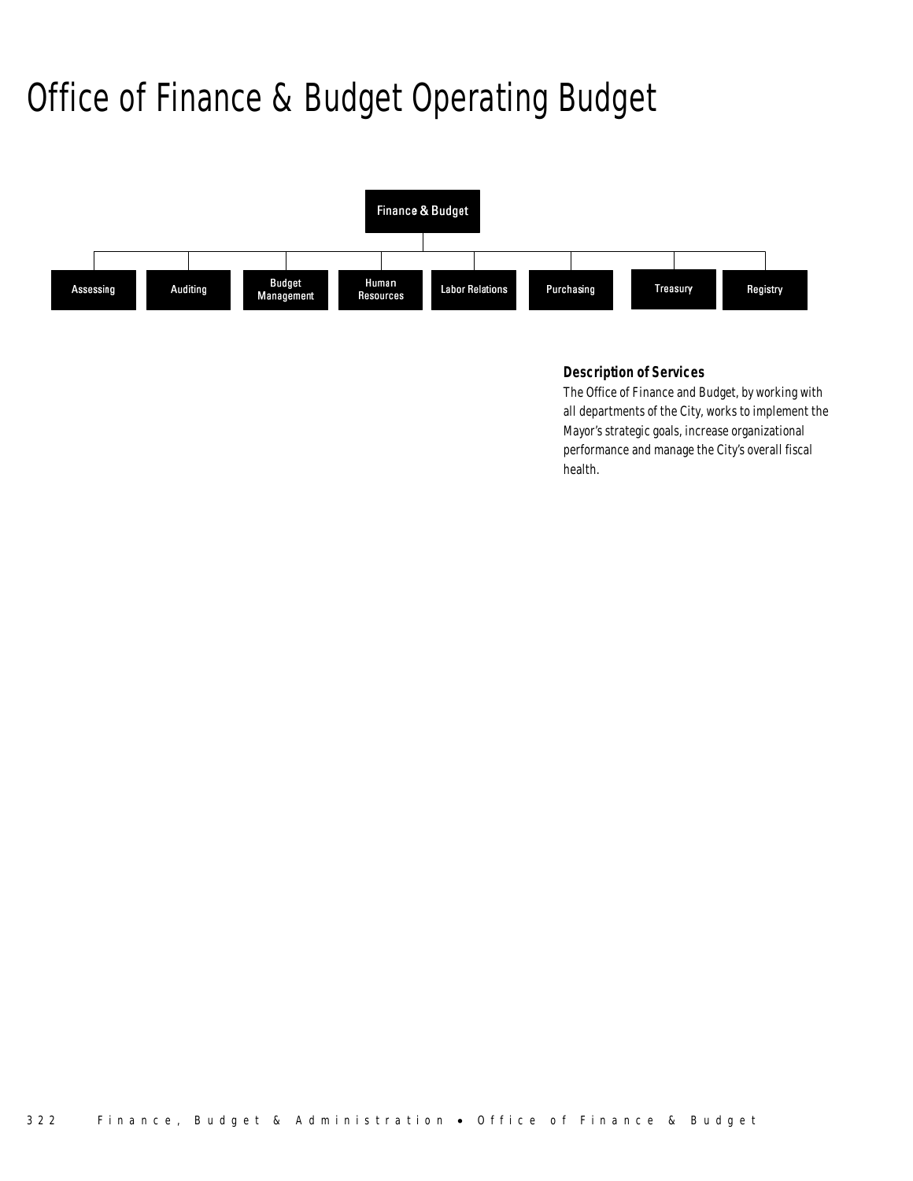# Office of Finance & Budget Operating Budget

Finance & Budget

- Assessing
- Auditing
- Budget Management
- Human Resources
- Labor Relations
- Purchasing
- Treasury
- Registry

### Description of Services

The Office of Finance and Budget, by working with all departments of the City, works to implement the Mayor's strategic goals, increase organizational performance and manage the City's overall fiscal health.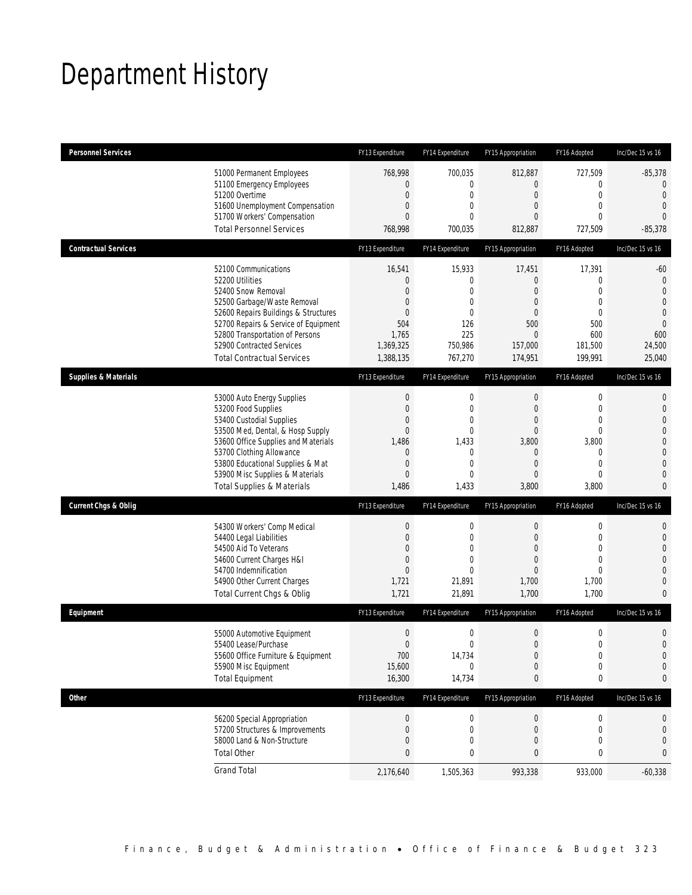# Department History

| Personnel Services | FY13 Expenditure | FY14 Expenditure | FY15 Appropriation | FY16 Adopted | Inc/Dec 15 vs 16 |
|---|---|---|---|---|---|
| 51000 Permanent Employees | 768,998 | 700,035 | 812,887 | 727,509 | -85,378 |
| 51100 Emergency Employees | 0 | 0 | 0 | 0 | 0 |
| 51200 Overtime | 0 | 0 | 0 | 0 | 0 |
| 51600 Unemployment Compensation | 0 | 0 | 0 | 0 | 0 |
| 51700 Workers' Compensation | 0 | 0 | 0 | 0 | 0 |
| Total Personnel Services | 768,998 | 700,035 | 812,887 | 727,509 | -85,378 |

| Contractual Services | FY13 Expenditure | FY14 Expenditure | FY15 Appropriation | FY16 Adopted | Inc/Dec 15 vs 16 |
|---|---|---|---|---|---|
| 52100 Communications | 16,541 | 15,933 | 17,451 | 17,391 | -60 |
| 52200 Utilities | 0 | 0 | 0 | 0 | 0 |
| 52400 Snow Removal | 0 | 0 | 0 | 0 | 0 |
| 52500 Garbage/Waste Removal | 0 | 0 | 0 | 0 | 0 |
| 52600 Repairs Buildings & Structures | 0 | 0 | 0 | 0 | 0 |
| 52700 Repairs & Service of Equipment | 504 | 126 | 500 | 500 | 0 |
| 52800 Transportation of Persons | 1,765 | 225 | 0 | 600 | 600 |
| 52900 Contracted Services | 1,369,325 | 750,986 | 157,000 | 181,500 | 24,500 |
| Total Contractual Services | 1,388,135 | 767,270 | 174,951 | 199,991 | 25,040 |

| Supplies & Materials | FY13 Expenditure | FY14 Expenditure | FY15 Appropriation | FY16 Adopted | Inc/Dec 15 vs 16 |
|---|---|---|---|---|---|
| 53000 Auto Energy Supplies | 0 | 0 | 0 | 0 | 0 |
| 53200 Food Supplies | 0 | 0 | 0 | 0 | 0 |
| 53400 Custodial Supplies | 0 | 0 | 0 | 0 | 0 |
| 53500 Med, Dental, & Hosp Supply | 0 | 0 | 0 | 0 | 0 |
| 53600 Office Supplies and Materials | 1,486 | 1,433 | 3,800 | 3,800 | 0 |
| 53700 Clothing Allowance | 0 | 0 | 0 | 0 | 0 |
| 53800 Educational Supplies & Mat | 0 | 0 | 0 | 0 | 0 |
| 53900 Misc Supplies & Materials | 0 | 0 | 0 | 0 | 0 |
| Total Supplies & Materials | 1,486 | 1,433 | 3,800 | 3,800 | 0 |

| Current Chgs & Oblig | FY13 Expenditure | FY14 Expenditure | FY15 Appropriation | FY16 Adopted | Inc/Dec 15 vs 16 |
|---|---|---|---|---|---|
| 54300 Workers' Comp Medical | 0 | 0 | 0 | 0 | 0 |
| 54400 Legal Liabilities | 0 | 0 | 0 | 0 | 0 |
| 54500 Aid To Veterans | 0 | 0 | 0 | 0 | 0 |
| 54600 Current Charges H&I | 0 | 0 | 0 | 0 | 0 |
| 54700 Indemnification | 0 | 0 | 0 | 0 | 0 |
| 54900 Other Current Charges | 1,721 | 21,891 | 1,700 | 1,700 | 0 |
| Total Current Chgs & Oblig | 1,721 | 21,891 | 1,700 | 1,700 | 0 |

| Equipment | FY13 Expenditure | FY14 Expenditure | FY15 Appropriation | FY16 Adopted | Inc/Dec 15 vs 16 |
|---|---|---|---|---|---|
| 55000 Automotive Equipment | 0 | 0 | 0 | 0 | 0 |
| 55400 Lease/Purchase | 0 | 0 | 0 | 0 | 0 |
| 55600 Office Furniture & Equipment | 700 | 14,734 | 0 | 0 | 0 |
| 55900 Misc Equipment | 15,600 | 0 | 0 | 0 | 0 |
| Total Equipment | 16,300 | 14,734 | 0 | 0 | 0 |

| Other | FY13 Expenditure | FY14 Expenditure | FY15 Appropriation | FY16 Adopted | Inc/Dec 15 vs 16 |
|---|---|---|---|---|---|
| 56200 Special Appropriation | 0 | 0 | 0 | 0 | 0 |
| 57200 Structures & Improvements | 0 | 0 | 0 | 0 | 0 |
| 58000 Land & Non-Structure | 0 | 0 | 0 | 0 | 0 |
| Total Other | 0 | 0 | 0 | 0 | 0 |
| Grand Total | 2,176,640 | 1,505,363 | 993,338 | 933,000 | -60,338 |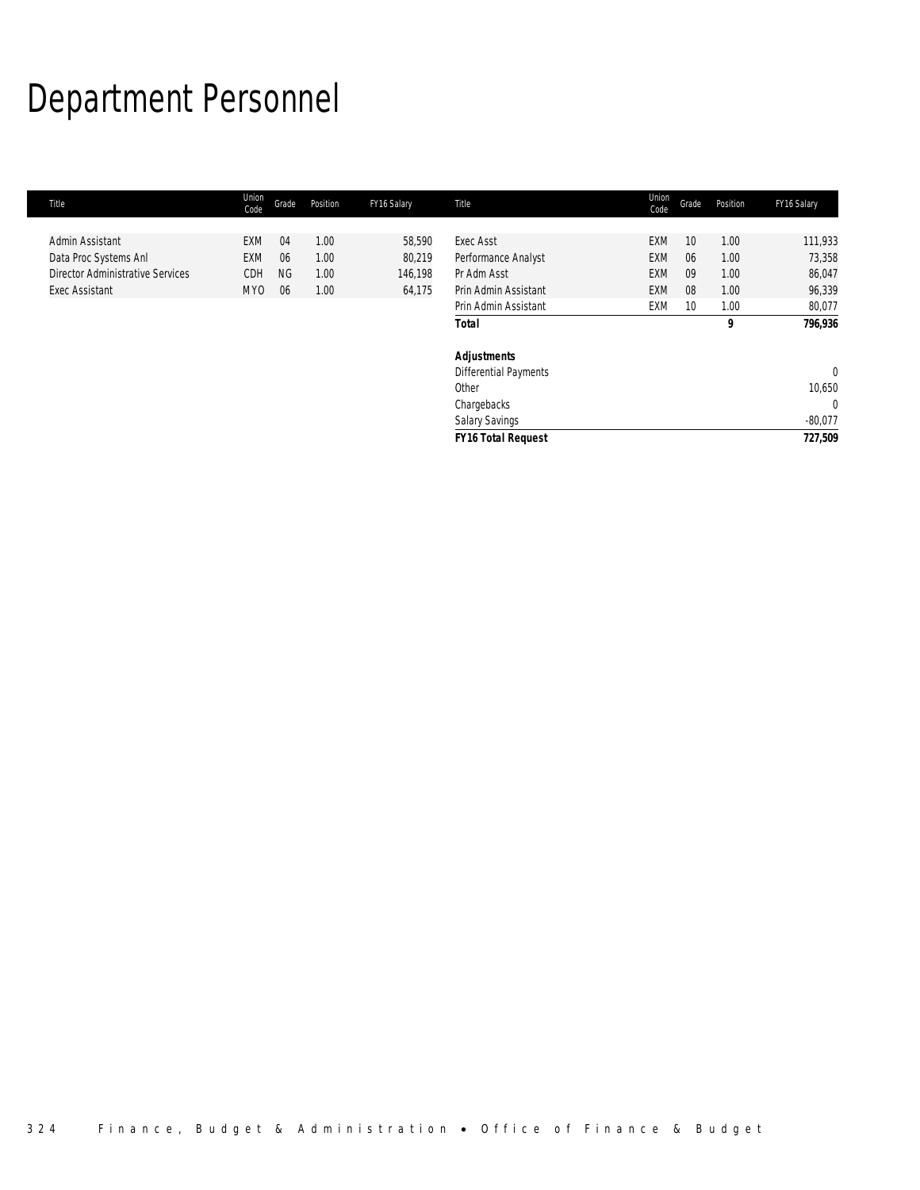# Department Personnel

| Title | Union Code | Grade | Position | FY16 Salary |
|---|---|---|---|---|
| Admin Assistant | EXM | 04 | 1.00 | 58,590 |
| Data Proc Systems Anl | EXM | 06 | 1.00 | 80,219 |
| Director Administrative Services | CDH | NG | 1.00 | 146,198 |
| Exec Assistant | MYO | 06 | 1.00 | 64,175 |
| Exec Asst | EXM | 10 | 1.00 | 111,933 |
| Performance Analyst | EXM | 06 | 1.00 | 73,358 |
| Pr Adm Asst | EXM | 09 | 1.00 | 86,047 |
| Prin Admin Assistant | EXM | 08 | 1.00 | 96,339 |
| Prin Admin Assistant | EXM | 10 | 1.00 | 80,077 |
| ***Total*** | | | ***9*** | ***796,936*** |
| | | | | |
| ***Adjustments*** | | | | |
| Differential Payments | | | | 0 |
| Other | | | | 10,650 |
| Chargebacks | | | | 0 |
| Salary Savings | | | | -80,077 |
| ***FY16 Total Request*** | | | | ***727,509*** |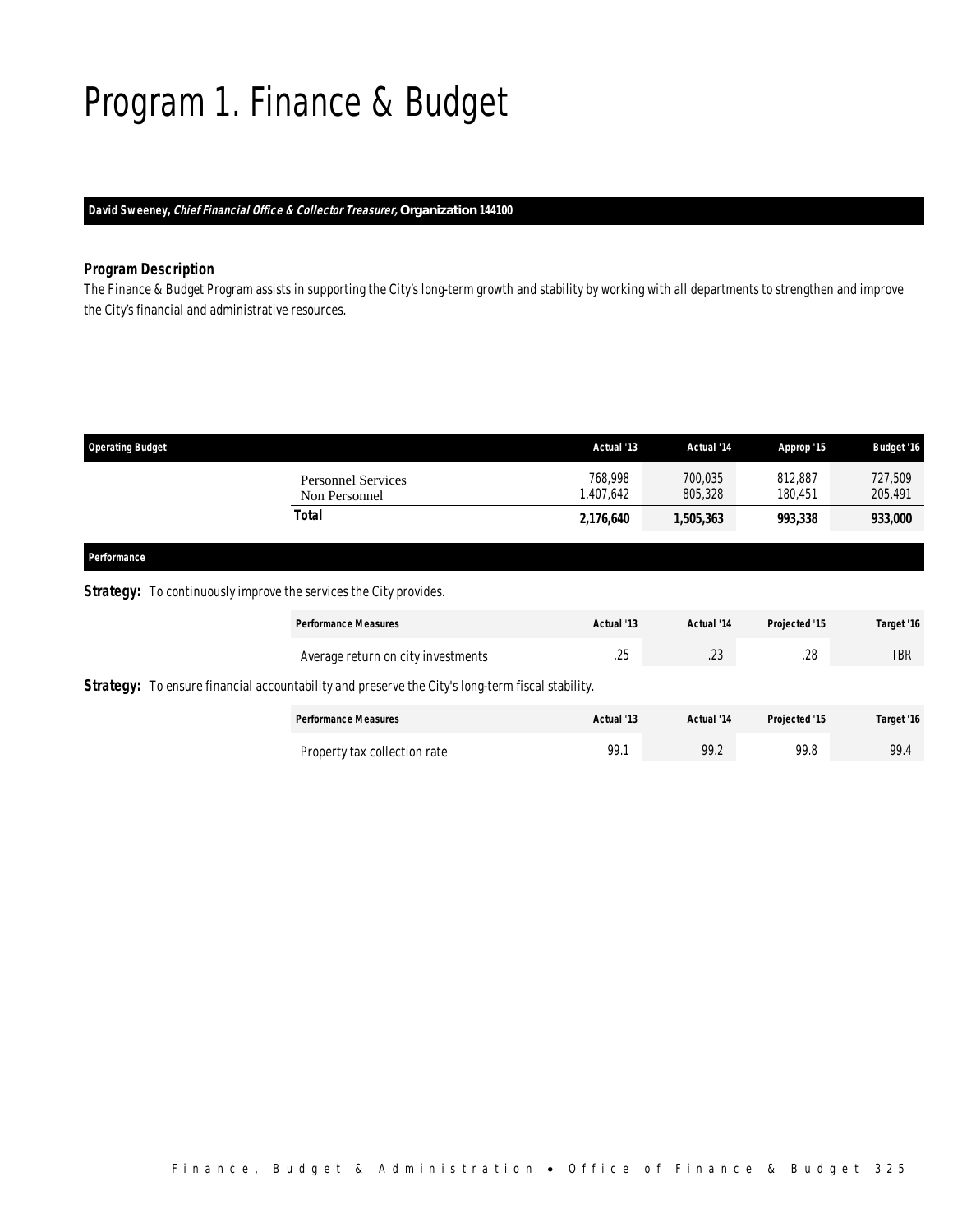# Program 1. Finance & Budget

**David Sweeney, *Chief Financial Office & Collector Treasurer,* Organization 144100**

### *Program Description*

*The Finance & Budget Program assists in supporting the City's long-term growth and stability by working with all departments to strengthen and improve the City's financial and administrative resources.*

| Operating Budget | Actual '13 | Actual '14 | Approp '15 | Budget '16 |
|---|---|---|---|---|
| Personnel Services | 768,998 | 700,035 | 812,887 | 727,509 |
| Non Personnel | 1,407,642 | 805,328 | 180,451 | 205,491 |
| **Total** | **2,176,640** | **1,505,363** | **993,338** | **933,000** |

### *Performance*

***Strategy:*** To continuously improve the services the City provides.

| Performance Measures | Actual '13 | Actual '14 | Projected '15 | Target '16 |
|---|---|---|---|---|
| Average return on city investments | .25 | .23 | .28 | TBR |

***Strategy:*** To ensure financial accountability and preserve the City's long-term fiscal stability.

| Performance Measures | Actual '13 | Actual '14 | Projected '15 | Target '16 |
|---|---|---|---|---|
| Property tax collection rate | 99.1 | 99.2 | 99.8 | 99.4 |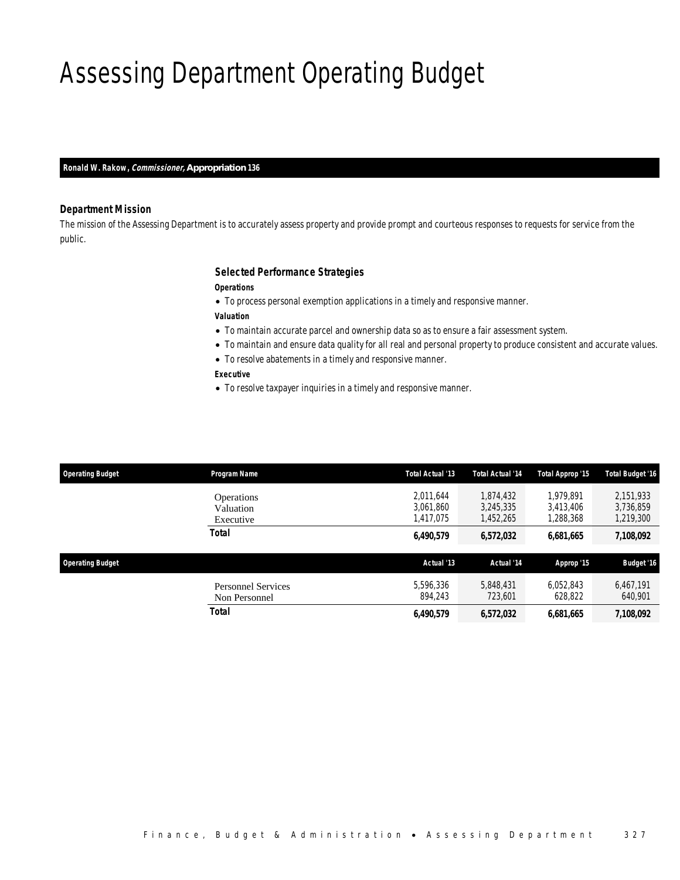# Assessing Department Operating Budget

**Ronald W. Rakow, *Commissioner,* Appropriation 136**

### Department Mission

*The mission of the Assessing Department is to accurately assess property and provide prompt and courteous responses to requests for service from the public.*

### Selected Performance Strategies

**Operations**

- To process personal exemption applications in a timely and responsive manner.

**Valuation**

- To maintain accurate parcel and ownership data so as to ensure a fair assessment system.
- To maintain and ensure data quality for all real and personal property to produce consistent and accurate values.
- To resolve abatements in a timely and responsive manner.

**Executive**

- To resolve taxpayer inquiries in a timely and responsive manner.

| Operating Budget | Program Name | Total Actual '13 | Total Actual '14 | Total Approp '15 | Total Budget '16 |
|---|---|---|---|---|---|
| | Operations | 2,011,644 | 1,874,432 | 1,979,891 | 2,151,933 |
| | Valuation | 3,061,860 | 3,245,335 | 3,413,406 | 3,736,859 |
| | Executive | 1,417,075 | 1,452,265 | 1,288,368 | 1,219,300 |
| | **Total** | **6,490,579** | **6,572,032** | **6,681,665** | **7,108,092** |

| Operating Budget | | Actual '13 | Actual '14 | Approp '15 | Budget '16 |
|---|---|---|---|---|---|
| | Personnel Services | 5,596,336 | 5,848,431 | 6,052,843 | 6,467,191 |
| | Non Personnel | 894,243 | 723,601 | 628,822 | 640,901 |
| | **Total** | **6,490,579** | **6,572,032** | **6,681,665** | **7,108,092** |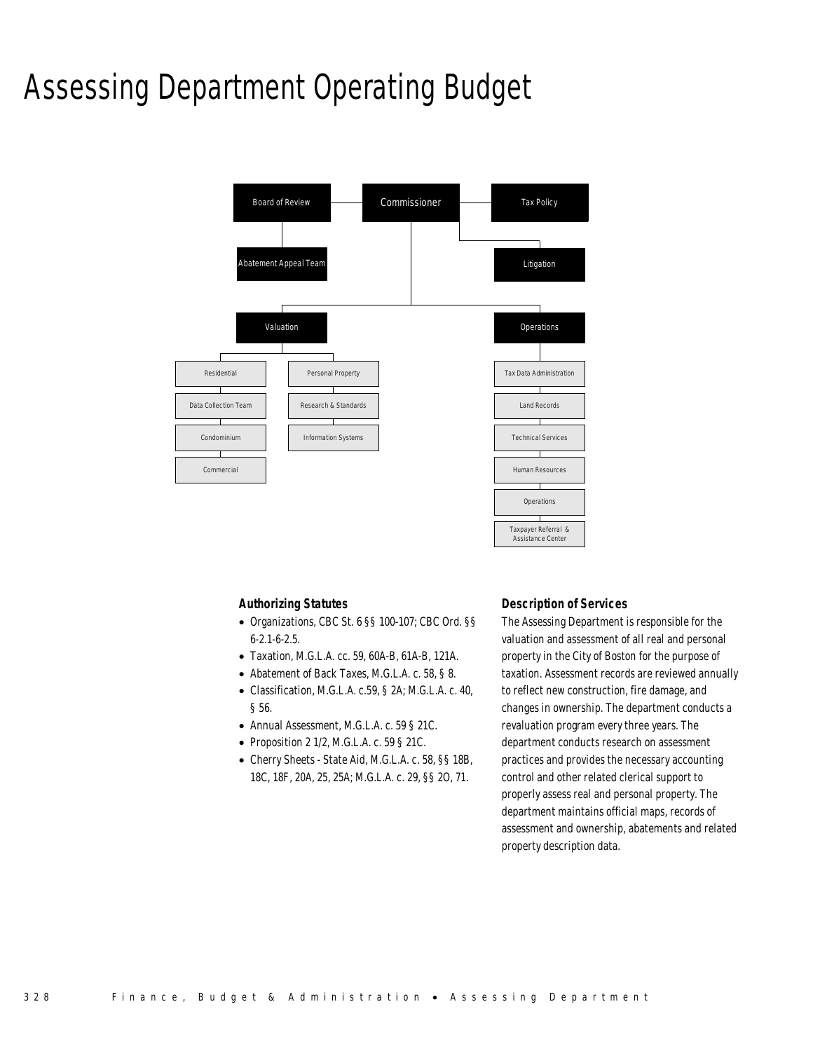# Assessing Department Operating Budget

Commissioner

- Board of Review
  - Abatement Appeal Team
- Tax Policy
- Litigation
- Valuation
  - Residential
  - Data Collection Team
  - Condominium
  - Commercial
  - Personal Property
  - Research & Standards
  - Information Systems
- Operations
  - Tax Data Administration
  - Land Records
  - Technical Services
  - Human Resources
  - Operations
  - Taxpayer Referral & Assistance Center

### Authorizing Statutes

- Organizations, CBC St. 6 §§ 100-107; CBC Ord. §§ 6-2.1-6-2.5.
- Taxation, M.G.L.A. cc. 59, 60A-B, 61A-B, 121A.
- Abatement of Back Taxes, M.G.L.A. c. 58, § 8.
- Classification, M.G.L.A. c.59, § 2A; M.G.L.A. c. 40, § 56.
- Annual Assessment, M.G.L.A. c. 59 § 21C.
- Proposition 2 1/2, M.G.L.A. c. 59 § 21C.
- Cherry Sheets - State Aid, M.G.L.A. c. 58, §§ 18B, 18C, 18F, 20A, 25, 25A; M.G.L.A. c. 29, §§ 2O, 71.

### Description of Services

The Assessing Department is responsible for the valuation and assessment of all real and personal property in the City of Boston for the purpose of taxation. Assessment records are reviewed annually to reflect new construction, fire damage, and changes in ownership. The department conducts a revaluation program every three years. The department conducts research on assessment practices and provides the necessary accounting control and other related clerical support to properly assess real and personal property. The department maintains official maps, records of assessment and ownership, abatements and related property description data.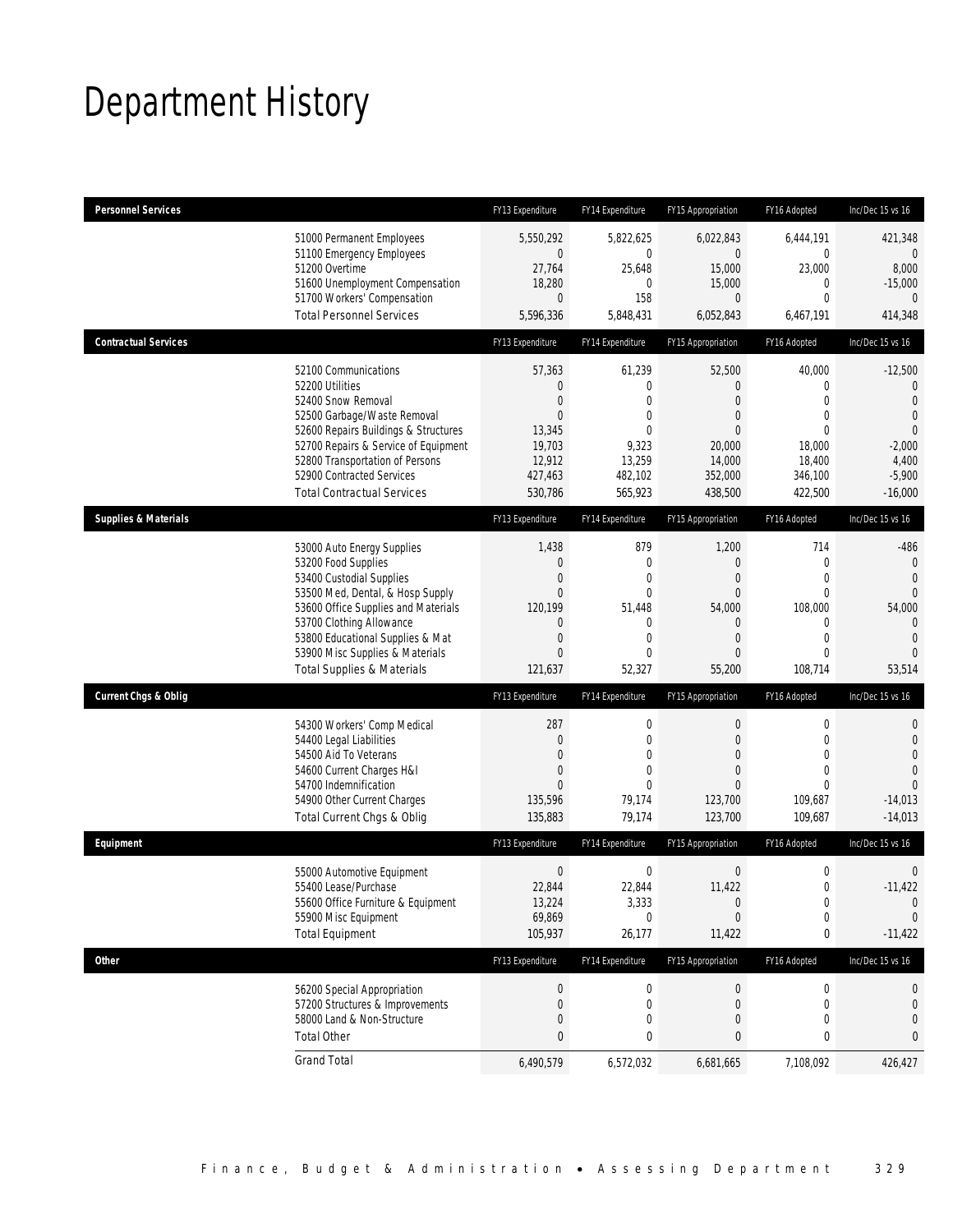# Department History

| Personnel Services | FY13 Expenditure | FY14 Expenditure | FY15 Appropriation | FY16 Adopted | Inc/Dec 15 vs 16 |
|---|---|---|---|---|---|
| 51000 Permanent Employees | 5,550,292 | 5,822,625 | 6,022,843 | 6,444,191 | 421,348 |
| 51100 Emergency Employees | 0 | 0 | 0 | 0 | 0 |
| 51200 Overtime | 27,764 | 25,648 | 15,000 | 23,000 | 8,000 |
| 51600 Unemployment Compensation | 18,280 | 0 | 15,000 | 0 | -15,000 |
| 51700 Workers' Compensation | 0 | 158 | 0 | 0 | 0 |
| Total Personnel Services | 5,596,336 | 5,848,431 | 6,052,843 | 6,467,191 | 414,348 |
| **Contractual Services** | FY13 Expenditure | FY14 Expenditure | FY15 Appropriation | FY16 Adopted | Inc/Dec 15 vs 16 |
| 52100 Communications | 57,363 | 61,239 | 52,500 | 40,000 | -12,500 |
| 52200 Utilities | 0 | 0 | 0 | 0 | 0 |
| 52400 Snow Removal | 0 | 0 | 0 | 0 | 0 |
| 52500 Garbage/Waste Removal | 0 | 0 | 0 | 0 | 0 |
| 52600 Repairs Buildings & Structures | 13,345 | 0 | 0 | 0 | 0 |
| 52700 Repairs & Service of Equipment | 19,703 | 9,323 | 20,000 | 18,000 | -2,000 |
| 52800 Transportation of Persons | 12,912 | 13,259 | 14,000 | 18,400 | 4,400 |
| 52900 Contracted Services | 427,463 | 482,102 | 352,000 | 346,100 | -5,900 |
| Total Contractual Services | 530,786 | 565,923 | 438,500 | 422,500 | -16,000 |
| **Supplies & Materials** | FY13 Expenditure | FY14 Expenditure | FY15 Appropriation | FY16 Adopted | Inc/Dec 15 vs 16 |
| 53000 Auto Energy Supplies | 1,438 | 879 | 1,200 | 714 | -486 |
| 53200 Food Supplies | 0 | 0 | 0 | 0 | 0 |
| 53400 Custodial Supplies | 0 | 0 | 0 | 0 | 0 |
| 53500 Med, Dental, & Hosp Supply | 0 | 0 | 0 | 0 | 0 |
| 53600 Office Supplies and Materials | 120,199 | 51,448 | 54,000 | 108,000 | 54,000 |
| 53700 Clothing Allowance | 0 | 0 | 0 | 0 | 0 |
| 53800 Educational Supplies & Mat | 0 | 0 | 0 | 0 | 0 |
| 53900 Misc Supplies & Materials | 0 | 0 | 0 | 0 | 0 |
| Total Supplies & Materials | 121,637 | 52,327 | 55,200 | 108,714 | 53,514 |
| **Current Chgs & Oblig** | FY13 Expenditure | FY14 Expenditure | FY15 Appropriation | FY16 Adopted | Inc/Dec 15 vs 16 |
| 54300 Workers' Comp Medical | 287 | 0 | 0 | 0 | 0 |
| 54400 Legal Liabilities | 0 | 0 | 0 | 0 | 0 |
| 54500 Aid To Veterans | 0 | 0 | 0 | 0 | 0 |
| 54600 Current Charges H&I | 0 | 0 | 0 | 0 | 0 |
| 54700 Indemnification | 0 | 0 | 0 | 0 | 0 |
| 54900 Other Current Charges | 135,596 | 79,174 | 123,700 | 109,687 | -14,013 |
| Total Current Chgs & Oblig | 135,883 | 79,174 | 123,700 | 109,687 | -14,013 |
| **Equipment** | FY13 Expenditure | FY14 Expenditure | FY15 Appropriation | FY16 Adopted | Inc/Dec 15 vs 16 |
| 55000 Automotive Equipment | 0 | 0 | 0 | 0 | 0 |
| 55400 Lease/Purchase | 22,844 | 22,844 | 11,422 | 0 | -11,422 |
| 55600 Office Furniture & Equipment | 13,224 | 3,333 | 0 | 0 | 0 |
| 55900 Misc Equipment | 69,869 | 0 | 0 | 0 | 0 |
| Total Equipment | 105,937 | 26,177 | 11,422 | 0 | -11,422 |
| **Other** | FY13 Expenditure | FY14 Expenditure | FY15 Appropriation | FY16 Adopted | Inc/Dec 15 vs 16 |
| 56200 Special Appropriation | 0 | 0 | 0 | 0 | 0 |
| 57200 Structures & Improvements | 0 | 0 | 0 | 0 | 0 |
| 58000 Land & Non-Structure | 0 | 0 | 0 | 0 | 0 |
| Total Other | 0 | 0 | 0 | 0 | 0 |
| Grand Total | 6,490,579 | 6,572,032 | 6,681,665 | 7,108,092 | 426,427 |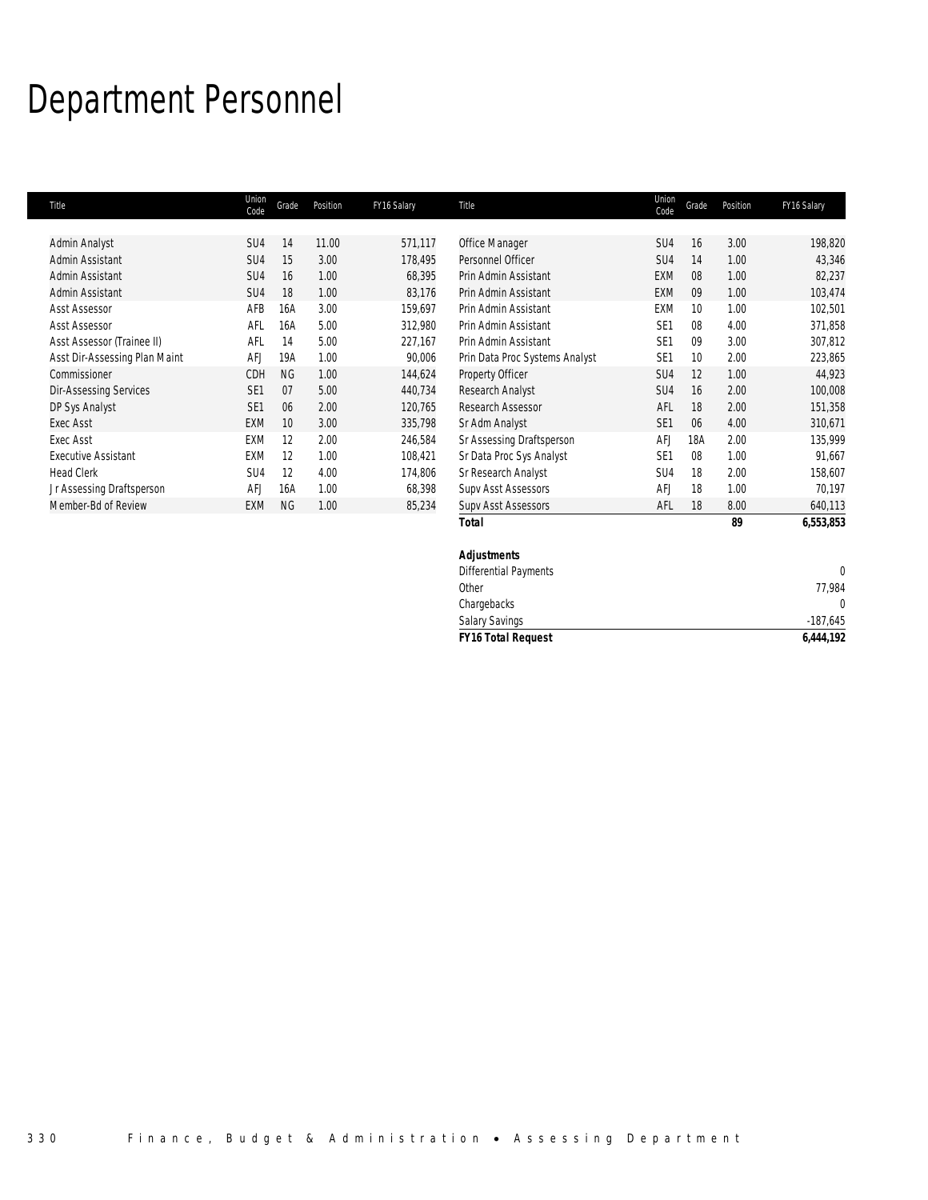# Department Personnel

| Title | Union Code | Grade | Position | FY16 Salary | Title | Union Code | Grade | Position | FY16 Salary |
|---|---|---|---|---|---|---|---|---|---|
| Admin Analyst | SU4 | 14 | 11.00 | 571,117 | Office Manager | SU4 | 16 | 3.00 | 198,820 |
| Admin Assistant | SU4 | 15 | 3.00 | 178,495 | Personnel Officer | SU4 | 14 | 1.00 | 43,346 |
| Admin Assistant | SU4 | 16 | 1.00 | 68,395 | Prin Admin Assistant | EXM | 08 | 1.00 | 82,237 |
| Admin Assistant | SU4 | 18 | 1.00 | 83,176 | Prin Admin Assistant | EXM | 09 | 1.00 | 103,474 |
| Asst Assessor | AFB | 16A | 3.00 | 159,697 | Prin Admin Assistant | EXM | 10 | 1.00 | 102,501 |
| Asst Assessor | AFL | 16A | 5.00 | 312,980 | Prin Admin Assistant | SE1 | 08 | 4.00 | 371,858 |
| Asst Assessor (Trainee II) | AFL | 14 | 5.00 | 227,167 | Prin Admin Assistant | SE1 | 09 | 3.00 | 307,812 |
| Asst Dir-Assessing Plan Maint | AFJ | 19A | 1.00 | 90,006 | Prin Data Proc Systems Analyst | SE1 | 10 | 2.00 | 223,865 |
| Commissioner | CDH | NG | 1.00 | 144,624 | Property Officer | SU4 | 12 | 1.00 | 44,923 |
| Dir-Assessing Services | SE1 | 07 | 5.00 | 440,734 | Research Analyst | SU4 | 16 | 2.00 | 100,008 |
| DP Sys Analyst | SE1 | 06 | 2.00 | 120,765 | Research Assessor | AFL | 18 | 2.00 | 151,358 |
| Exec Asst | EXM | 10 | 3.00 | 335,798 | Sr Adm Analyst | SE1 | 06 | 4.00 | 310,671 |
| Exec Asst | EXM | 12 | 2.00 | 246,584 | Sr Assessing Draftsperson | AFJ | 18A | 2.00 | 135,999 |
| Executive Assistant | EXM | 12 | 1.00 | 108,421 | Sr Data Proc Sys Analyst | SE1 | 08 | 1.00 | 91,667 |
| Head Clerk | SU4 | 12 | 4.00 | 174,806 | Sr Research Analyst | SU4 | 18 | 2.00 | 158,607 |
| Jr Assessing Draftsperson | AFJ | 16A | 1.00 | 68,398 | Supv Asst Assessors | AFJ | 18 | 1.00 | 70,197 |
| Member-Bd of Review | EXM | NG | 1.00 | 85,234 | Supv Asst Assessors | AFL | 18 | 8.00 | 640,113 |
| | | | | | **Total** | | | **89** | **6,553,853** |
| | | | | | | | | | |
| | | | | | **Adjustments** | | | | |
| | | | | | Differential Payments | | | | 0 |
| | | | | | Other | | | | 77,984 |
| | | | | | Chargebacks | | | | 0 |
| | | | | | Salary Savings | | | | -187,645 |
| | | | | | **FY16 Total Request** | | | | **6,444,192** |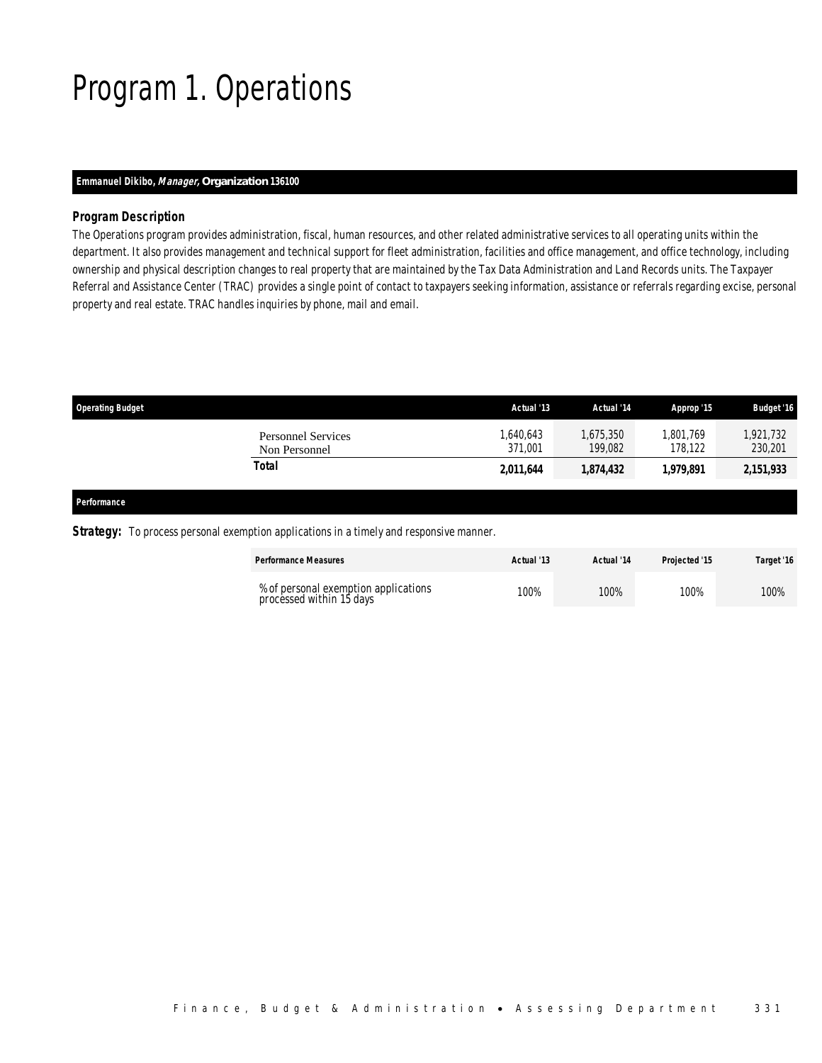# Program 1. Operations

**Emmanuel Dikibo, *Manager,* Organization 136100**

### *Program Description*

The Operations program provides administration, fiscal, human resources, and other related administrative services to all operating units within the department. It also provides management and technical support for fleet administration, facilities and office management, and office technology, including ownership and physical description changes to real property that are maintained by the Tax Data Administration and Land Records units. The Taxpayer Referral and Assistance Center (TRAC) provides a single point of contact to taxpayers seeking information, assistance or referrals regarding excise, personal property and real estate. TRAC handles inquiries by phone, mail and email.

| Operating Budget | Actual '13 | Actual '14 | Approp '15 | Budget '16 |
|---|---|---|---|---|
| Personnel Services | 1,640,643 | 1,675,350 | 1,801,769 | 1,921,732 |
| Non Personnel | 371,001 | 199,082 | 178,122 | 230,201 |
| **Total** | **2,011,644** | **1,874,432** | **1,979,891** | **2,151,933** |

***Performance***

***Strategy:*** To process personal exemption applications in a timely and responsive manner.

| Performance Measures | Actual '13 | Actual '14 | Projected '15 | Target '16 |
|---|---|---|---|---|
| % of personal exemption applications processed within 15 days | 100% | 100% | 100% | 100% |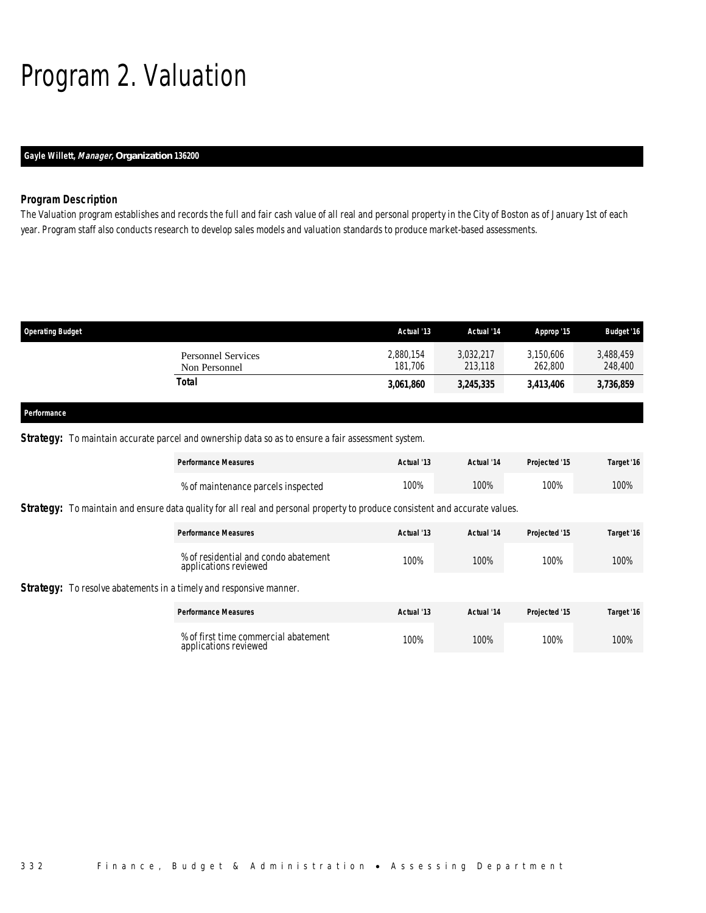# Program 2. Valuation

**Gayle Willett, *Manager*, Organization 136200**

### Program Description

The Valuation program establishes and records the full and fair cash value of all real and personal property in the City of Boston as of January 1st of each year. Program staff also conducts research to develop sales models and valuation standards to produce market-based assessments.

| Operating Budget | Actual '13 | Actual '14 | Approp '15 | Budget '16 |
|---|---|---|---|---|
| Personnel Services | 2,880,154 | 3,032,217 | 3,150,606 | 3,488,459 |
| Non Personnel | 181,706 | 213,118 | 262,800 | 248,400 |
| **Total** | **3,061,860** | **3,245,335** | **3,413,406** | **3,736,859** |

### Performance

**Strategy:** To maintain accurate parcel and ownership data so as to ensure a fair assessment system.

| Performance Measures | Actual '13 | Actual '14 | Projected '15 | Target '16 |
|---|---|---|---|---|
| % of maintenance parcels inspected | 100% | 100% | 100% | 100% |

**Strategy:** To maintain and ensure data quality for all real and personal property to produce consistent and accurate values.

| Performance Measures | Actual '13 | Actual '14 | Projected '15 | Target '16 |
|---|---|---|---|---|
| % of residential and condo abatement applications reviewed | 100% | 100% | 100% | 100% |

**Strategy:** To resolve abatements in a timely and responsive manner.

| Performance Measures | Actual '13 | Actual '14 | Projected '15 | Target '16 |
|---|---|---|---|---|
| % of first time commercial abatement applications reviewed | 100% | 100% | 100% | 100% |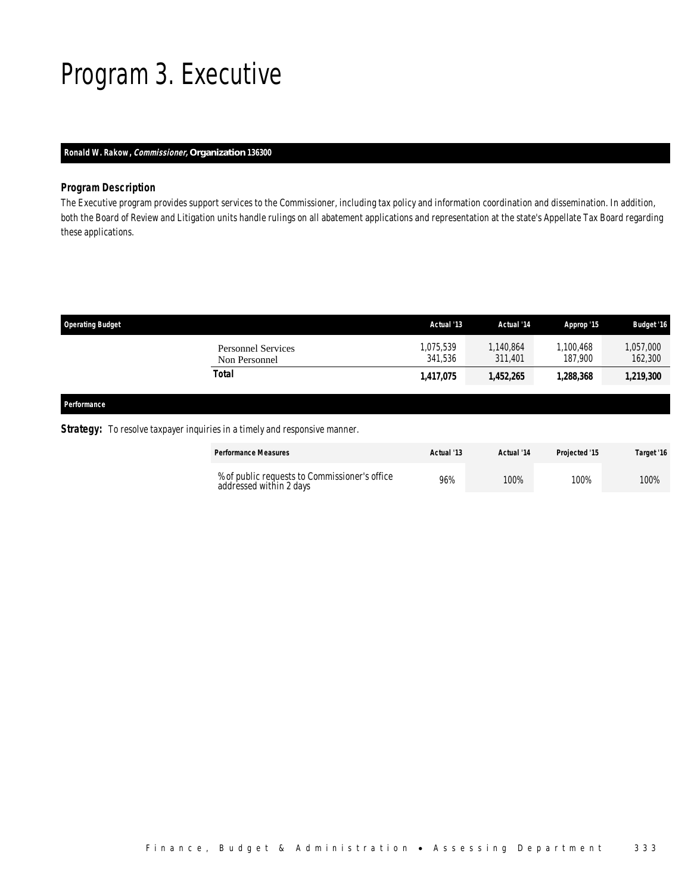# Program 3. Executive

**Ronald W. Rakow, *Commissioner*, Organization 136300**

### Program Description

The Executive program provides support services to the Commissioner, including tax policy and information coordination and dissemination. In addition, both the Board of Review and Litigation units handle rulings on all abatement applications and representation at the state's Appellate Tax Board regarding these applications.

| Operating Budget | Actual '13 | Actual '14 | Approp '15 | Budget '16 |
|---|---|---|---|---|
| Personnel Services | 1,075,539 | 1,140,864 | 1,100,468 | 1,057,000 |
| Non Personnel | 341,536 | 311,401 | 187,900 | 162,300 |
| **Total** | **1,417,075** | **1,452,265** | **1,288,368** | **1,219,300** |

### Performance

**Strategy:** To resolve taxpayer inquiries in a timely and responsive manner.

| Performance Measures | Actual '13 | Actual '14 | Projected '15 | Target '16 |
|---|---|---|---|---|
| % of public requests to Commissioner's office addressed within 2 days | 96% | 100% | 100% | 100% |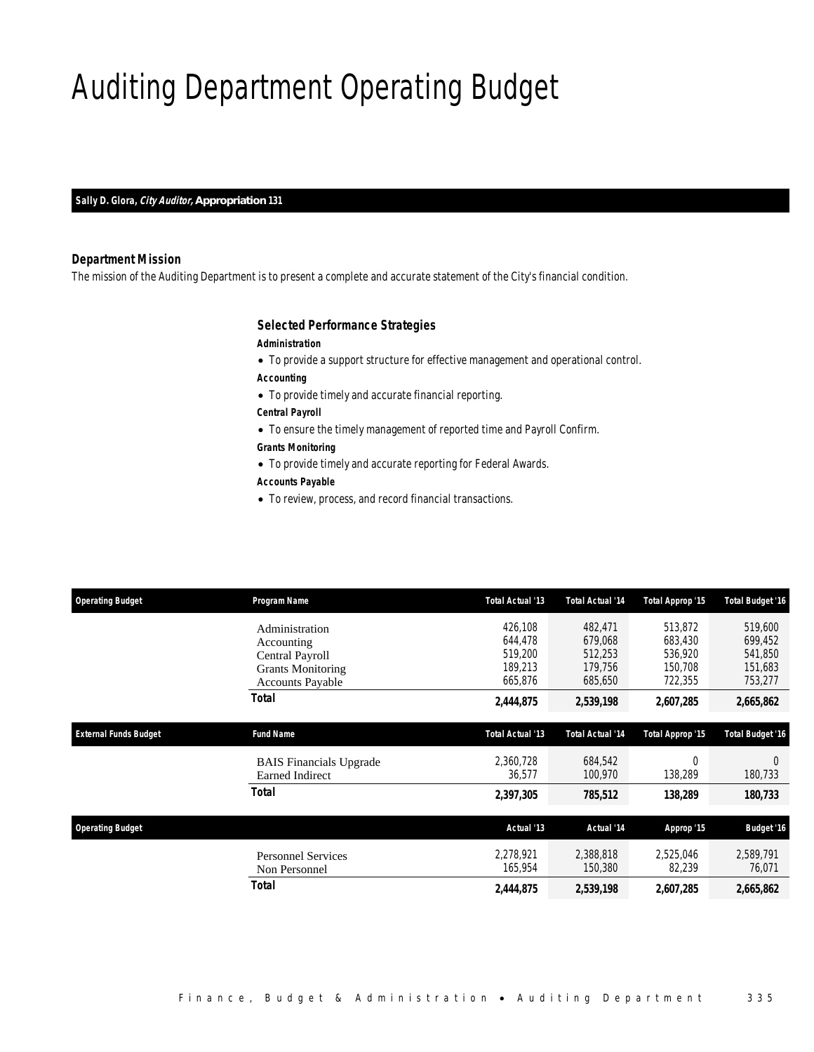# Auditing Department Operating Budget

**Sally D. Glora, *City Auditor,* Appropriation 131**

### Department Mission

The mission of the Auditing Department is to present a complete and accurate statement of the City's financial condition.

### Selected Performance Strategies

***Administration***

- To provide a support structure for effective management and operational control.

***Accounting***

- To provide timely and accurate financial reporting.

***Central Payroll***

- To ensure the timely management of reported time and Payroll Confirm.

***Grants Monitoring***

- To provide timely and accurate reporting for Federal Awards.

***Accounts Payable***

- To review, process, and record financial transactions.

| Operating Budget | Program Name | Total Actual '13 | Total Actual '14 | Total Approp '15 | Total Budget '16 |
|---|---|---|---|---|---|
| | Administration | 426,108 | 482,471 | 513,872 | 519,600 |
| | Accounting | 644,478 | 679,068 | 683,430 | 699,452 |
| | Central Payroll | 519,200 | 512,253 | 536,920 | 541,850 |
| | Grants Monitoring | 189,213 | 179,756 | 150,708 | 151,683 |
| | Accounts Payable | 665,876 | 685,650 | 722,355 | 753,277 |
| | **Total** | **2,444,875** | **2,539,198** | **2,607,285** | **2,665,862** |

| External Funds Budget | Fund Name | Total Actual '13 | Total Actual '14 | Total Approp '15 | Total Budget '16 |
|---|---|---|---|---|---|
| | BAIS Financials Upgrade | 2,360,728 | 684,542 | 0 | 0 |
| | Earned Indirect | 36,577 | 100,970 | 138,289 | 180,733 |
| | **Total** | **2,397,305** | **785,512** | **138,289** | **180,733** |

| Operating Budget | | Actual '13 | Actual '14 | Approp '15 | Budget '16 |
|---|---|---|---|---|---|
| | Personnel Services | 2,278,921 | 2,388,818 | 2,525,046 | 2,589,791 |
| | Non Personnel | 165,954 | 150,380 | 82,239 | 76,071 |
| | **Total** | **2,444,875** | **2,539,198** | **2,607,285** | **2,665,862** |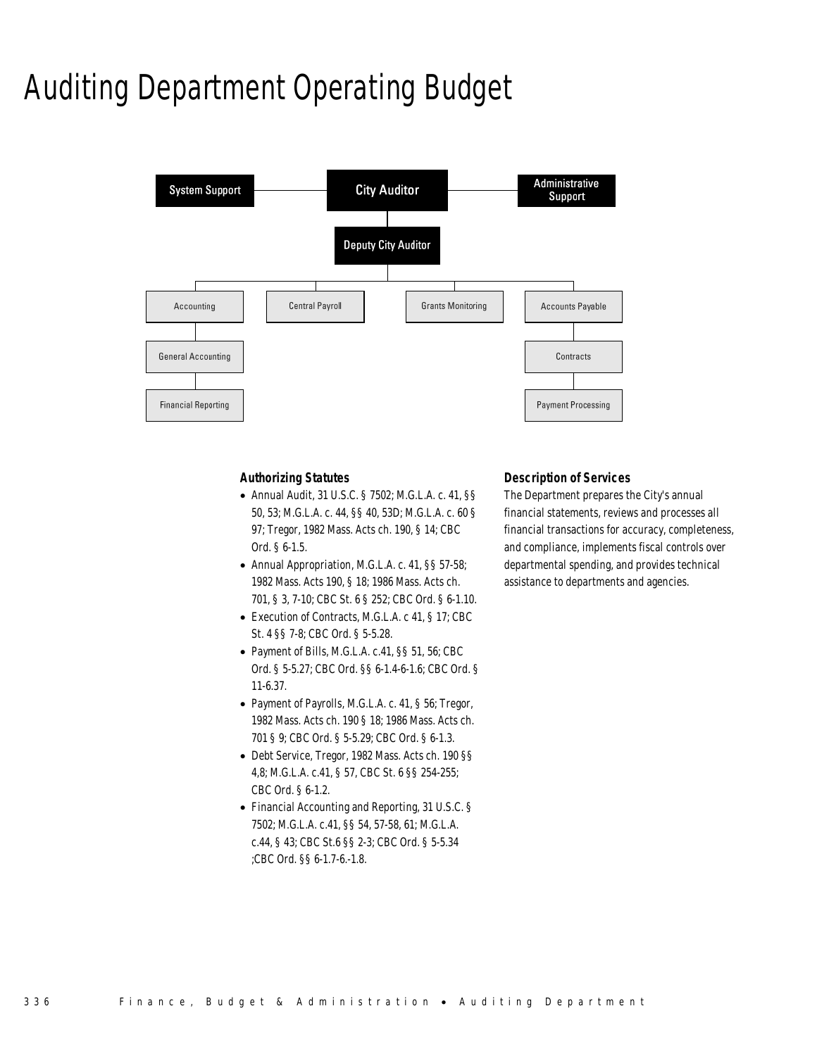# Auditing Department Operating Budget

- City Auditor
  - System Support
  - Administrative Support
  - Deputy City Auditor
    - Accounting
      - General Accounting
      - Financial Reporting
    - Central Payroll
    - Grants Monitoring
    - Accounts Payable
      - Contracts
      - Payment Processing

### *Authorizing Statutes*

- Annual Audit, 31 U.S.C. § 7502; M.G.L.A. c. 41, §§ 50, 53; M.G.L.A. c. 44, §§ 40, 53D; M.G.L.A. c. 60 § 97; Tregor, 1982 Mass. Acts ch. 190, § 14; CBC Ord. § 6-1.5.
- Annual Appropriation, M.G.L.A. c. 41, §§ 57-58; 1982 Mass. Acts 190, § 18; 1986 Mass. Acts ch. 701, § 3, 7-10; CBC St. 6 § 252; CBC Ord. § 6-1.10.
- Execution of Contracts, M.G.L.A. c 41, § 17; CBC St. 4 §§ 7-8; CBC Ord. § 5-5.28.
- Payment of Bills, M.G.L.A. c.41, §§ 51, 56; CBC Ord. § 5-5.27; CBC Ord. §§ 6-1.4-6-1.6; CBC Ord. § 11-6.37.
- Payment of Payrolls, M.G.L.A. c. 41, § 56; Tregor, 1982 Mass. Acts ch. 190 § 18; 1986 Mass. Acts ch. 701 § 9; CBC Ord. § 5-5.29; CBC Ord. § 6-1.3.
- Debt Service, Tregor, 1982 Mass. Acts ch. 190 §§ 4,8; M.G.L.A. c.41, § 57, CBC St. 6 §§ 254-255; CBC Ord. § 6-1.2.
- Financial Accounting and Reporting, 31 U.S.C. § 7502; M.G.L.A. c.41, §§ 54, 57-58, 61; M.G.L.A. c.44, § 43; CBC St.6 §§ 2-3; CBC Ord. § 5-5.34 ;CBC Ord. §§ 6-1.7-6.-1.8.

### *Description of Services*

The Department prepares the City's annual financial statements, reviews and processes all financial transactions for accuracy, completeness, and compliance, implements fiscal controls over departmental spending, and provides technical assistance to departments and agencies.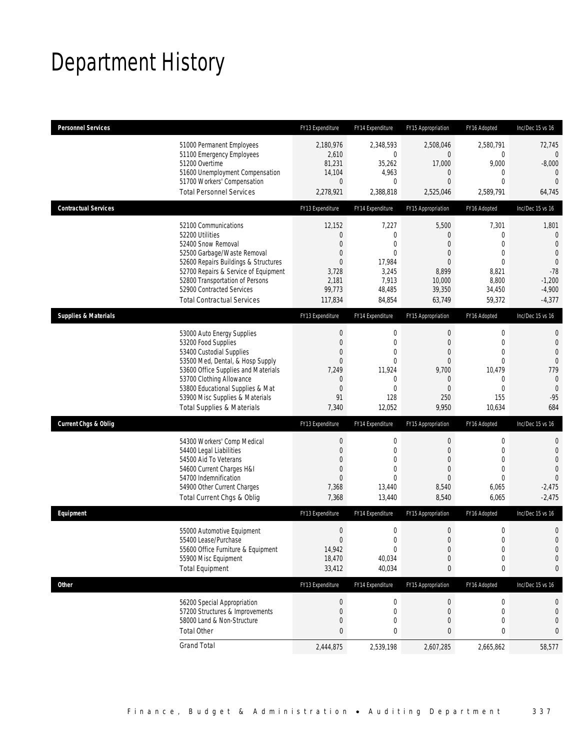# Department History

| Personnel Services | FY13 Expenditure | FY14 Expenditure | FY15 Appropriation | FY16 Adopted | Inc/Dec 15 vs 16 |
|---|---|---|---|---|---|
| 51000 Permanent Employees | 2,180,976 | 2,348,593 | 2,508,046 | 2,580,791 | 72,745 |
| 51100 Emergency Employees | 2,610 | 0 | 0 | 0 | 0 |
| 51200 Overtime | 81,231 | 35,262 | 17,000 | 9,000 | -8,000 |
| 51600 Unemployment Compensation | 14,104 | 4,963 | 0 | 0 | 0 |
| 51700 Workers' Compensation | 0 | 0 | 0 | 0 | 0 |
| Total Personnel Services | 2,278,921 | 2,388,818 | 2,525,046 | 2,589,791 | 64,745 |
| **Contractual Services** | FY13 Expenditure | FY14 Expenditure | FY15 Appropriation | FY16 Adopted | Inc/Dec 15 vs 16 |
| 52100 Communications | 12,152 | 7,227 | 5,500 | 7,301 | 1,801 |
| 52200 Utilities | 0 | 0 | 0 | 0 | 0 |
| 52400 Snow Removal | 0 | 0 | 0 | 0 | 0 |
| 52500 Garbage/Waste Removal | 0 | 0 | 0 | 0 | 0 |
| 52600 Repairs Buildings & Structures | 0 | 17,984 | 0 | 0 | 0 |
| 52700 Repairs & Service of Equipment | 3,728 | 3,245 | 8,899 | 8,821 | -78 |
| 52800 Transportation of Persons | 2,181 | 7,913 | 10,000 | 8,800 | -1,200 |
| 52900 Contracted Services | 99,773 | 48,485 | 39,350 | 34,450 | -4,900 |
| Total Contractual Services | 117,834 | 84,854 | 63,749 | 59,372 | -4,377 |
| **Supplies & Materials** | FY13 Expenditure | FY14 Expenditure | FY15 Appropriation | FY16 Adopted | Inc/Dec 15 vs 16 |
| 53000 Auto Energy Supplies | 0 | 0 | 0 | 0 | 0 |
| 53200 Food Supplies | 0 | 0 | 0 | 0 | 0 |
| 53400 Custodial Supplies | 0 | 0 | 0 | 0 | 0 |
| 53500 Med, Dental, & Hosp Supply | 0 | 0 | 0 | 0 | 0 |
| 53600 Office Supplies and Materials | 7,249 | 11,924 | 9,700 | 10,479 | 779 |
| 53700 Clothing Allowance | 0 | 0 | 0 | 0 | 0 |
| 53800 Educational Supplies & Mat | 0 | 0 | 0 | 0 | 0 |
| 53900 Misc Supplies & Materials | 91 | 128 | 250 | 155 | -95 |
| Total Supplies & Materials | 7,340 | 12,052 | 9,950 | 10,634 | 684 |
| **Current Chgs & Oblig** | FY13 Expenditure | FY14 Expenditure | FY15 Appropriation | FY16 Adopted | Inc/Dec 15 vs 16 |
| 54300 Workers' Comp Medical | 0 | 0 | 0 | 0 | 0 |
| 54400 Legal Liabilities | 0 | 0 | 0 | 0 | 0 |
| 54500 Aid To Veterans | 0 | 0 | 0 | 0 | 0 |
| 54600 Current Charges H&I | 0 | 0 | 0 | 0 | 0 |
| 54700 Indemnification | 0 | 0 | 0 | 0 | 0 |
| 54900 Other Current Charges | 7,368 | 13,440 | 8,540 | 6,065 | -2,475 |
| Total Current Chgs & Oblig | 7,368 | 13,440 | 8,540 | 6,065 | -2,475 |
| **Equipment** | FY13 Expenditure | FY14 Expenditure | FY15 Appropriation | FY16 Adopted | Inc/Dec 15 vs 16 |
| 55000 Automotive Equipment | 0 | 0 | 0 | 0 | 0 |
| 55400 Lease/Purchase | 0 | 0 | 0 | 0 | 0 |
| 55600 Office Furniture & Equipment | 14,942 | 0 | 0 | 0 | 0 |
| 55900 Misc Equipment | 18,470 | 40,034 | 0 | 0 | 0 |
| Total Equipment | 33,412 | 40,034 | 0 | 0 | 0 |
| **Other** | FY13 Expenditure | FY14 Expenditure | FY15 Appropriation | FY16 Adopted | Inc/Dec 15 vs 16 |
| 56200 Special Appropriation | 0 | 0 | 0 | 0 | 0 |
| 57200 Structures & Improvements | 0 | 0 | 0 | 0 | 0 |
| 58000 Land & Non-Structure | 0 | 0 | 0 | 0 | 0 |
| Total Other | 0 | 0 | 0 | 0 | 0 |
| Grand Total | 2,444,875 | 2,539,198 | 2,607,285 | 2,665,862 | 58,577 |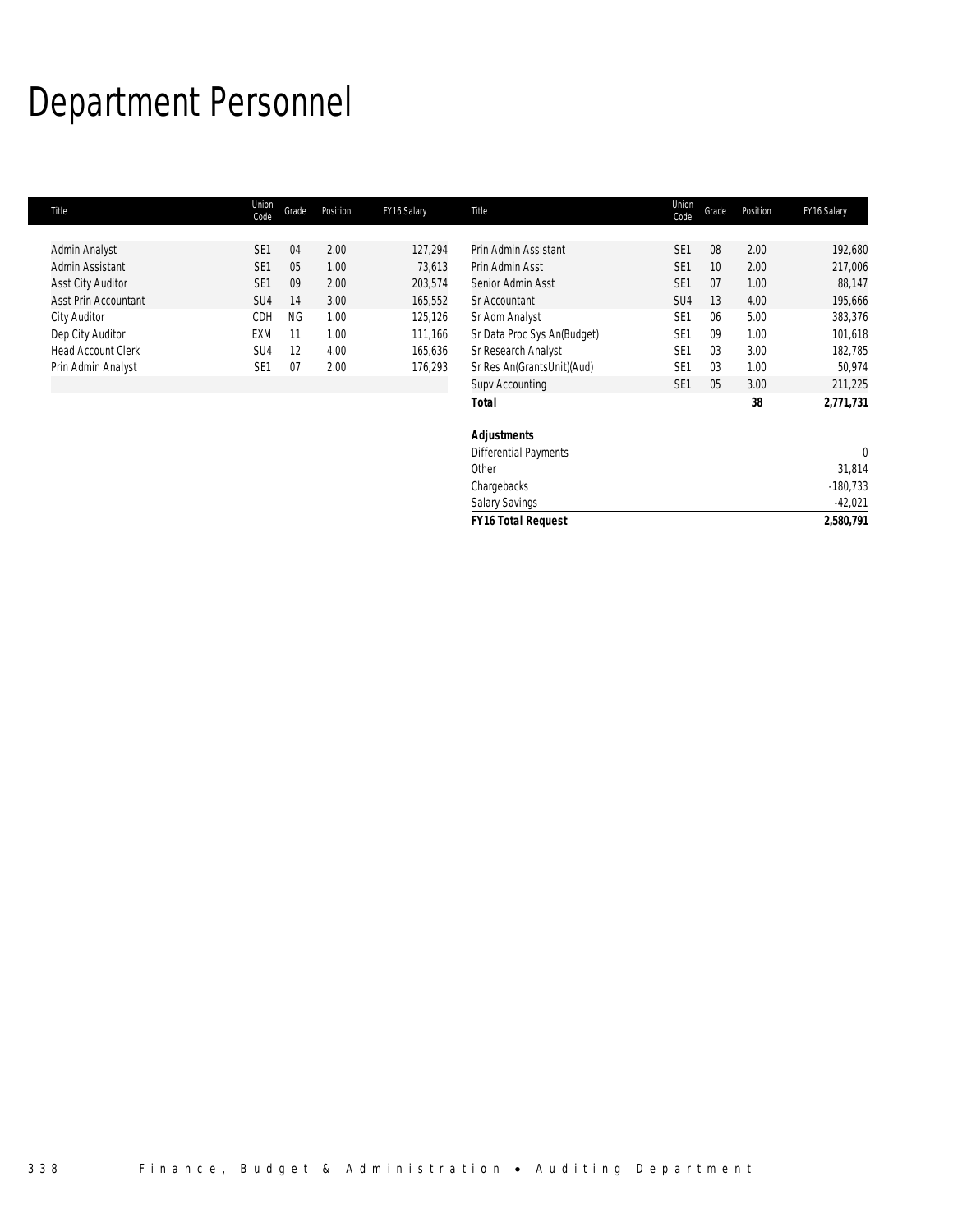# Department Personnel

| Title | Union Code | Grade | Position | FY16 Salary |
|---|---|---|---|---|
| Admin Analyst | SE1 | 04 | 2.00 | 127,294 |
| Admin Assistant | SE1 | 05 | 1.00 | 73,613 |
| Asst City Auditor | SE1 | 09 | 2.00 | 203,574 |
| Asst Prin Accountant | SU4 | 14 | 3.00 | 165,552 |
| City Auditor | CDH | NG | 1.00 | 125,126 |
| Dep City Auditor | EXM | 11 | 1.00 | 111,166 |
| Head Account Clerk | SU4 | 12 | 4.00 | 165,636 |
| Prin Admin Analyst | SE1 | 07 | 2.00 | 176,293 |
| Prin Admin Assistant | SE1 | 08 | 2.00 | 192,680 |
| Prin Admin Asst | SE1 | 10 | 2.00 | 217,006 |
| Senior Admin Asst | SE1 | 07 | 1.00 | 88,147 |
| Sr Accountant | SU4 | 13 | 4.00 | 195,666 |
| Sr Adm Analyst | SE1 | 06 | 5.00 | 383,376 |
| Sr Data Proc Sys An(Budget) | SE1 | 09 | 1.00 | 101,618 |
| Sr Research Analyst | SE1 | 03 | 3.00 | 182,785 |
| Sr Res An(GrantsUnit)(Aud) | SE1 | 03 | 1.00 | 50,974 |
| Supv Accounting | SE1 | 05 | 3.00 | 211,225 |
| ***Total*** | | | **38** | **2,771,731** |
| | | | | |
| ***Adjustments*** | | | | |
| Differential Payments | | | | 0 |
| Other | | | | 31,814 |
| Chargebacks | | | | -180,733 |
| Salary Savings | | | | -42,021 |
| ***FY16 Total Request*** | | | | **2,580,791** |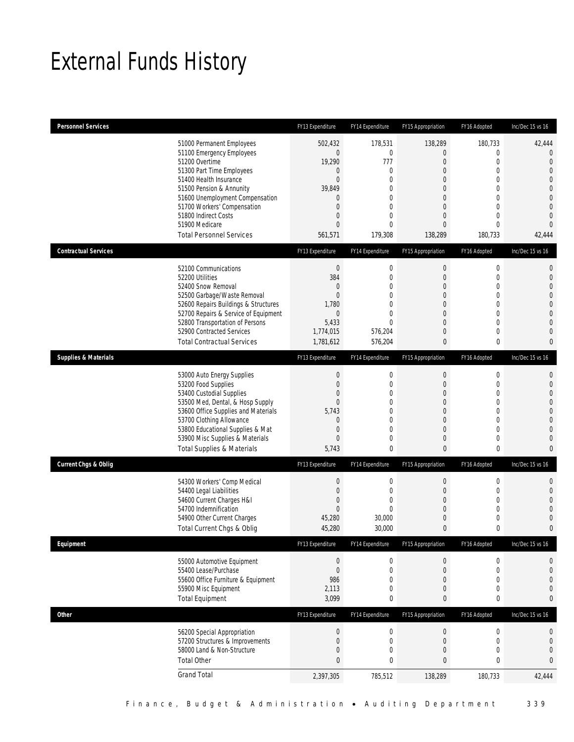# External Funds History

| Personnel Services | FY13 Expenditure | FY14 Expenditure | FY15 Appropriation | FY16 Adopted | Inc/Dec 15 vs 16 |
|---|---|---|---|---|---|
| 51000 Permanent Employees | 502,432 | 178,531 | 138,289 | 180,733 | 42,444 |
| 51100 Emergency Employees | 0 | 0 | 0 | 0 | 0 |
| 51200 Overtime | 19,290 | 777 | 0 | 0 | 0 |
| 51300 Part Time Employees | 0 | 0 | 0 | 0 | 0 |
| 51400 Health Insurance | 0 | 0 | 0 | 0 | 0 |
| 51500 Pension & Annunity | 39,849 | 0 | 0 | 0 | 0 |
| 51600 Unemployment Compensation | 0 | 0 | 0 | 0 | 0 |
| 51700 Workers' Compensation | 0 | 0 | 0 | 0 | 0 |
| 51800 Indirect Costs | 0 | 0 | 0 | 0 | 0 |
| 51900 Medicare | 0 | 0 | 0 | 0 | 0 |
| Total Personnel Services | 561,571 | 179,308 | 138,289 | 180,733 | 42,444 |

| Contractual Services | FY13 Expenditure | FY14 Expenditure | FY15 Appropriation | FY16 Adopted | Inc/Dec 15 vs 16 |
|---|---|---|---|---|---|
| 52100 Communications | 0 | 0 | 0 | 0 | 0 |
| 52200 Utilities | 384 | 0 | 0 | 0 | 0 |
| 52400 Snow Removal | 0 | 0 | 0 | 0 | 0 |
| 52500 Garbage/Waste Removal | 0 | 0 | 0 | 0 | 0 |
| 52600 Repairs Buildings & Structures | 1,780 | 0 | 0 | 0 | 0 |
| 52700 Repairs & Service of Equipment | 0 | 0 | 0 | 0 | 0 |
| 52800 Transportation of Persons | 5,433 | 0 | 0 | 0 | 0 |
| 52900 Contracted Services | 1,774,015 | 576,204 | 0 | 0 | 0 |
| Total Contractual Services | 1,781,612 | 576,204 | 0 | 0 | 0 |

| Supplies & Materials | FY13 Expenditure | FY14 Expenditure | FY15 Appropriation | FY16 Adopted | Inc/Dec 15 vs 16 |
|---|---|---|---|---|---|
| 53000 Auto Energy Supplies | 0 | 0 | 0 | 0 | 0 |
| 53200 Food Supplies | 0 | 0 | 0 | 0 | 0 |
| 53400 Custodial Supplies | 0 | 0 | 0 | 0 | 0 |
| 53500 Med, Dental, & Hosp Supply | 0 | 0 | 0 | 0 | 0 |
| 53600 Office Supplies and Materials | 5,743 | 0 | 0 | 0 | 0 |
| 53700 Clothing Allowance | 0 | 0 | 0 | 0 | 0 |
| 53800 Educational Supplies & Mat | 0 | 0 | 0 | 0 | 0 |
| 53900 Misc Supplies & Materials | 0 | 0 | 0 | 0 | 0 |
| Total Supplies & Materials | 5,743 | 0 | 0 | 0 | 0 |

| Current Chgs & Oblig | FY13 Expenditure | FY14 Expenditure | FY15 Appropriation | FY16 Adopted | Inc/Dec 15 vs 16 |
|---|---|---|---|---|---|
| 54300 Workers' Comp Medical | 0 | 0 | 0 | 0 | 0 |
| 54400 Legal Liabilities | 0 | 0 | 0 | 0 | 0 |
| 54600 Current Charges H&I | 0 | 0 | 0 | 0 | 0 |
| 54700 Indemnification | 0 | 0 | 0 | 0 | 0 |
| 54900 Other Current Charges | 45,280 | 30,000 | 0 | 0 | 0 |
| Total Current Chgs & Oblig | 45,280 | 30,000 | 0 | 0 | 0 |

| Equipment | FY13 Expenditure | FY14 Expenditure | FY15 Appropriation | FY16 Adopted | Inc/Dec 15 vs 16 |
|---|---|---|---|---|---|
| 55000 Automotive Equipment | 0 | 0 | 0 | 0 | 0 |
| 55400 Lease/Purchase | 0 | 0 | 0 | 0 | 0 |
| 55600 Office Furniture & Equipment | 986 | 0 | 0 | 0 | 0 |
| 55900 Misc Equipment | 2,113 | 0 | 0 | 0 | 0 |
| Total Equipment | 3,099 | 0 | 0 | 0 | 0 |

| Other | FY13 Expenditure | FY14 Expenditure | FY15 Appropriation | FY16 Adopted | Inc/Dec 15 vs 16 |
|---|---|---|---|---|---|
| 56200 Special Appropriation | 0 | 0 | 0 | 0 | 0 |
| 57200 Structures & Improvements | 0 | 0 | 0 | 0 | 0 |
| 58000 Land & Non-Structure | 0 | 0 | 0 | 0 | 0 |
| Total Other | 0 | 0 | 0 | 0 | 0 |
| Grand Total | 2,397,305 | 785,512 | 138,289 | 180,733 | 42,444 |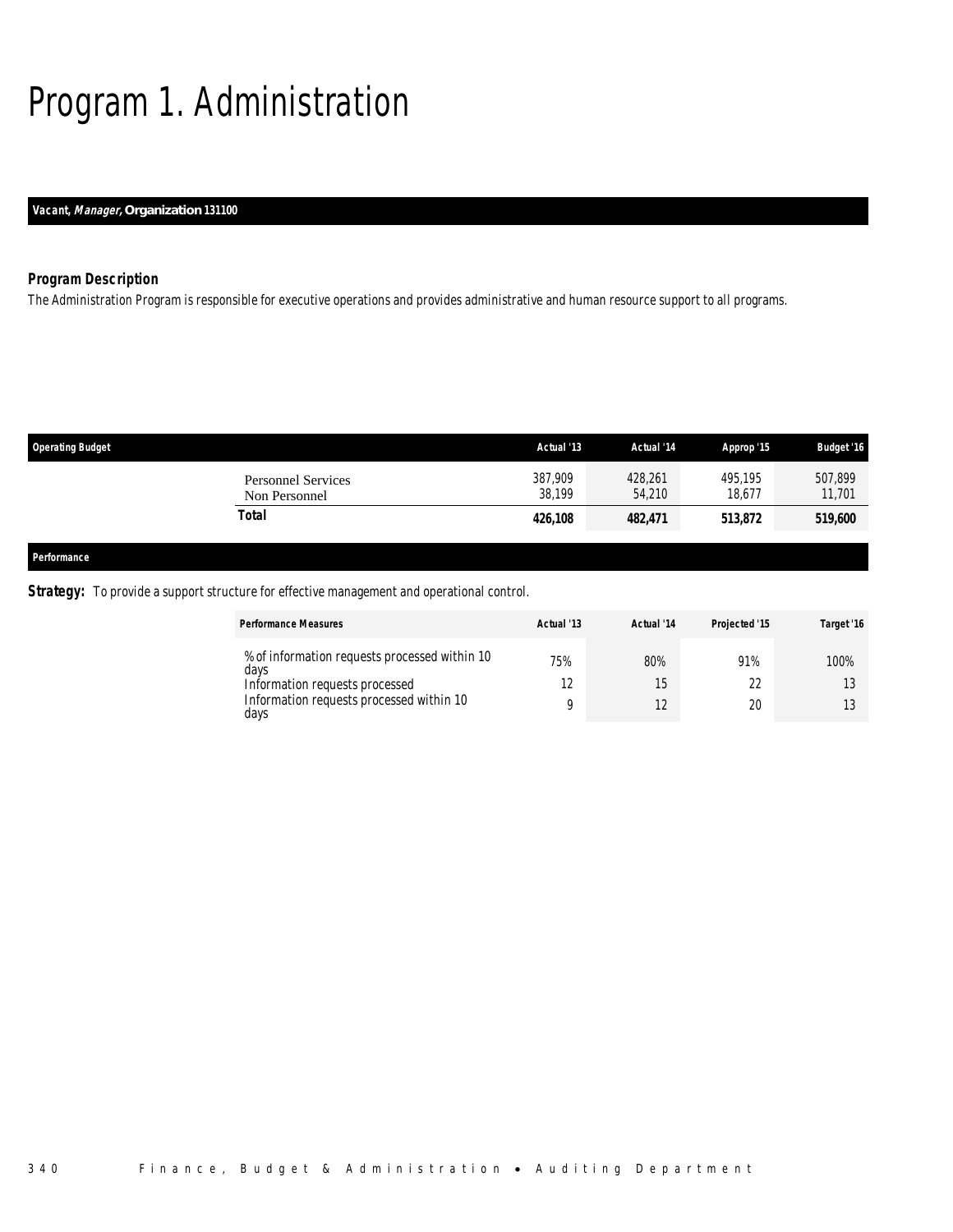# Program 1. Administration

***Vacant, Manager,* Organization 131100**

### *Program Description*

*The Administration Program is responsible for executive operations and provides administrative and human resource support to all programs.*

| Operating Budget | Actual '13 | Actual '14 | Approp '15 | Budget '16 |
|---|---|---|---|---|
| Personnel Services | 387,909 | 428,261 | 495,195 | 507,899 |
| Non Personnel | 38,199 | 54,210 | 18,677 | 11,701 |
| **Total** | **426,108** | **482,471** | **513,872** | **519,600** |

### *Performance*

***Strategy:*** *To provide a support structure for effective management and operational control.*

| Performance Measures | Actual '13 | Actual '14 | Projected '15 | Target '16 |
|---|---|---|---|---|
| % of information requests processed within 10 days | 75% | 80% | 91% | 100% |
| Information requests processed | 12 | 15 | 22 | 13 |
| Information requests processed within 10 days | 9 | 12 | 20 | 13 |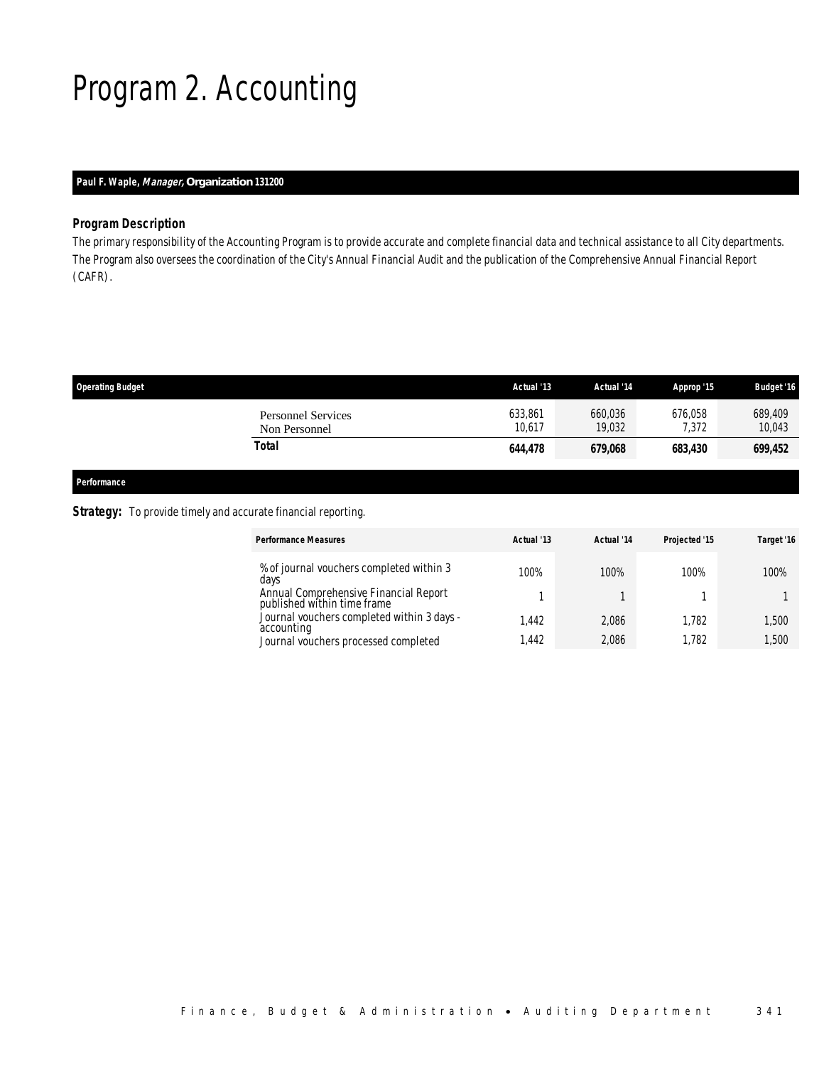# Program 2. Accounting

**Paul F. Waple, *Manager*, Organization 131200**

### Program Description

The primary responsibility of the Accounting Program is to provide accurate and complete financial data and technical assistance to all City departments. The Program also oversees the coordination of the City's Annual Financial Audit and the publication of the Comprehensive Annual Financial Report (CAFR).

| Operating Budget | Actual '13 | Actual '14 | Approp '15 | Budget '16 |
|---|---|---|---|---|
| Personnel Services | 633,861 | 660,036 | 676,058 | 689,409 |
| Non Personnel | 10,617 | 19,032 | 7,372 | 10,043 |
| **Total** | **644,478** | **679,068** | **683,430** | **699,452** |

**Performance**

**Strategy:** To provide timely and accurate financial reporting.

| Performance Measures | Actual '13 | Actual '14 | Projected '15 | Target '16 |
|---|---|---|---|---|
| % of journal vouchers completed within 3 days | 100% | 100% | 100% | 100% |
| Annual Comprehensive Financial Report published within time frame | 1 | 1 | 1 | 1 |
| Journal vouchers completed within 3 days - accounting | 1,442 | 2,086 | 1,782 | 1,500 |
| Journal vouchers processed completed | 1,442 | 2,086 | 1,782 | 1,500 |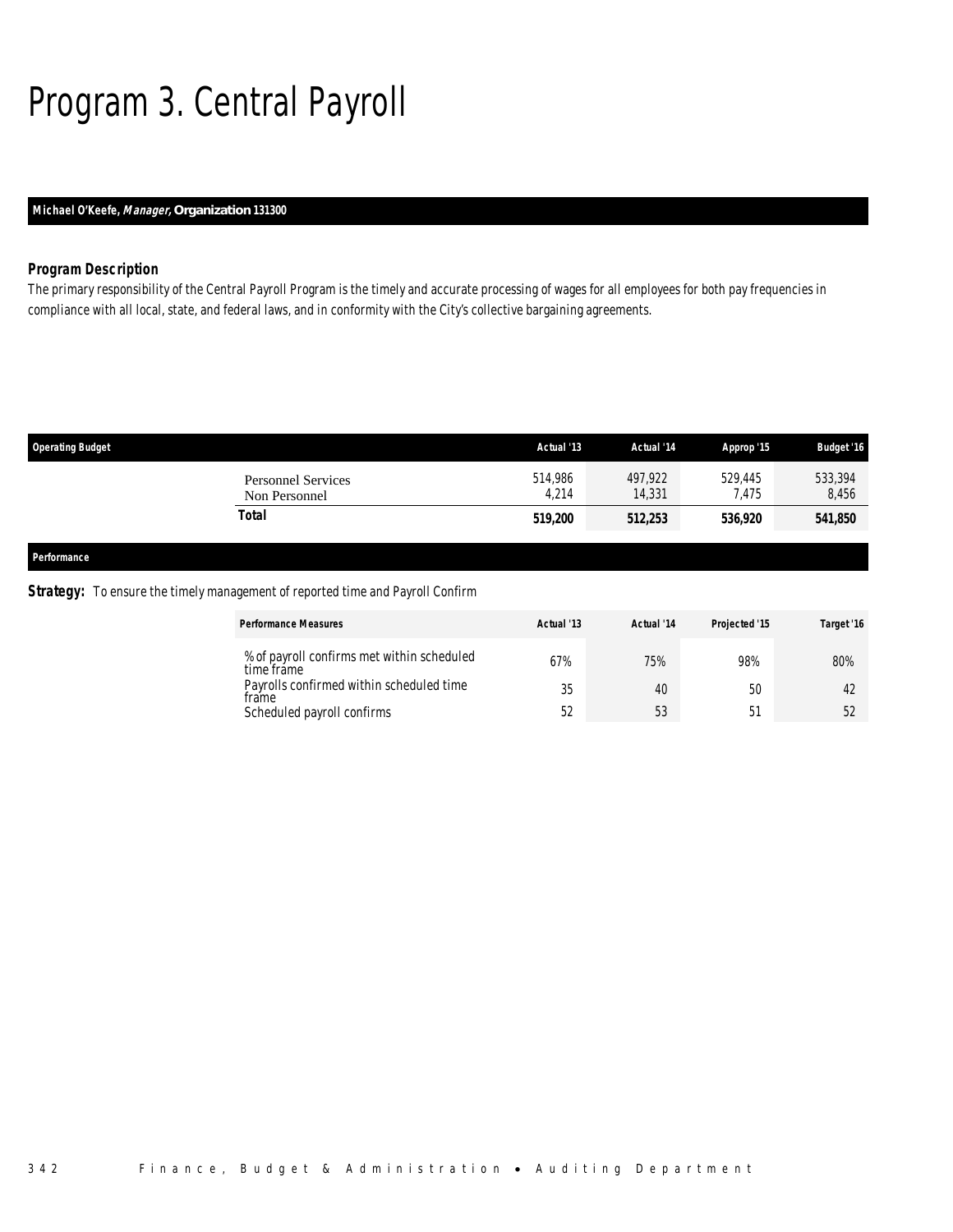# Program 3. Central Payroll

**Michael O'Keefe, *Manager,* Organization 131300**

### *Program Description*

*The primary responsibility of the Central Payroll Program is the timely and accurate processing of wages for all employees for both pay frequencies in compliance with all local, state, and federal laws, and in conformity with the City's collective bargaining agreements.*

| Operating Budget | Actual '13 | Actual '14 | Approp '15 | Budget '16 |
|---|---|---|---|---|
| Personnel Services | 514,986 | 497,922 | 529,445 | 533,394 |
| Non Personnel | 4,214 | 14,331 | 7,475 | 8,456 |
| **Total** | **519,200** | **512,253** | **536,920** | **541,850** |

**Performance**

***Strategy:*** To ensure the timely management of reported time and Payroll Confirm

| Performance Measures | Actual '13 | Actual '14 | Projected '15 | Target '16 |
|---|---|---|---|---|
| % of payroll confirms met within scheduled time frame | 67% | 75% | 98% | 80% |
| Payrolls confirmed within scheduled time frame | 35 | 40 | 50 | 42 |
| Scheduled payroll confirms | 52 | 53 | 51 | 52 |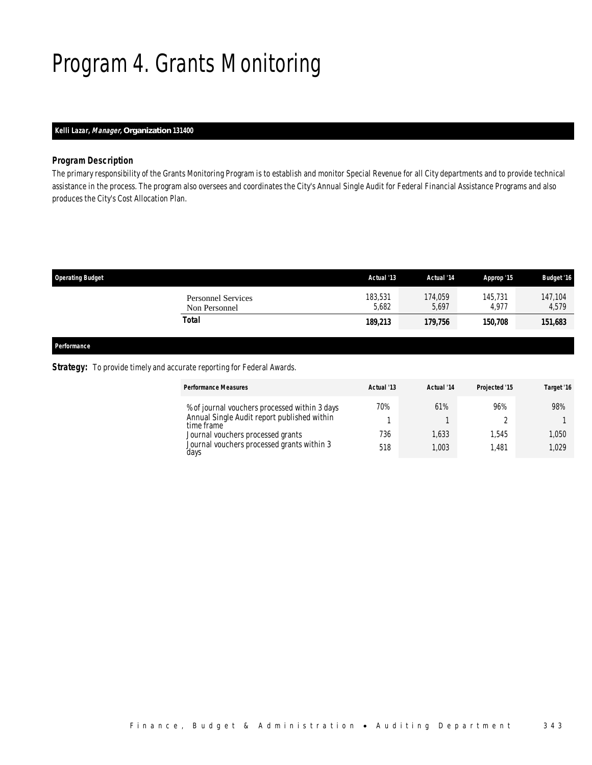# Program 4. Grants Monitoring

**Kelli Lazar, *Manager,* Organization 131400**

### *Program Description*

The primary responsibility of the Grants Monitoring Program is to establish and monitor Special Revenue for all City departments and to provide technical assistance in the process. The program also oversees and coordinates the City's Annual Single Audit for Federal Financial Assistance Programs and also produces the City's Cost Allocation Plan.

| Operating Budget | Actual '13 | Actual '14 | Approp '15 | Budget '16 |
|---|---|---|---|---|
| Personnel Services | 183,531 | 174,059 | 145,731 | 147,104 |
| Non Personnel | 5,682 | 5,697 | 4,977 | 4,579 |
| **Total** | **189,213** | **179,756** | **150,708** | **151,683** |

**Performance**

**Strategy:** To provide timely and accurate reporting for Federal Awards.

| Performance Measures | Actual '13 | Actual '14 | Projected '15 | Target '16 |
|---|---|---|---|---|
| % of journal vouchers processed within 3 days | 70% | 61% | 96% | 98% |
| Annual Single Audit report published within time frame | 1 | 1 | 2 | 1 |
| Journal vouchers processed grants | 736 | 1,633 | 1,545 | 1,050 |
| Journal vouchers processed grants within 3 days | 518 | 1,003 | 1,481 | 1,029 |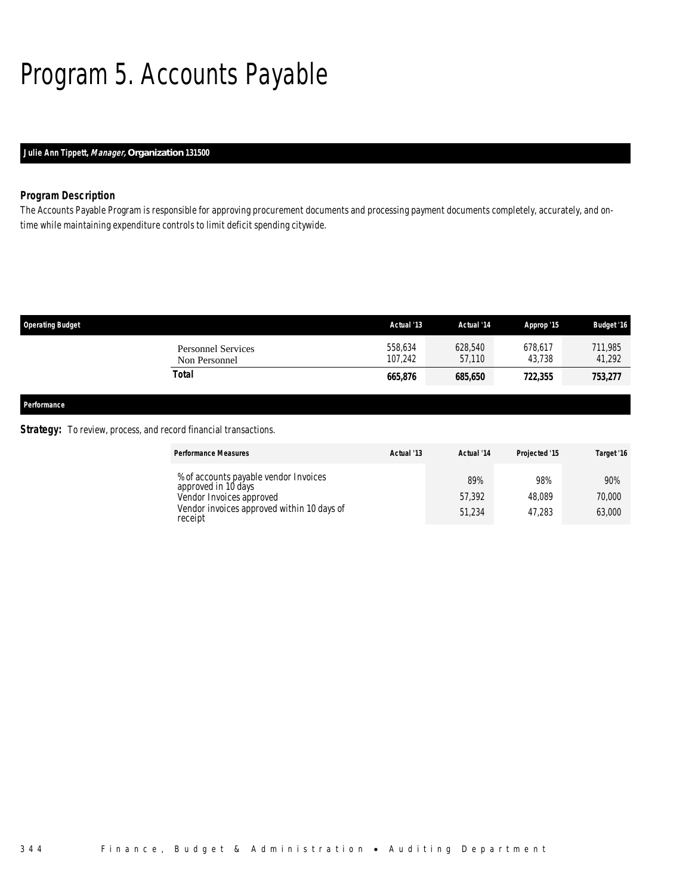# Program 5. Accounts Payable

**Julie Ann Tippett, *Manager,* Organization 131500**

### Program Description

The Accounts Payable Program is responsible for approving procurement documents and processing payment documents completely, accurately, and on-time while maintaining expenditure controls to limit deficit spending citywide.

| Operating Budget | Actual '13 | Actual '14 | Approp '15 | Budget '16 |
|---|---|---|---|---|
| Personnel Services | 558,634 | 628,540 | 678,617 | 711,985 |
| Non Personnel | 107,242 | 57,110 | 43,738 | 41,292 |
| **Total** | **665,876** | **685,650** | **722,355** | **753,277** |

### Performance

**Strategy:** To review, process, and record financial transactions.

| Performance Measures | Actual '13 | Actual '14 | Projected '15 | Target '16 |
|---|---|---|---|---|
| % of accounts payable vendor Invoices approved in 10 days | | 89% | 98% | 90% |
| Vendor Invoices approved | | 57,392 | 48,089 | 70,000 |
| Vendor invoices approved within 10 days of receipt | | 51,234 | 47,283 | 63,000 |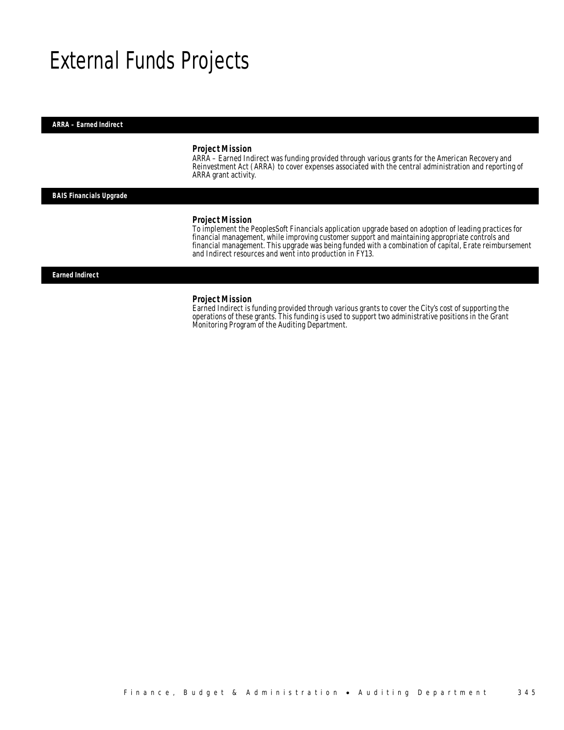# External Funds Projects

### ARRA – Earned Indirect

**Project Mission**

ARRA – Earned Indirect was funding provided through various grants for the American Recovery and Reinvestment Act (ARRA) to cover expenses associated with the central administration and reporting of ARRA grant activity.

### BAIS Financials Upgrade

**Project Mission**

To implement the PeoplesSoft Financials application upgrade based on adoption of leading practices for financial management, while improving customer support and maintaining appropriate controls and financial management. This upgrade was being funded with a combination of capital, Erate reimbursement and Indirect resources and went into production in FY13.

### Earned Indirect

**Project Mission**

Earned Indirect is funding provided through various grants to cover the City's cost of supporting the operations of these grants. This funding is used to support two administrative positions in the Grant Monitoring Program of the Auditing Department.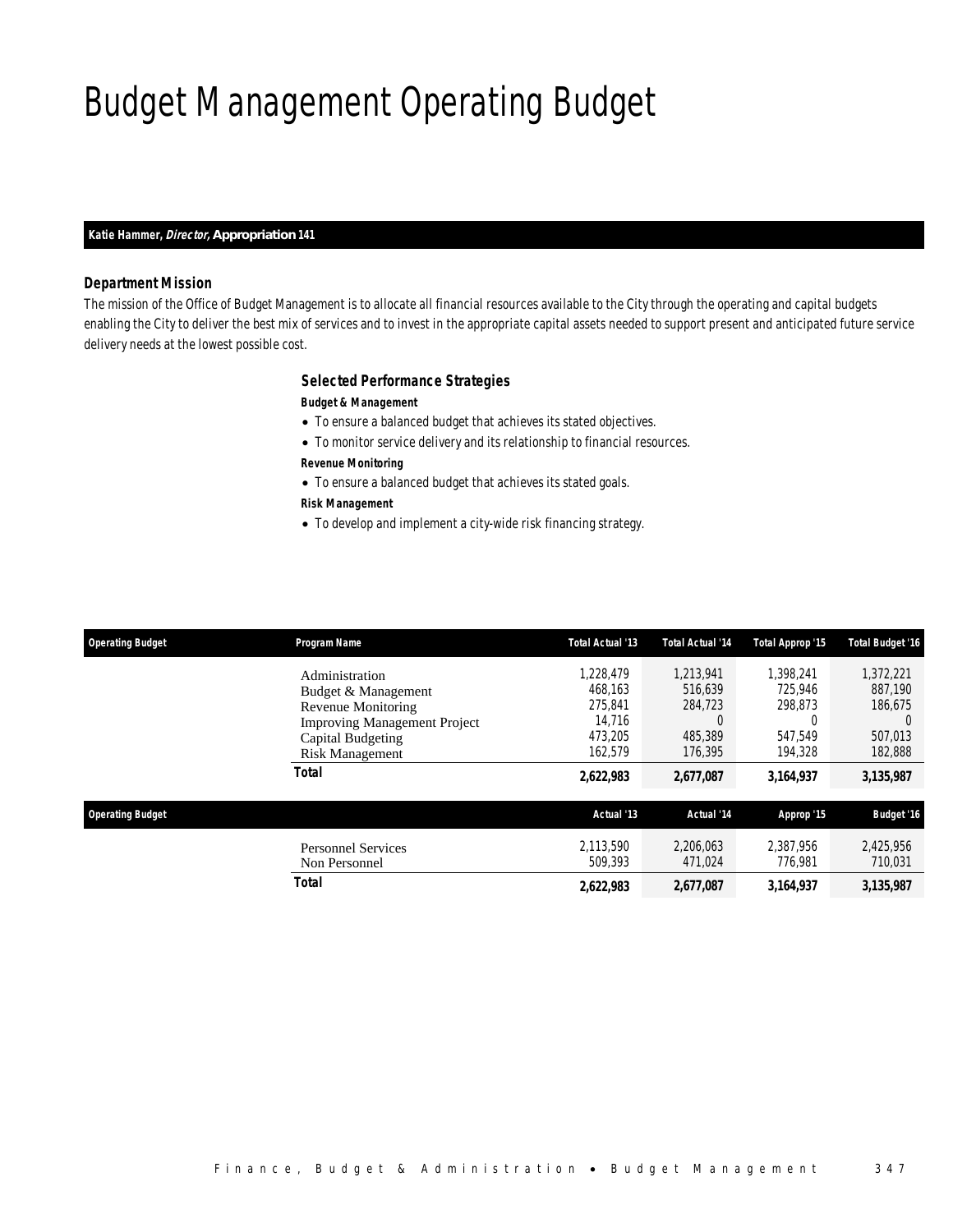# Budget Management Operating Budget

**Katie Hammer, *Director*, Appropriation 141**

### Department Mission

The mission of the Office of Budget Management is to allocate all financial resources available to the City through the operating and capital budgets enabling the City to deliver the best mix of services and to invest in the appropriate capital assets needed to support present and anticipated future service delivery needs at the lowest possible cost.

### Selected Performance Strategies

**Budget & Management**

- To ensure a balanced budget that achieves its stated objectives.
- To monitor service delivery and its relationship to financial resources.

**Revenue Monitoring**

- To ensure a balanced budget that achieves its stated goals.

**Risk Management**

- To develop and implement a city-wide risk financing strategy.

| Operating Budget | Program Name | Total Actual '13 | Total Actual '14 | Total Approp '15 | Total Budget '16 |
|---|---|---|---|---|---|
| | Administration | 1,228,479 | 1,213,941 | 1,398,241 | 1,372,221 |
| | Budget & Management | 468,163 | 516,639 | 725,946 | 887,190 |
| | Revenue Monitoring | 275,841 | 284,723 | 298,873 | 186,675 |
| | Improving Management Project | 14,716 | 0 | 0 | 0 |
| | Capital Budgeting | 473,205 | 485,389 | 547,549 | 507,013 |
| | Risk Management | 162,579 | 176,395 | 194,328 | 182,888 |
| | **Total** | **2,622,983** | **2,677,087** | **3,164,937** | **3,135,987** |

| Operating Budget | | Actual '13 | Actual '14 | Approp '15 | Budget '16 |
|---|---|---|---|---|---|
| | Personnel Services | 2,113,590 | 2,206,063 | 2,387,956 | 2,425,956 |
| | Non Personnel | 509,393 | 471,024 | 776,981 | 710,031 |
| | **Total** | **2,622,983** | **2,677,087** | **3,164,937** | **3,135,987** |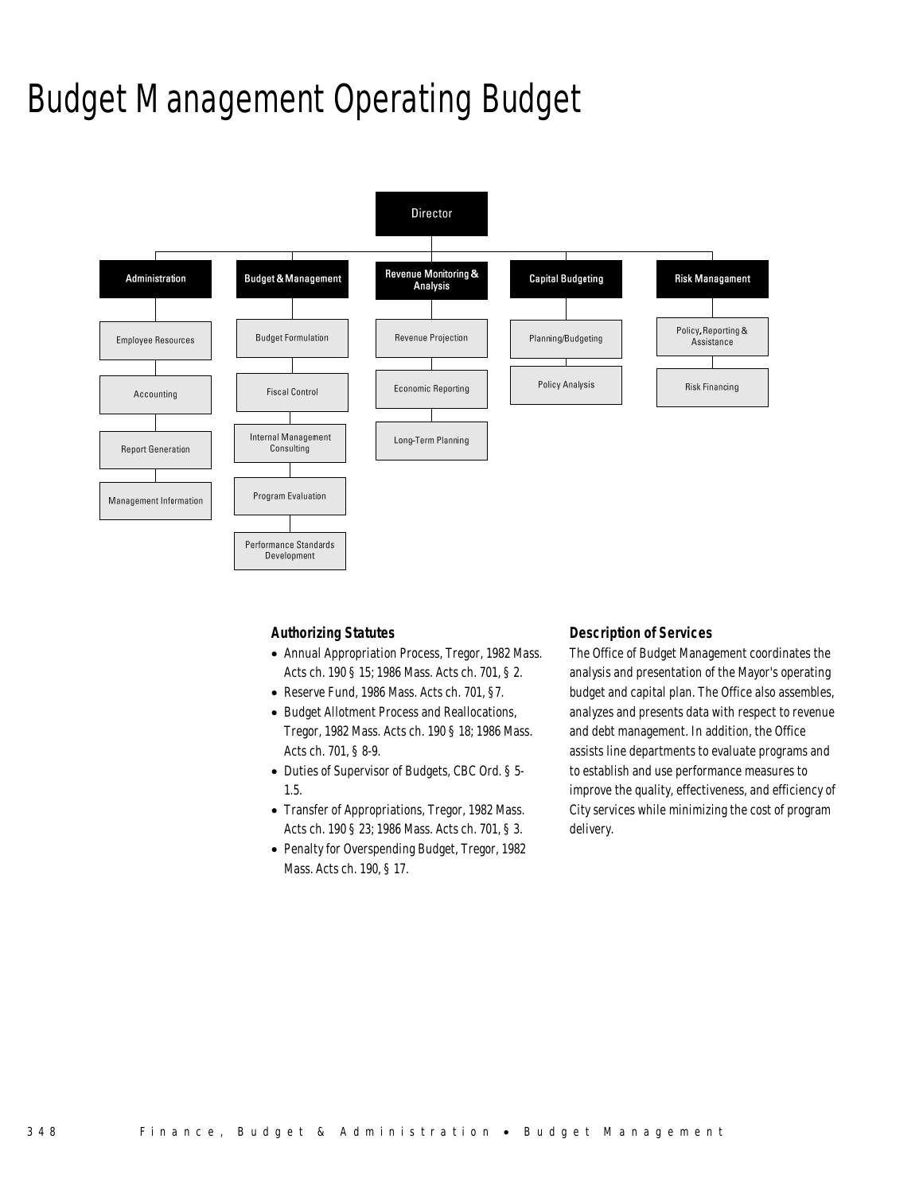# Budget Management Operating Budget

Director

- Administration
  - Employee Resources
  - Accounting
  - Report Generation
  - Management Information
- Budget & Management
  - Budget Formulation
  - Fiscal Control
  - Internal Management Consulting
  - Program Evaluation
  - Performance Standards Development
- Revenue Monitoring & Analysis
  - Revenue Projection
  - Economic Reporting
  - Long-Term Planning
- Capital Budgeting
  - Planning/Budgeting
  - Policy Analysis
- Risk Managament
  - Policy, Reporting & Assistance
  - Risk Financing

### Authorizing Statutes

- Annual Appropriation Process, Tregor, 1982 Mass. Acts ch. 190 § 15; 1986 Mass. Acts ch. 701, § 2.
- Reserve Fund, 1986 Mass. Acts ch. 701, §7.
- Budget Allotment Process and Reallocations, Tregor, 1982 Mass. Acts ch. 190 § 18; 1986 Mass. Acts ch. 701, § 8-9.
- Duties of Supervisor of Budgets, CBC Ord. § 5-1.5.
- Transfer of Appropriations, Tregor, 1982 Mass. Acts ch. 190 § 23; 1986 Mass. Acts ch. 701, § 3.
- Penalty for Overspending Budget, Tregor, 1982 Mass. Acts ch. 190, § 17.

### Description of Services

The Office of Budget Management coordinates the analysis and presentation of the Mayor's operating budget and capital plan. The Office also assembles, analyzes and presents data with respect to revenue and debt management. In addition, the Office assists line departments to evaluate programs and to establish and use performance measures to improve the quality, effectiveness, and efficiency of City services while minimizing the cost of program delivery.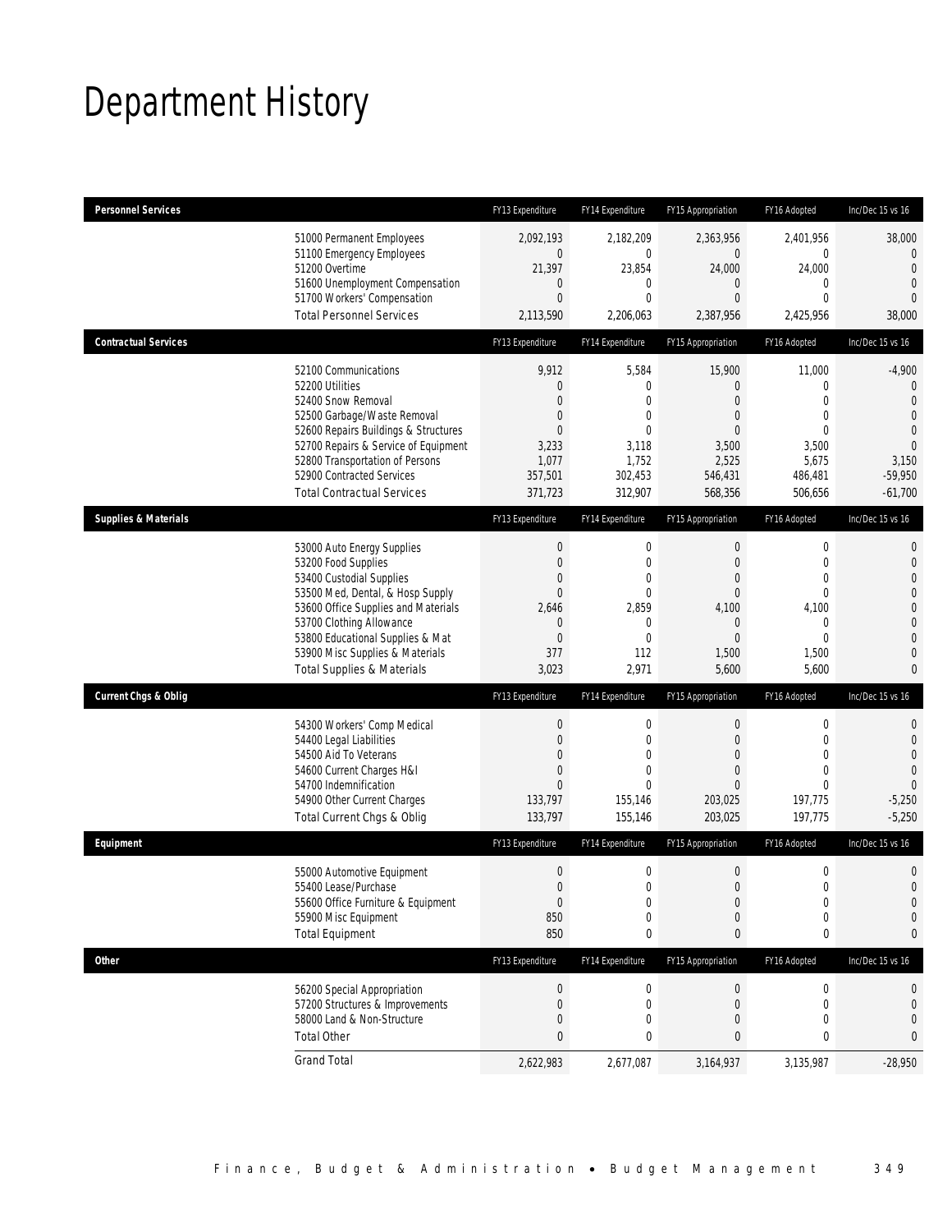# Department History

| Personnel Services | FY13 Expenditure | FY14 Expenditure | FY15 Appropriation | FY16 Adopted | Inc/Dec 15 vs 16 |
|---|---|---|---|---|---|
| 51000 Permanent Employees | 2,092,193 | 2,182,209 | 2,363,956 | 2,401,956 | 38,000 |
| 51100 Emergency Employees | 0 | 0 | 0 | 0 | 0 |
| 51200 Overtime | 21,397 | 23,854 | 24,000 | 24,000 | 0 |
| 51600 Unemployment Compensation | 0 | 0 | 0 | 0 | 0 |
| 51700 Workers' Compensation | 0 | 0 | 0 | 0 | 0 |
| Total Personnel Services | 2,113,590 | 2,206,063 | 2,387,956 | 2,425,956 | 38,000 |

| Contractual Services | FY13 Expenditure | FY14 Expenditure | FY15 Appropriation | FY16 Adopted | Inc/Dec 15 vs 16 |
|---|---|---|---|---|---|
| 52100 Communications | 9,912 | 5,584 | 15,900 | 11,000 | -4,900 |
| 52200 Utilities | 0 | 0 | 0 | 0 | 0 |
| 52400 Snow Removal | 0 | 0 | 0 | 0 | 0 |
| 52500 Garbage/Waste Removal | 0 | 0 | 0 | 0 | 0 |
| 52600 Repairs Buildings & Structures | 0 | 0 | 0 | 0 | 0 |
| 52700 Repairs & Service of Equipment | 3,233 | 3,118 | 3,500 | 3,500 | 0 |
| 52800 Transportation of Persons | 1,077 | 1,752 | 2,525 | 5,675 | 3,150 |
| 52900 Contracted Services | 357,501 | 302,453 | 546,431 | 486,481 | -59,950 |
| Total Contractual Services | 371,723 | 312,907 | 568,356 | 506,656 | -61,700 |

| Supplies & Materials | FY13 Expenditure | FY14 Expenditure | FY15 Appropriation | FY16 Adopted | Inc/Dec 15 vs 16 |
|---|---|---|---|---|---|
| 53000 Auto Energy Supplies | 0 | 0 | 0 | 0 | 0 |
| 53200 Food Supplies | 0 | 0 | 0 | 0 | 0 |
| 53400 Custodial Supplies | 0 | 0 | 0 | 0 | 0 |
| 53500 Med, Dental, & Hosp Supply | 0 | 0 | 0 | 0 | 0 |
| 53600 Office Supplies and Materials | 2,646 | 2,859 | 4,100 | 4,100 | 0 |
| 53700 Clothing Allowance | 0 | 0 | 0 | 0 | 0 |
| 53800 Educational Supplies & Mat | 0 | 0 | 0 | 0 | 0 |
| 53900 Misc Supplies & Materials | 377 | 112 | 1,500 | 1,500 | 0 |
| Total Supplies & Materials | 3,023 | 2,971 | 5,600 | 5,600 | 0 |

| Current Chgs & Oblig | FY13 Expenditure | FY14 Expenditure | FY15 Appropriation | FY16 Adopted | Inc/Dec 15 vs 16 |
|---|---|---|---|---|---|
| 54300 Workers' Comp Medical | 0 | 0 | 0 | 0 | 0 |
| 54400 Legal Liabilities | 0 | 0 | 0 | 0 | 0 |
| 54500 Aid To Veterans | 0 | 0 | 0 | 0 | 0 |
| 54600 Current Charges H&I | 0 | 0 | 0 | 0 | 0 |
| 54700 Indemnification | 0 | 0 | 0 | 0 | 0 |
| 54900 Other Current Charges | 133,797 | 155,146 | 203,025 | 197,775 | -5,250 |
| Total Current Chgs & Oblig | 133,797 | 155,146 | 203,025 | 197,775 | -5,250 |

| Equipment | FY13 Expenditure | FY14 Expenditure | FY15 Appropriation | FY16 Adopted | Inc/Dec 15 vs 16 |
|---|---|---|---|---|---|
| 55000 Automotive Equipment | 0 | 0 | 0 | 0 | 0 |
| 55400 Lease/Purchase | 0 | 0 | 0 | 0 | 0 |
| 55600 Office Furniture & Equipment | 0 | 0 | 0 | 0 | 0 |
| 55900 Misc Equipment | 850 | 0 | 0 | 0 | 0 |
| Total Equipment | 850 | 0 | 0 | 0 | 0 |

| Other | FY13 Expenditure | FY14 Expenditure | FY15 Appropriation | FY16 Adopted | Inc/Dec 15 vs 16 |
|---|---|---|---|---|---|
| 56200 Special Appropriation | 0 | 0 | 0 | 0 | 0 |
| 57200 Structures & Improvements | 0 | 0 | 0 | 0 | 0 |
| 58000 Land & Non-Structure | 0 | 0 | 0 | 0 | 0 |
| Total Other | 0 | 0 | 0 | 0 | 0 |
| Grand Total | 2,622,983 | 2,677,087 | 3,164,937 | 3,135,987 | -28,950 |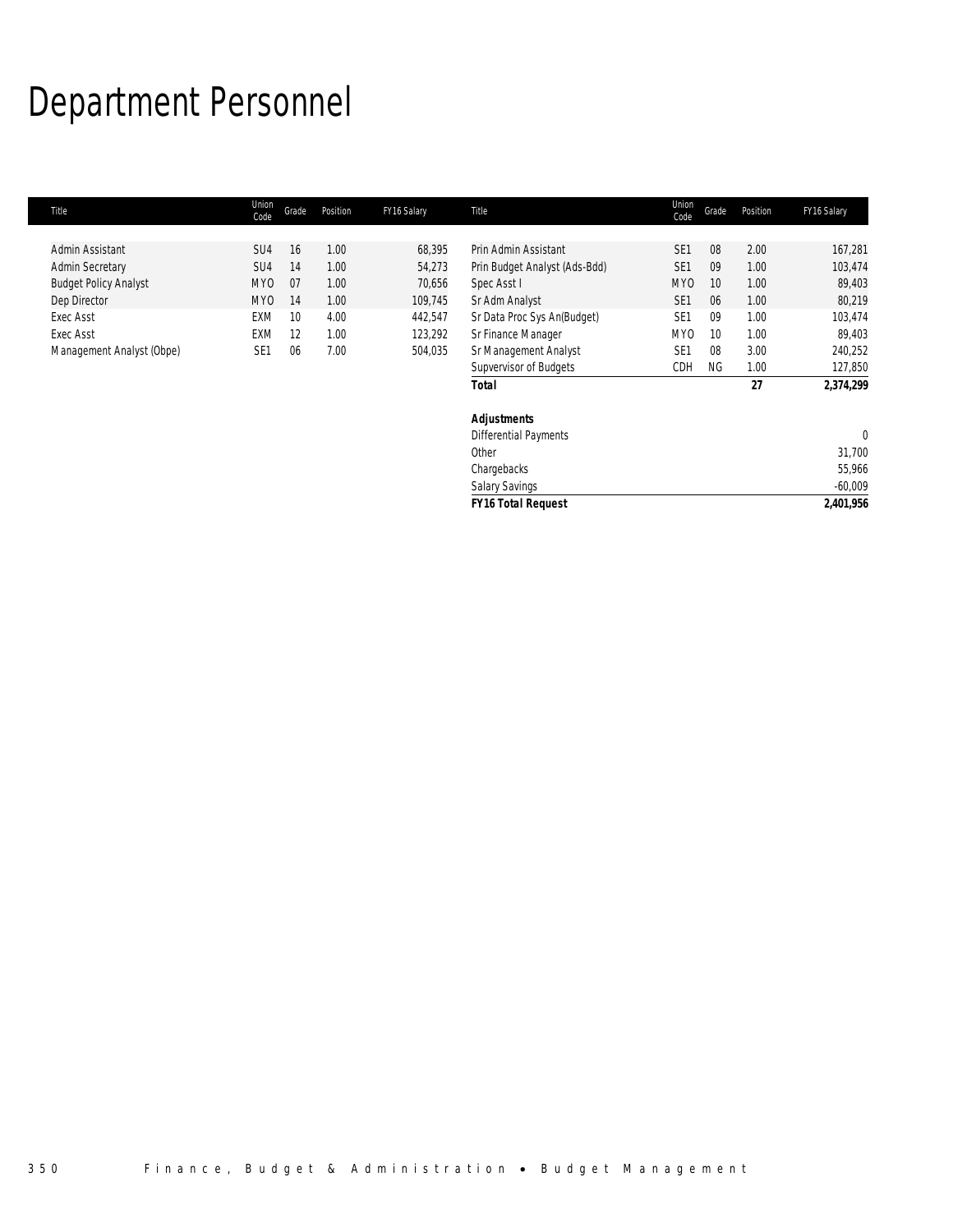# Department Personnel

| Title | Union Code | Grade | Position | FY16 Salary | Title | Union Code | Grade | Position | FY16 Salary |
|---|---|---|---|---|---|---|---|---|---|
| Admin Assistant | SU4 | 16 | 1.00 | 68,395 | Prin Admin Assistant | SE1 | 08 | 2.00 | 167,281 |
| Admin Secretary | SU4 | 14 | 1.00 | 54,273 | Prin Budget Analyst (Ads-Bdd) | SE1 | 09 | 1.00 | 103,474 |
| Budget Policy Analyst | MYO | 07 | 1.00 | 70,656 | Spec Asst I | MYO | 10 | 1.00 | 89,403 |
| Dep Director | MYO | 14 | 1.00 | 109,745 | Sr Adm Analyst | SE1 | 06 | 1.00 | 80,219 |
| Exec Asst | EXM | 10 | 4.00 | 442,547 | Sr Data Proc Sys An(Budget) | SE1 | 09 | 1.00 | 103,474 |
| Exec Asst | EXM | 12 | 1.00 | 123,292 | Sr Finance Manager | MYO | 10 | 1.00 | 89,403 |
| Management Analyst (Obpe) | SE1 | 06 | 7.00 | 504,035 | Sr Management Analyst | SE1 | 08 | 3.00 | 240,252 |
| | | | | | Supvervisor of Budgets | CDH | NG | 1.00 | 127,850 |
| | | | | | **Total** | | | **27** | **2,374,299** |
| | | | | | | | | | |
| | | | | | ***Adjustments*** | | | | |
| | | | | | Differential Payments | | | | 0 |
| | | | | | Other | | | | 31,700 |
| | | | | | Chargebacks | | | | 55,966 |
| | | | | | Salary Savings | | | | -60,009 |
| | | | | | ***FY16 Total Request*** | | | | ***2,401,956*** |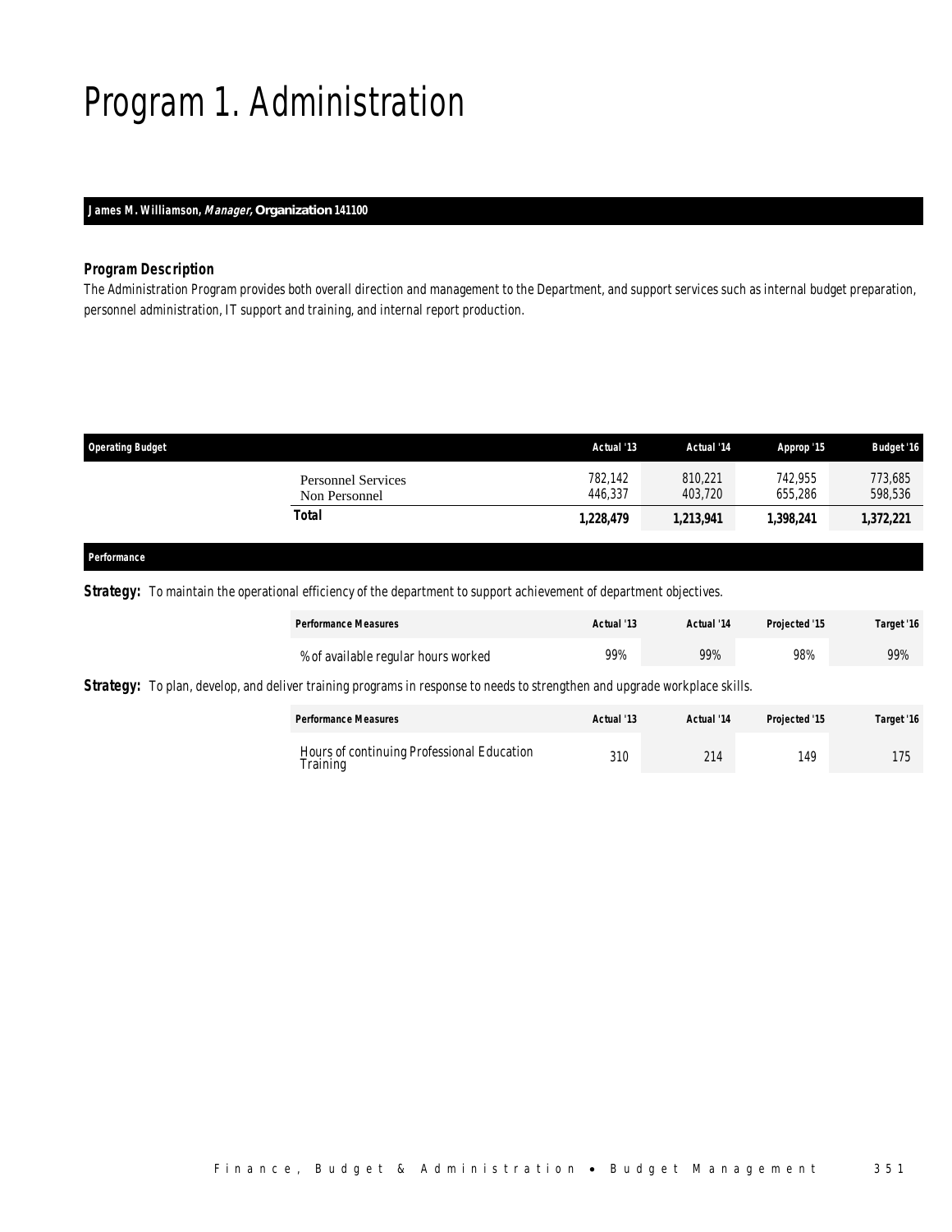# Program 1. Administration

**James M. Williamson, *Manager*, Organization 141100**

### *Program Description*

The Administration Program provides both overall direction and management to the Department, and support services such as internal budget preparation, personnel administration, IT support and training, and internal report production.

| Operating Budget | Actual '13 | Actual '14 | Approp '15 | Budget '16 |
|---|---|---|---|---|
| Personnel Services | 782,142 | 810,221 | 742,955 | 773,685 |
| Non Personnel | 446,337 | 403,720 | 655,286 | 598,536 |
| **Total** | **1,228,479** | **1,213,941** | **1,398,241** | **1,372,221** |

### *Performance*

**Strategy:** To maintain the operational efficiency of the department to support achievement of department objectives.

| Performance Measures | Actual '13 | Actual '14 | Projected '15 | Target '16 |
|---|---|---|---|---|
| % of available regular hours worked | 99% | 99% | 98% | 99% |

**Strategy:** To plan, develop, and deliver training programs in response to needs to strengthen and upgrade workplace skills.

| Performance Measures | Actual '13 | Actual '14 | Projected '15 | Target '16 |
|---|---|---|---|---|
| Hours of continuing Professional Education Training | 310 | 214 | 149 | 175 |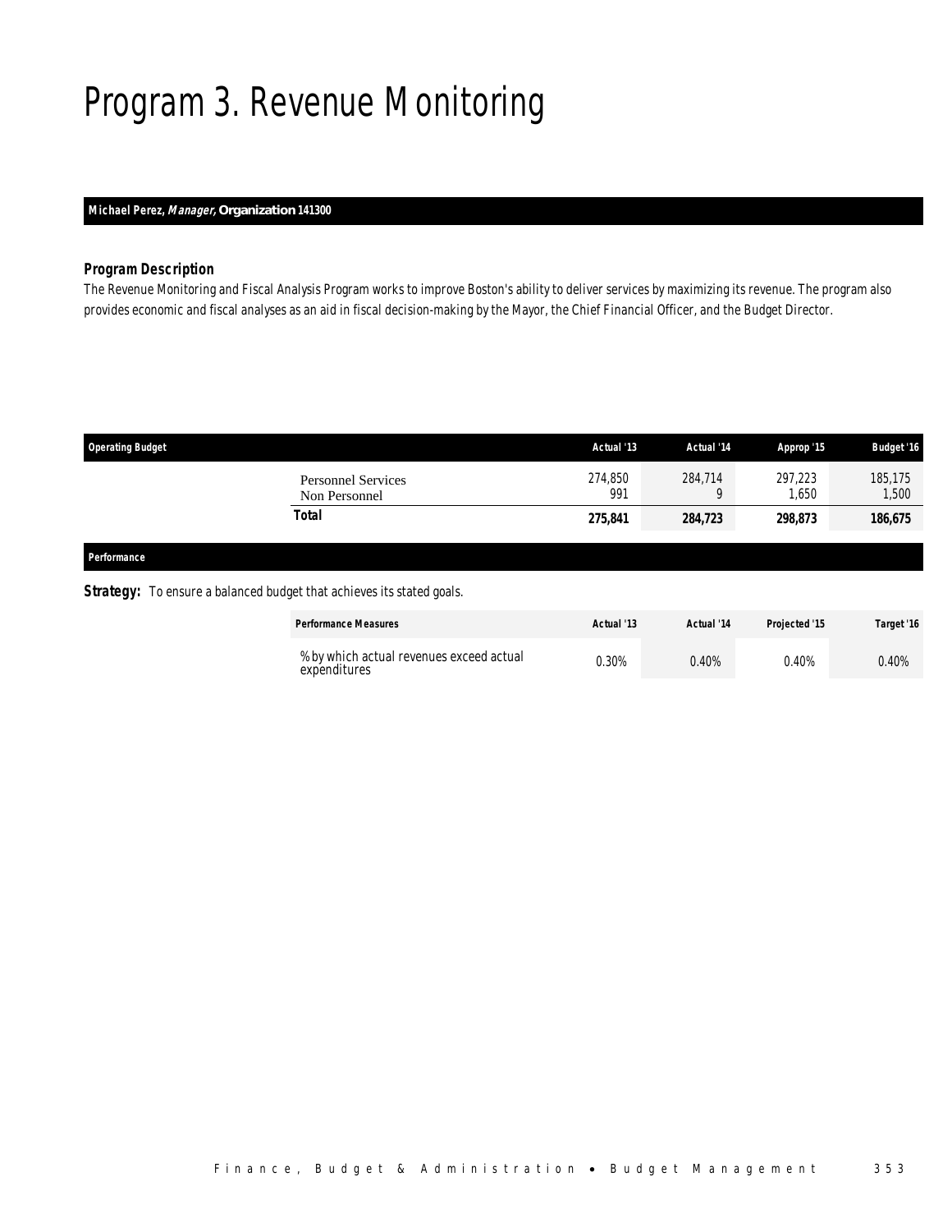# Program 3. Revenue Monitoring

**Michael Perez, *Manager,* Organization 141300**

### *Program Description*

*The Revenue Monitoring and Fiscal Analysis Program works to improve Boston's ability to deliver services by maximizing its revenue. The program also provides economic and fiscal analyses as an aid in fiscal decision-making by the Mayor, the Chief Financial Officer, and the Budget Director.*

| Operating Budget | Actual '13 | Actual '14 | Approp '15 | Budget '16 |
|---|---|---|---|---|
| Personnel Services | 274,850 | 284,714 | 297,223 | 185,175 |
| Non Personnel | 991 | 9 | 1,650 | 1,500 |
| **Total** | **275,841** | **284,723** | **298,873** | **186,675** |

**Performance**

**Strategy:** To ensure a balanced budget that achieves its stated goals.

| Performance Measures | Actual '13 | Actual '14 | Projected '15 | Target '16 |
|---|---|---|---|---|
| % by which actual revenues exceed actual expenditures | 0.30% | 0.40% | 0.40% | 0.40% |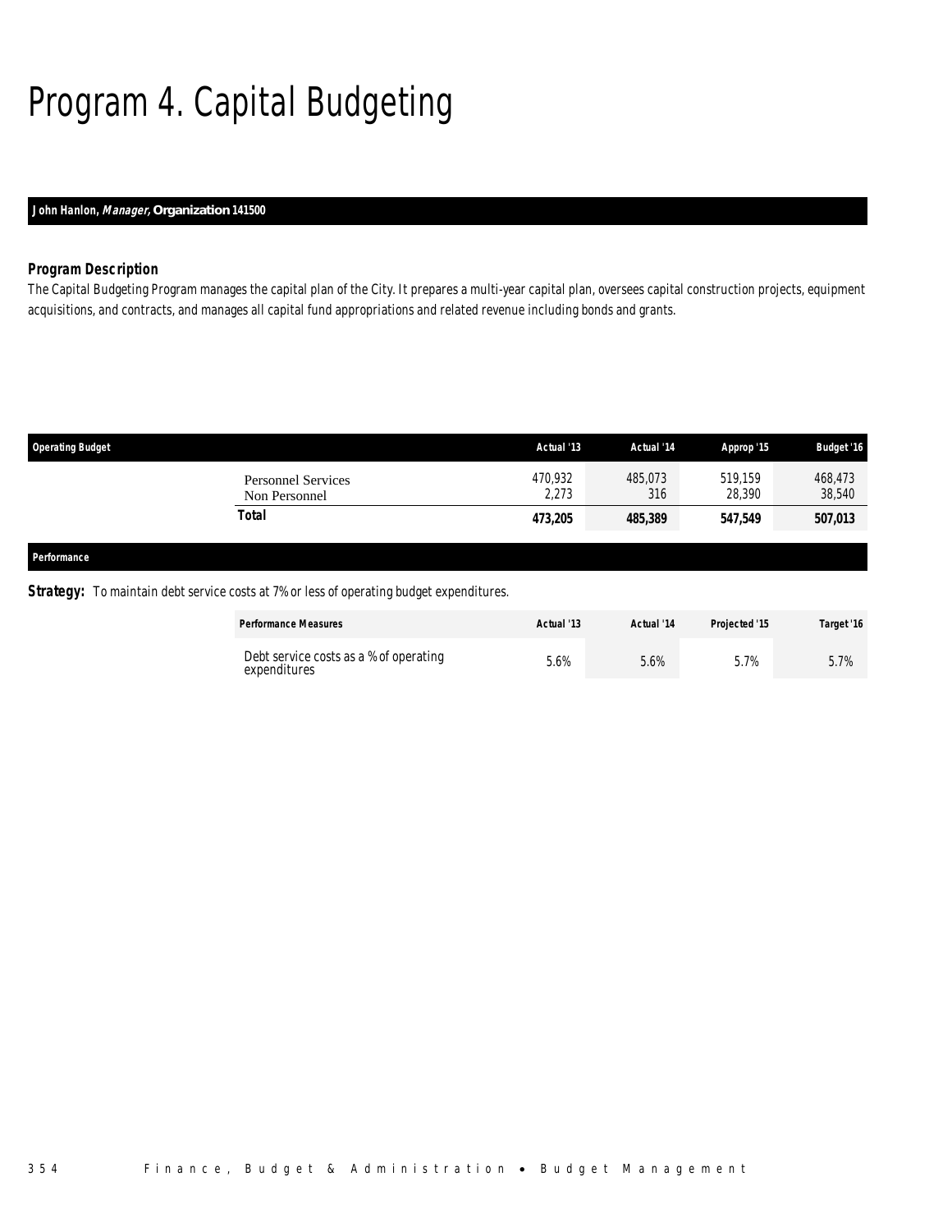# Program 4. Capital Budgeting

**John Hanlon, *Manager,* Organization 141500**

### *Program Description*

*The Capital Budgeting Program manages the capital plan of the City. It prepares a multi-year capital plan, oversees capital construction projects, equipment acquisitions, and contracts, and manages all capital fund appropriations and related revenue including bonds and grants.*

| Operating Budget | Actual '13 | Actual '14 | Approp '15 | Budget '16 |
|---|---|---|---|---|
| Personnel Services | 470,932 | 485,073 | 519,159 | 468,473 |
| Non Personnel | 2,273 | 316 | 28,390 | 38,540 |
| **Total** | **473,205** | **485,389** | **547,549** | **507,013** |

**Performance**

***Strategy:*** To maintain debt service costs at 7% or less of operating budget expenditures.

| Performance Measures | Actual '13 | Actual '14 | Projected '15 | Target '16 |
|---|---|---|---|---|
| Debt service costs as a % of operating expenditures | 5.6% | 5.6% | 5.7% | 5.7% |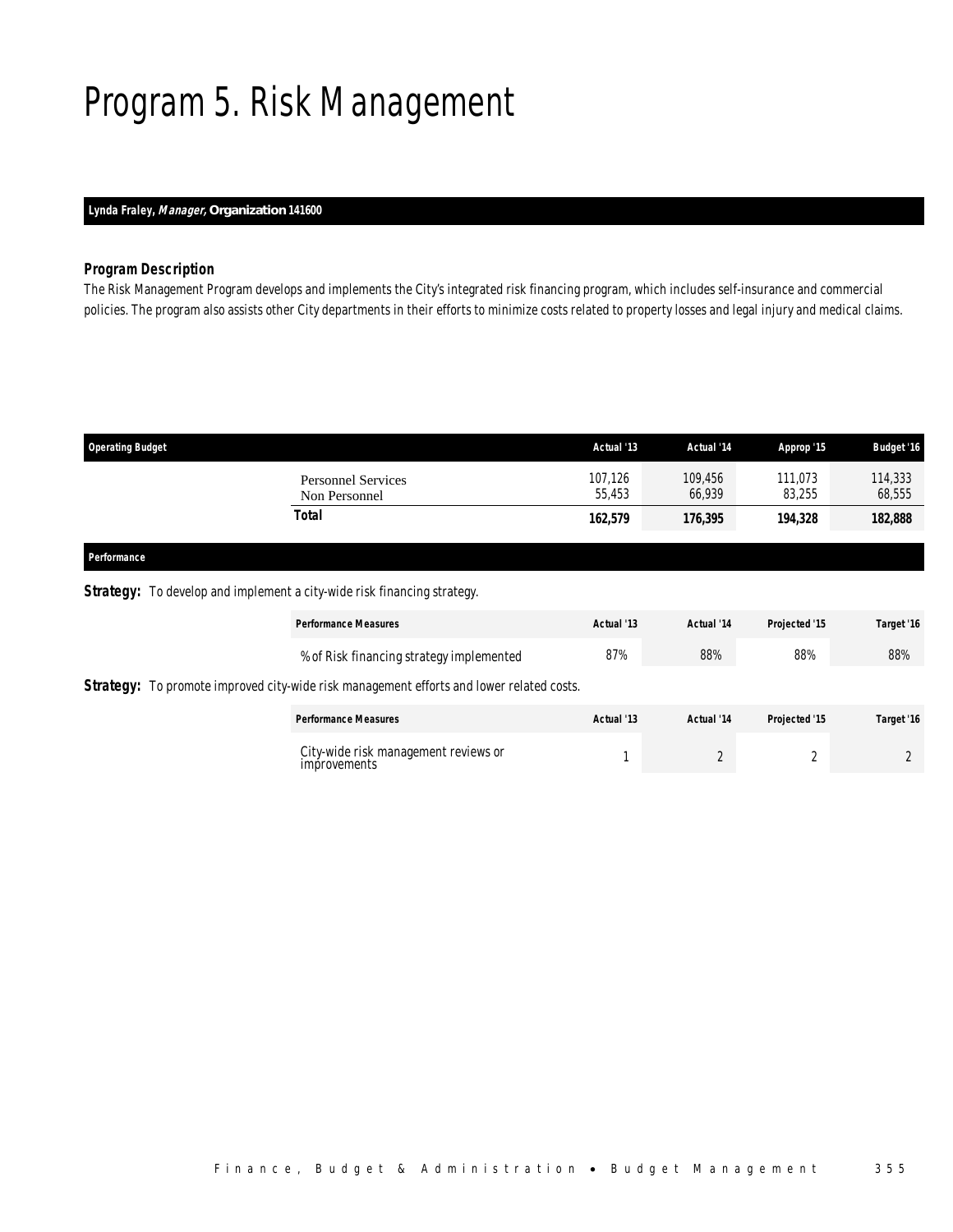# Program 5. Risk Management

**Lynda Fraley, *Manager*, Organization 141600**

### *Program Description*

*The Risk Management Program develops and implements the City's integrated risk financing program, which includes self-insurance and commercial policies. The program also assists other City departments in their efforts to minimize costs related to property losses and legal injury and medical claims.*

| Operating Budget | Actual '13 | Actual '14 | Approp '15 | Budget '16 |
|---|---|---|---|---|
| Personnel Services | 107,126 | 109,456 | 111,073 | 114,333 |
| Non Personnel | 55,453 | 66,939 | 83,255 | 68,555 |
| **Total** | **162,579** | **176,395** | **194,328** | **182,888** |

### *Performance*

***Strategy:*** To develop and implement a city-wide risk financing strategy.

| Performance Measures | Actual '13 | Actual '14 | Projected '15 | Target '16 |
|---|---|---|---|---|
| % of Risk financing strategy implemented | 87% | 88% | 88% | 88% |

***Strategy:*** To promote improved city-wide risk management efforts and lower related costs.

| Performance Measures | Actual '13 | Actual '14 | Projected '15 | Target '16 |
|---|---|---|---|---|
| City-wide risk management reviews or improvements | 1 | 2 | 2 | 2 |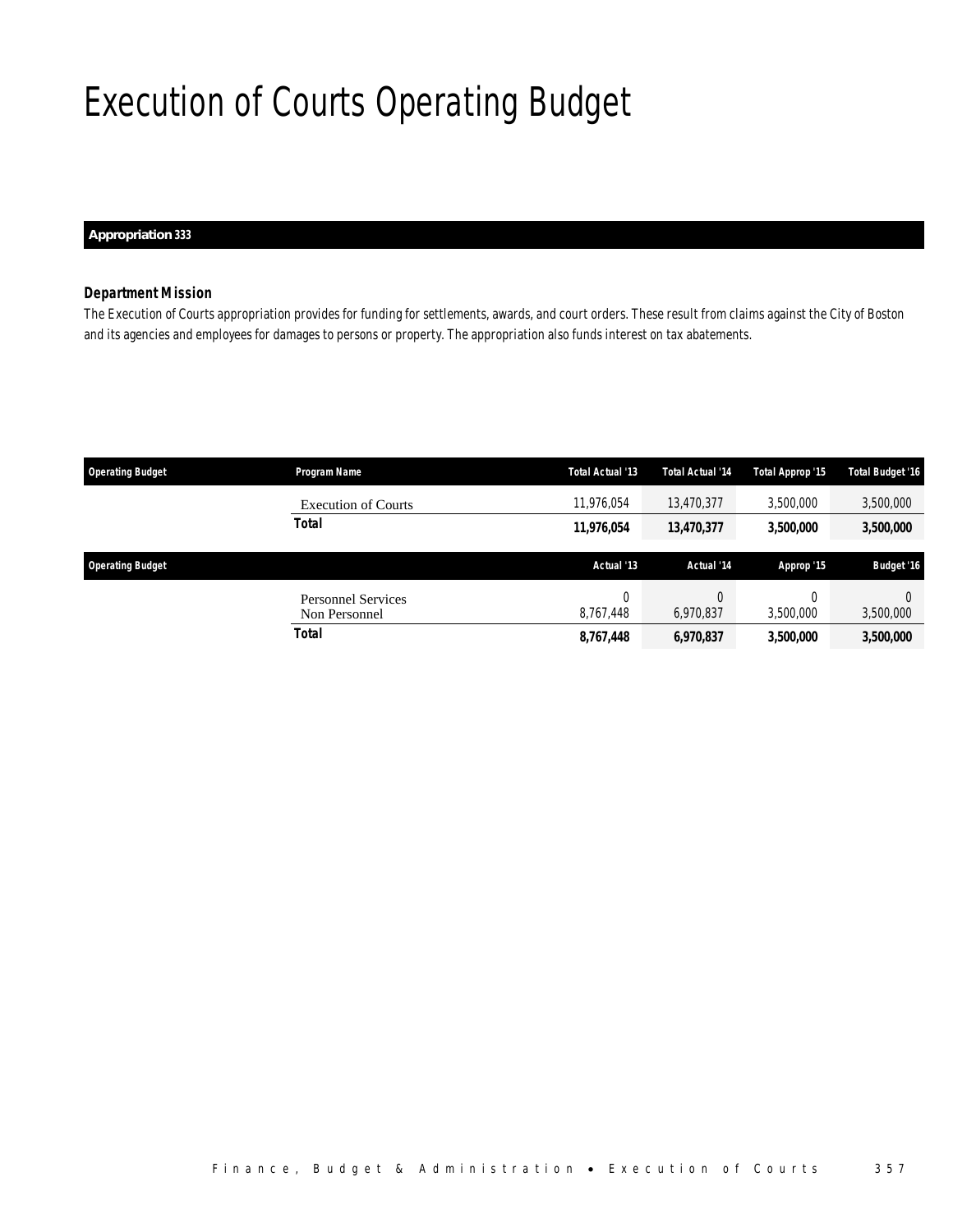# Execution of Courts Operating Budget

**Appropriation 333**

### *Department Mission*

*The Execution of Courts appropriation provides for funding for settlements, awards, and court orders. These result from claims against the City of Boston and its agencies and employees for damages to persons or property. The appropriation also funds interest on tax abatements.*

| Operating Budget | Program Name | Total Actual '13 | Total Actual '14 | Total Approp '15 | Total Budget '16 |
|---|---|---|---|---|---|
| | Execution of Courts | 11,976,054 | 13,470,377 | 3,500,000 | 3,500,000 |
| | **Total** | **11,976,054** | **13,470,377** | **3,500,000** | **3,500,000** |

| Operating Budget | | Actual '13 | Actual '14 | Approp '15 | Budget '16 |
|---|---|---|---|---|---|
| | Personnel Services | 0 | 0 | 0 | 0 |
| | Non Personnel | 8,767,448 | 6,970,837 | 3,500,000 | 3,500,000 |
| | **Total** | **8,767,448** | **6,970,837** | **3,500,000** | **3,500,000** |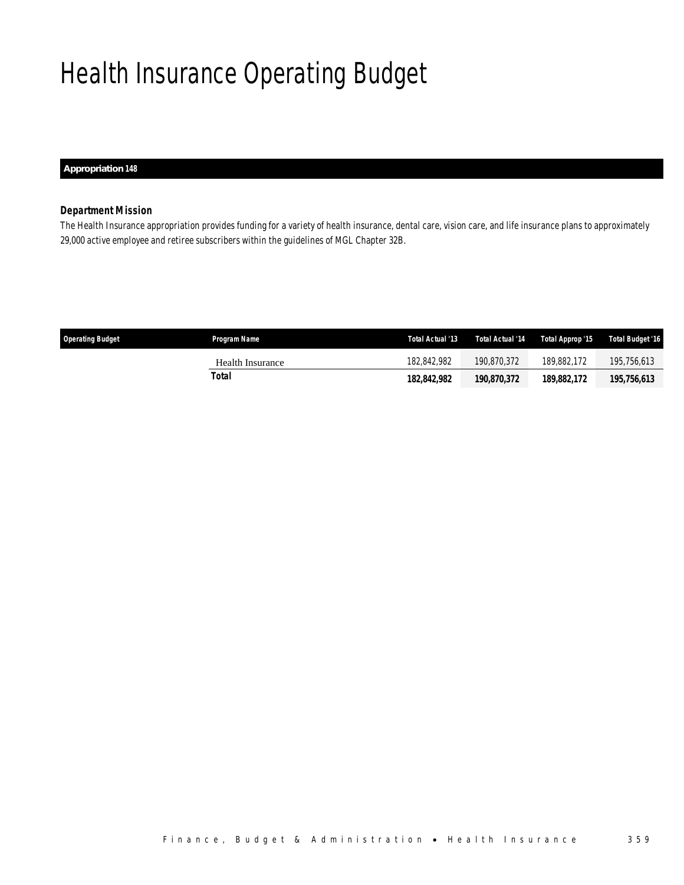# Health Insurance Operating Budget

**Appropriation 148**

### *Department Mission*

*The Health Insurance appropriation provides funding for a variety of health insurance, dental care, vision care, and life insurance plans to approximately 29,000 active employee and retiree subscribers within the guidelines of MGL Chapter 32B.*

| Operating Budget | Program Name | Total Actual '13 | Total Actual '14 | Total Approp '15 | Total Budget '16 |
|---|---|---|---|---|---|
| | Health Insurance | 182,842,982 | 190,870,372 | 189,882,172 | 195,756,613 |
| | **Total** | **182,842,982** | **190,870,372** | **189,882,172** | **195,756,613** |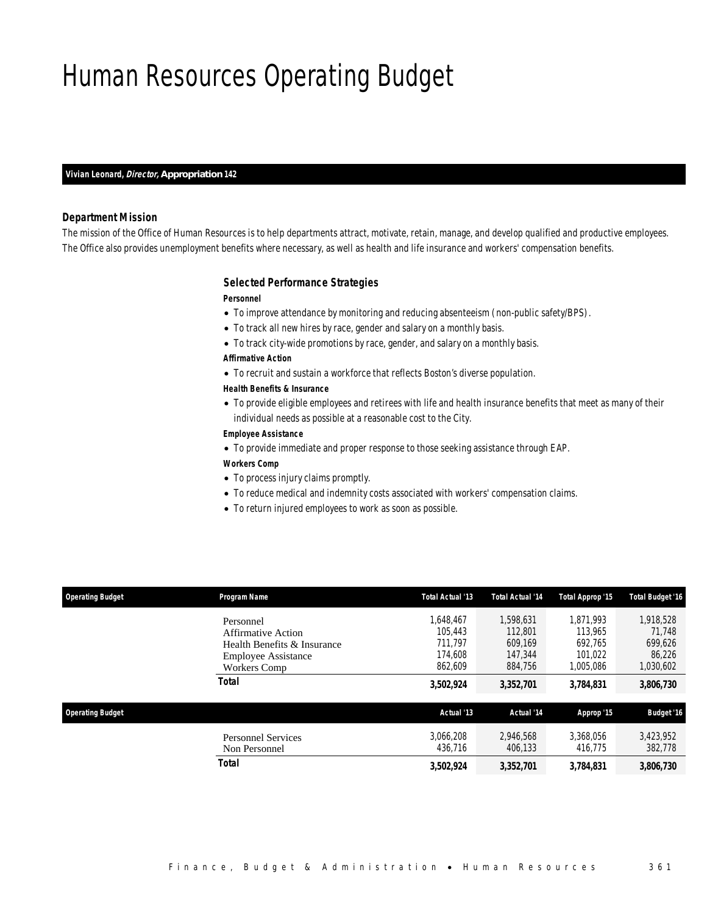# Human Resources Operating Budget

**Vivian Leonard, *Director,* Appropriation 142**

### *Department Mission*

*The mission of the Office of Human Resources is to help departments attract, motivate, retain, manage, and develop qualified and productive employees. The Office also provides unemployment benefits where necessary, as well as health and life insurance and workers' compensation benefits.*

### *Selected Performance Strategies*

***Personnel***

- To improve attendance by monitoring and reducing absenteeism (non-public safety/BPS).
- To track all new hires by race, gender and salary on a monthly basis.
- To track city-wide promotions by race, gender, and salary on a monthly basis.

***Affirmative Action***

- To recruit and sustain a workforce that reflects Boston's diverse population.

***Health Benefits & Insurance***

- To provide eligible employees and retirees with life and health insurance benefits that meet as many of their individual needs as possible at a reasonable cost to the City.

***Employee Assistance***

- To provide immediate and proper response to those seeking assistance through EAP.

***Workers Comp***

- To process injury claims promptly.
- To reduce medical and indemnity costs associated with workers' compensation claims.
- To return injured employees to work as soon as possible.

| Operating Budget | Program Name | Total Actual '13 | Total Actual '14 | Total Approp '15 | Total Budget '16 |
|---|---|---|---|---|---|
| | Personnel | 1,648,467 | 1,598,631 | 1,871,993 | 1,918,528 |
| | Affirmative Action | 105,443 | 112,801 | 113,965 | 71,748 |
| | Health Benefits & Insurance | 711,797 | 609,169 | 692,765 | 699,626 |
| | Employee Assistance | 174,608 | 147,344 | 101,022 | 86,226 |
| | Workers Comp | 862,609 | 884,756 | 1,005,086 | 1,030,602 |
| | **Total** | **3,502,924** | **3,352,701** | **3,784,831** | **3,806,730** |

| Operating Budget | | Actual '13 | Actual '14 | Approp '15 | Budget '16 |
|---|---|---|---|---|---|
| | Personnel Services | 3,066,208 | 2,946,568 | 3,368,056 | 3,423,952 |
| | Non Personnel | 436,716 | 406,133 | 416,775 | 382,778 |
| | **Total** | **3,502,924** | **3,352,701** | **3,784,831** | **3,806,730** |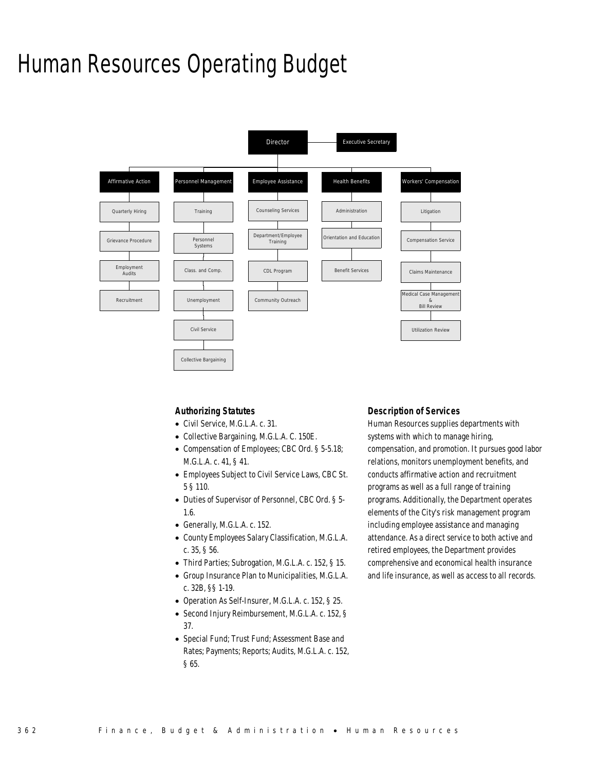# Human Resources Operating Budget

- Director
  - Executive Secretary
  - Affirmative Action
    - Quarterly Hiring
    - Grievance Procedure
    - Employment Audits
    - Recruitment
  - Personnel Management
    - Training
    - Personnel Systems
    - Class. and Comp.
    - Unemployment
    - Civil Service
    - Collective Bargaining
  - Employee Assistance
    - Counseling Services
    - Department/Employee Training
    - CDL Program
    - Community Outreach
  - Health Benefits
    - Administration
    - Orientation and Education
    - Benefit Services
  - Workers' Compensation
    - Litigation
    - Compensation Service
    - Claims Maintenance
    - Medical Case Management & Bill Review
    - Utilization Review

### Authorizing Statutes

- Civil Service, M.G.L.A. c. 31.
- Collective Bargaining, M.G.L.A. C. 150E.
- Compensation of Employees; CBC Ord. § 5-5.18; M.G.L.A. c. 41, § 41.
- Employees Subject to Civil Service Laws, CBC St. 5 § 110.
- Duties of Supervisor of Personnel, CBC Ord. § 5-1.6.
- Generally, M.G.L.A. c. 152.
- County Employees Salary Classification, M.G.L.A. c. 35, § 56.
- Third Parties; Subrogation, M.G.L.A. c. 152, § 15.
- Group Insurance Plan to Municipalities, M.G.L.A. c. 32B, §§ 1-19.
- Operation As Self-Insurer, M.G.L.A. c. 152, § 25.
- Second Injury Reimbursement, M.G.L.A. c. 152, § 37.
- Special Fund; Trust Fund; Assessment Base and Rates; Payments; Reports; Audits, M.G.L.A. c. 152, § 65.

### Description of Services

Human Resources supplies departments with systems with which to manage hiring, compensation, and promotion. It pursues good labor relations, monitors unemployment benefits, and conducts affirmative action and recruitment programs as well as a full range of training programs. Additionally, the Department operates elements of the City's risk management program including employee assistance and managing attendance. As a direct service to both active and retired employees, the Department provides comprehensive and economical health insurance and life insurance, as well as access to all records.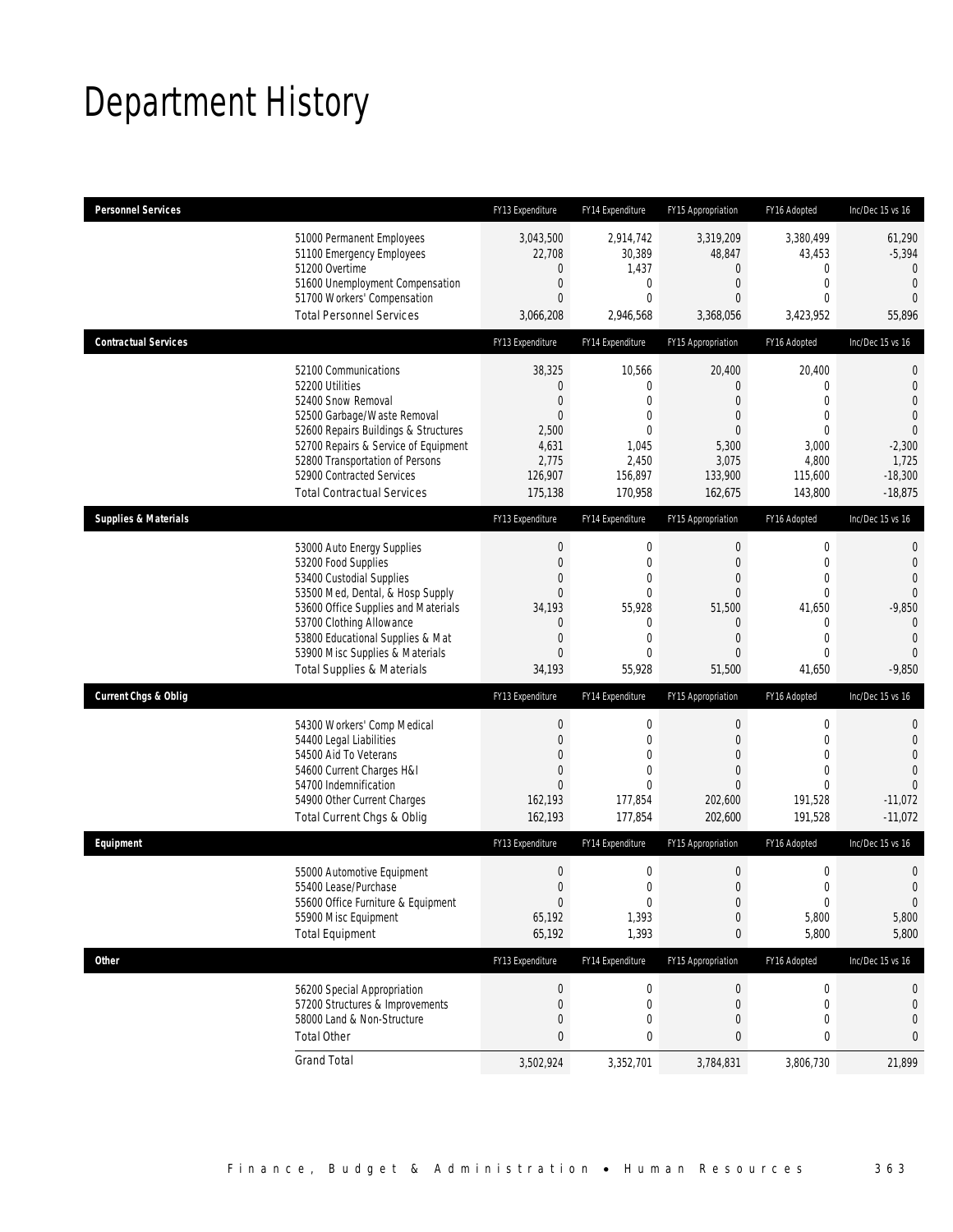# Department History

| Personnel Services | FY13 Expenditure | FY14 Expenditure | FY15 Appropriation | FY16 Adopted | Inc/Dec 15 vs 16 |
|---|---|---|---|---|---|
| 51000 Permanent Employees | 3,043,500 | 2,914,742 | 3,319,209 | 3,380,499 | 61,290 |
| 51100 Emergency Employees | 22,708 | 30,389 | 48,847 | 43,453 | -5,394 |
| 51200 Overtime | 0 | 1,437 | 0 | 0 | 0 |
| 51600 Unemployment Compensation | 0 | 0 | 0 | 0 | 0 |
| 51700 Workers' Compensation | 0 | 0 | 0 | 0 | 0 |
| Total Personnel Services | 3,066,208 | 2,946,568 | 3,368,056 | 3,423,952 | 55,896 |

| Contractual Services | FY13 Expenditure | FY14 Expenditure | FY15 Appropriation | FY16 Adopted | Inc/Dec 15 vs 16 |
|---|---|---|---|---|---|
| 52100 Communications | 38,325 | 10,566 | 20,400 | 20,400 | 0 |
| 52200 Utilities | 0 | 0 | 0 | 0 | 0 |
| 52400 Snow Removal | 0 | 0 | 0 | 0 | 0 |
| 52500 Garbage/Waste Removal | 0 | 0 | 0 | 0 | 0 |
| 52600 Repairs Buildings & Structures | 2,500 | 0 | 0 | 0 | 0 |
| 52700 Repairs & Service of Equipment | 4,631 | 1,045 | 5,300 | 3,000 | -2,300 |
| 52800 Transportation of Persons | 2,775 | 2,450 | 3,075 | 4,800 | 1,725 |
| 52900 Contracted Services | 126,907 | 156,897 | 133,900 | 115,600 | -18,300 |
| Total Contractual Services | 175,138 | 170,958 | 162,675 | 143,800 | -18,875 |

| Supplies & Materials | FY13 Expenditure | FY14 Expenditure | FY15 Appropriation | FY16 Adopted | Inc/Dec 15 vs 16 |
|---|---|---|---|---|---|
| 53000 Auto Energy Supplies | 0 | 0 | 0 | 0 | 0 |
| 53200 Food Supplies | 0 | 0 | 0 | 0 | 0 |
| 53400 Custodial Supplies | 0 | 0 | 0 | 0 | 0 |
| 53500 Med, Dental, & Hosp Supply | 0 | 0 | 0 | 0 | 0 |
| 53600 Office Supplies and Materials | 34,193 | 55,928 | 51,500 | 41,650 | -9,850 |
| 53700 Clothing Allowance | 0 | 0 | 0 | 0 | 0 |
| 53800 Educational Supplies & Mat | 0 | 0 | 0 | 0 | 0 |
| 53900 Misc Supplies & Materials | 0 | 0 | 0 | 0 | 0 |
| Total Supplies & Materials | 34,193 | 55,928 | 51,500 | 41,650 | -9,850 |

| Current Chgs & Oblig | FY13 Expenditure | FY14 Expenditure | FY15 Appropriation | FY16 Adopted | Inc/Dec 15 vs 16 |
|---|---|---|---|---|---|
| 54300 Workers' Comp Medical | 0 | 0 | 0 | 0 | 0 |
| 54400 Legal Liabilities | 0 | 0 | 0 | 0 | 0 |
| 54500 Aid To Veterans | 0 | 0 | 0 | 0 | 0 |
| 54600 Current Charges H&I | 0 | 0 | 0 | 0 | 0 |
| 54700 Indemnification | 0 | 0 | 0 | 0 | 0 |
| 54900 Other Current Charges | 162,193 | 177,854 | 202,600 | 191,528 | -11,072 |
| Total Current Chgs & Oblig | 162,193 | 177,854 | 202,600 | 191,528 | -11,072 |

| Equipment | FY13 Expenditure | FY14 Expenditure | FY15 Appropriation | FY16 Adopted | Inc/Dec 15 vs 16 |
|---|---|---|---|---|---|
| 55000 Automotive Equipment | 0 | 0 | 0 | 0 | 0 |
| 55400 Lease/Purchase | 0 | 0 | 0 | 0 | 0 |
| 55600 Office Furniture & Equipment | 0 | 0 | 0 | 0 | 0 |
| 55900 Misc Equipment | 65,192 | 1,393 | 0 | 5,800 | 5,800 |
| Total Equipment | 65,192 | 1,393 | 0 | 5,800 | 5,800 |

| Other | FY13 Expenditure | FY14 Expenditure | FY15 Appropriation | FY16 Adopted | Inc/Dec 15 vs 16 |
|---|---|---|---|---|---|
| 56200 Special Appropriation | 0 | 0 | 0 | 0 | 0 |
| 57200 Structures & Improvements | 0 | 0 | 0 | 0 | 0 |
| 58000 Land & Non-Structure | 0 | 0 | 0 | 0 | 0 |
| Total Other | 0 | 0 | 0 | 0 | 0 |
| Grand Total | 3,502,924 | 3,352,701 | 3,784,831 | 3,806,730 | 21,899 |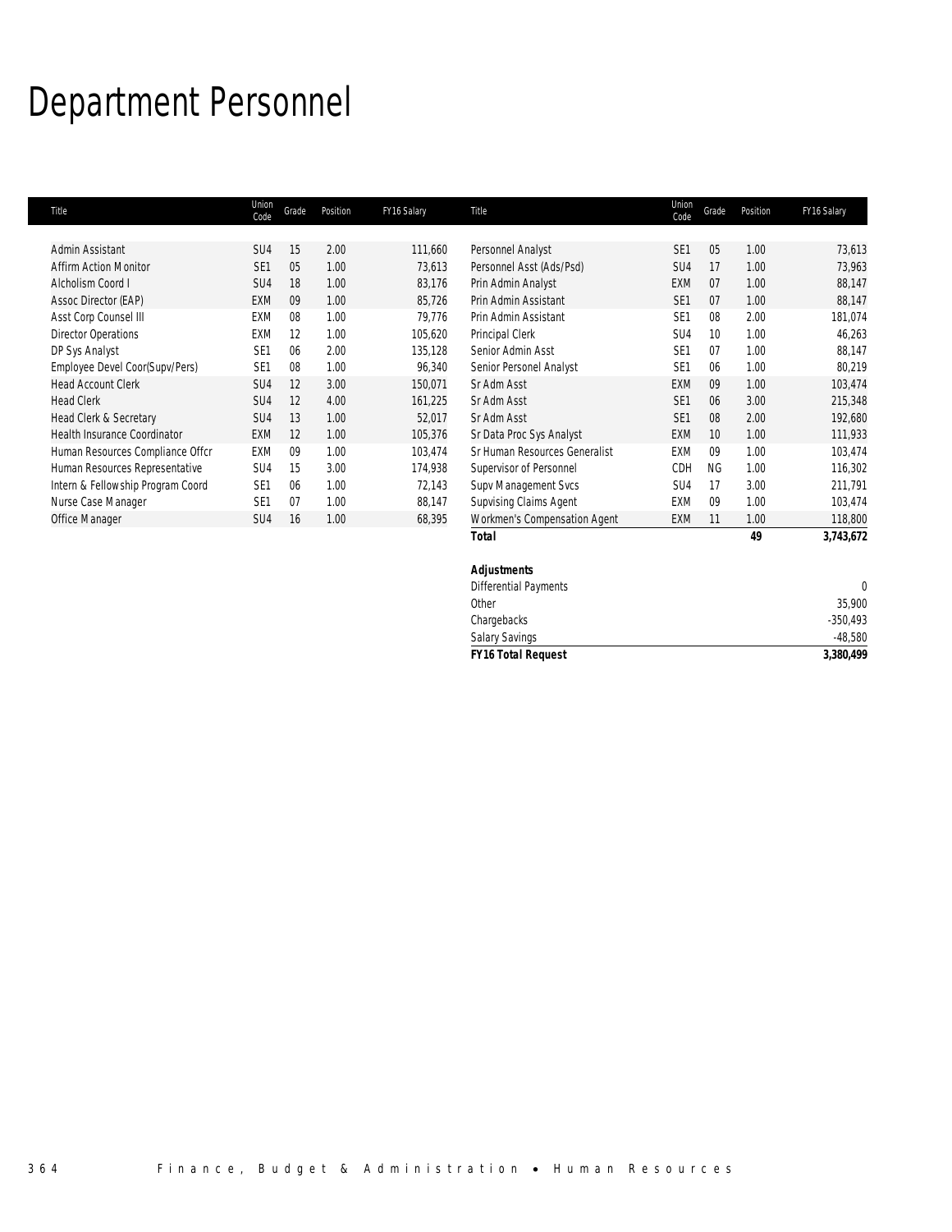# Department Personnel

| Title | Union Code | Grade | Position | FY16 Salary |
|---|---|---|---|---|
| Admin Assistant | SU4 | 15 | 2.00 | 111,660 |
| Affirm Action Monitor | SE1 | 05 | 1.00 | 73,613 |
| Alcholism Coord I | SU4 | 18 | 1.00 | 83,176 |
| Assoc Director (EAP) | EXM | 09 | 1.00 | 85,726 |
| Asst Corp Counsel III | EXM | 08 | 1.00 | 79,776 |
| Director Operations | EXM | 12 | 1.00 | 105,620 |
| DP Sys Analyst | SE1 | 06 | 2.00 | 135,128 |
| Employee Devel Coor(Supv/Pers) | SE1 | 08 | 1.00 | 96,340 |
| Head Account Clerk | SU4 | 12 | 3.00 | 150,071 |
| Head Clerk | SU4 | 12 | 4.00 | 161,225 |
| Head Clerk & Secretary | SU4 | 13 | 1.00 | 52,017 |
| Health Insurance Coordinator | EXM | 12 | 1.00 | 105,376 |
| Human Resources Compliance Offcr | EXM | 09 | 1.00 | 103,474 |
| Human Resources Representative | SU4 | 15 | 3.00 | 174,938 |
| Intern & Fellowship Program Coord | SE1 | 06 | 1.00 | 72,143 |
| Nurse Case Manager | SE1 | 07 | 1.00 | 88,147 |
| Office Manager | SU4 | 16 | 1.00 | 68,395 |
| Personnel Analyst | SE1 | 05 | 1.00 | 73,613 |
| Personnel Asst (Ads/Psd) | SU4 | 17 | 1.00 | 73,963 |
| Prin Admin Analyst | EXM | 07 | 1.00 | 88,147 |
| Prin Admin Assistant | SE1 | 07 | 1.00 | 88,147 |
| Prin Admin Assistant | SE1 | 08 | 2.00 | 181,074 |
| Principal Clerk | SU4 | 10 | 1.00 | 46,263 |
| Senior Admin Asst | SE1 | 07 | 1.00 | 88,147 |
| Senior Personel Analyst | SE1 | 06 | 1.00 | 80,219 |
| Sr Adm Asst | EXM | 09 | 1.00 | 103,474 |
| Sr Adm Asst | SE1 | 06 | 3.00 | 215,348 |
| Sr Adm Asst | SE1 | 08 | 2.00 | 192,680 |
| Sr Data Proc Sys Analyst | EXM | 10 | 1.00 | 111,933 |
| Sr Human Resources Generalist | EXM | 09 | 1.00 | 103,474 |
| Supervisor of Personnel | CDH | NG | 1.00 | 116,302 |
| Supv Management Svcs | SU4 | 17 | 3.00 | 211,791 |
| Supvising Claims Agent | EXM | 09 | 1.00 | 103,474 |
| Workmen's Compensation Agent | EXM | 11 | 1.00 | 118,800 |
| ***Total*** | | | ***49*** | ***3,743,672*** |

| ***Adjustments*** | |
|---|---|
| Differential Payments | 0 |
| Other | 35,900 |
| Chargebacks | -350,493 |
| Salary Savings | -48,580 |
| ***FY16 Total Request*** | ***3,380,499*** |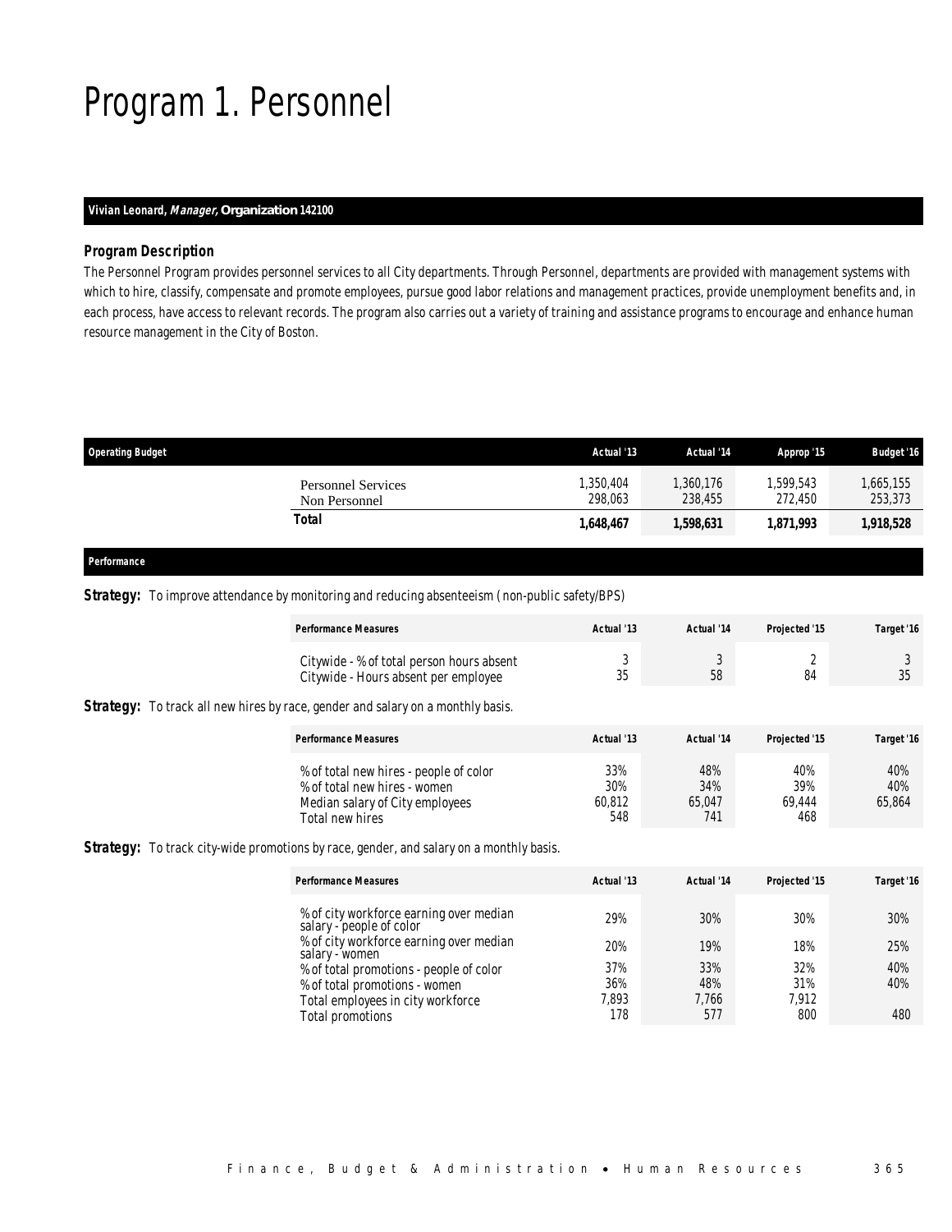# Program 1. Personnel

**Vivian Leonard, *Manager,* Organization 142100**

### *Program Description*

The Personnel Program provides personnel services to all City departments. Through Personnel, departments are provided with management systems with which to hire, classify, compensate and promote employees, pursue good labor relations and management practices, provide unemployment benefits and, in each process, have access to relevant records. The program also carries out a variety of training and assistance programs to encourage and enhance human resource management in the City of Boston.

| Operating Budget | Actual '13 | Actual '14 | Approp '15 | Budget '16 |
|---|---|---|---|---|
| Personnel Services | 1,350,404 | 1,360,176 | 1,599,543 | 1,665,155 |
| Non Personnel | 298,063 | 238,455 | 272,450 | 253,373 |
| **Total** | **1,648,467** | **1,598,631** | **1,871,993** | **1,918,528** |

**Performance**

**Strategy:** To improve attendance by monitoring and reducing absenteeism ( non-public safety/BPS)

| Performance Measures | Actual '13 | Actual '14 | Projected '15 | Target '16 |
|---|---|---|---|---|
| Citywide - % of total person hours absent | 3 | 3 | 2 | 3 |
| Citywide - Hours absent per employee | 35 | 58 | 84 | 35 |

**Strategy:** To track all new hires by race, gender and salary on a monthly basis.

| Performance Measures | Actual '13 | Actual '14 | Projected '15 | Target '16 |
|---|---|---|---|---|
| % of total new hires - people of color | 33% | 48% | 40% | 40% |
| % of total new hires - women | 30% | 34% | 39% | 40% |
| Median salary of City employees | 60,812 | 65,047 | 69,444 | 65,864 |
| Total new hires | 548 | 741 | 468 | |

**Strategy:** To track city-wide promotions by race, gender, and salary on a monthly basis.

| Performance Measures | Actual '13 | Actual '14 | Projected '15 | Target '16 |
|---|---|---|---|---|
| % of city workforce earning over median salary - people of color | 29% | 30% | 30% | 30% |
| % of city workforce earning over median salary - women | 20% | 19% | 18% | 25% |
| % of total promotions - people of color | 37% | 33% | 32% | 40% |
| % of total promotions - women | 36% | 48% | 31% | 40% |
| Total employees in city workforce | 7,893 | 7,766 | 7,912 | |
| Total promotions | 178 | 577 | 800 | 480 |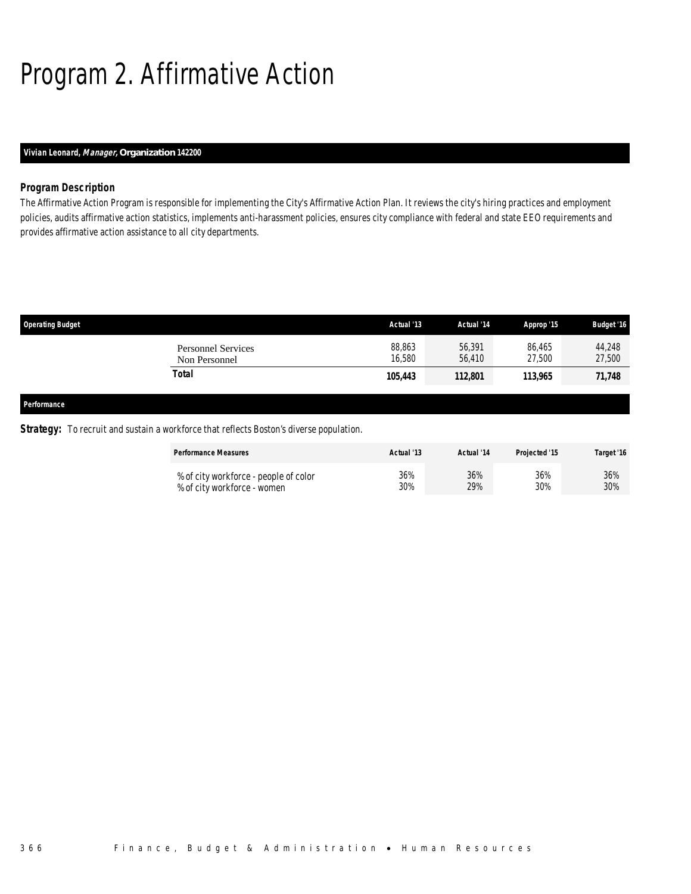# Program 2. Affirmative Action

**Vivian Leonard, *Manager,* Organization 142200**

### Program Description

The Affirmative Action Program is responsible for implementing the City's Affirmative Action Plan. It reviews the city's hiring practices and employment policies, audits affirmative action statistics, implements anti-harassment policies, ensures city compliance with federal and state EEO requirements and provides affirmative action assistance to all city departments.

| Operating Budget | Actual '13 | Actual '14 | Approp '15 | Budget '16 |
|---|---|---|---|---|
| Personnel Services | 88,863 | 56,391 | 86,465 | 44,248 |
| Non Personnel | 16,580 | 56,410 | 27,500 | 27,500 |
| **Total** | **105,443** | **112,801** | **113,965** | **71,748** |

**Performance**

***Strategy:*** To recruit and sustain a workforce that reflects Boston's diverse population.

| Performance Measures | Actual '13 | Actual '14 | Projected '15 | Target '16 |
|---|---|---|---|---|
| % of city workforce - people of color | 36% | 36% | 36% | 36% |
| % of city workforce - women | 30% | 29% | 30% | 30% |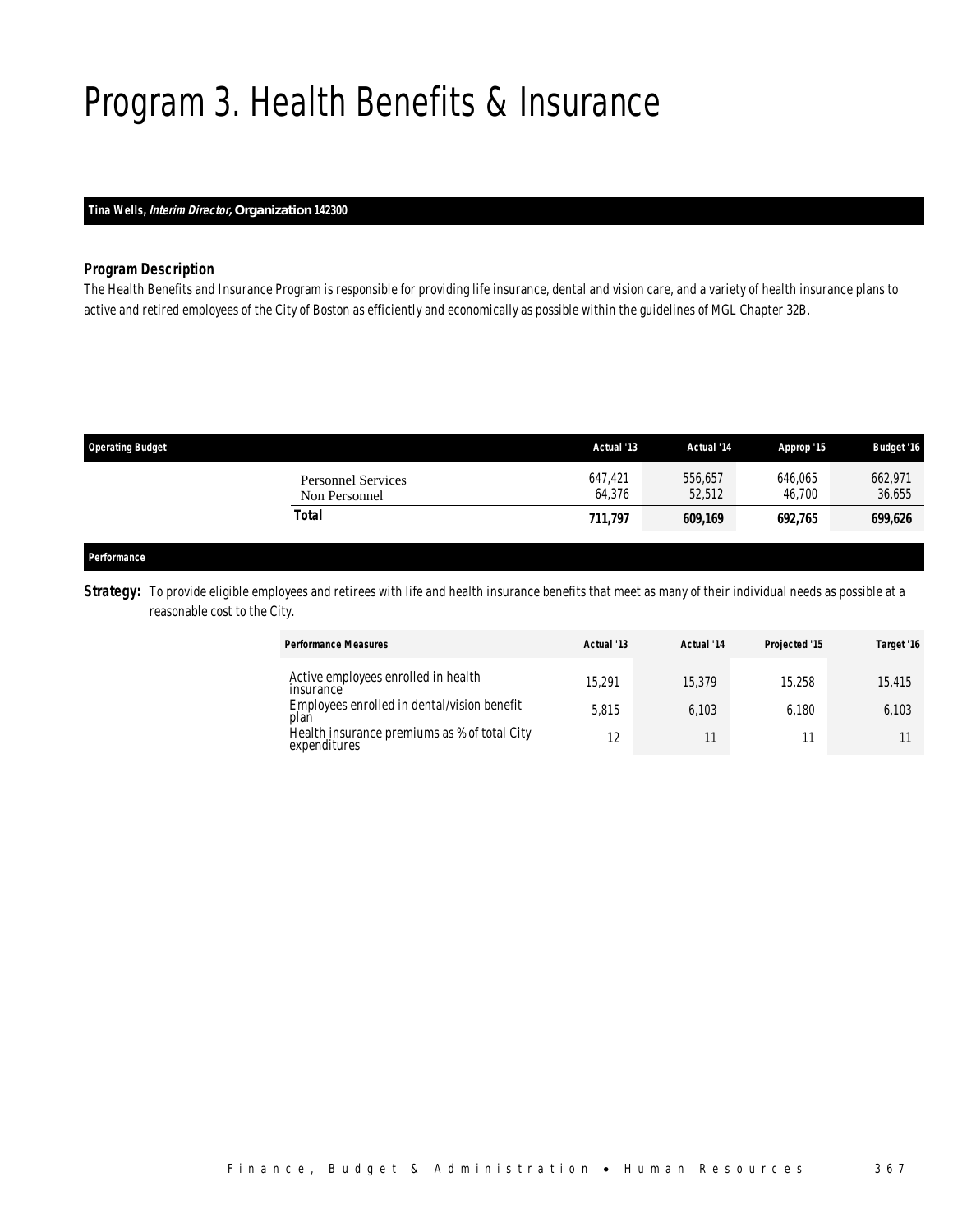# Program 3. Health Benefits & Insurance

**Tina Wells, *Interim Director*, Organization 142300**

### *Program Description*

*The Health Benefits and Insurance Program is responsible for providing life insurance, dental and vision care, and a variety of health insurance plans to active and retired employees of the City of Boston as efficiently and economically as possible within the guidelines of MGL Chapter 32B.*

| Operating Budget | Actual '13 | Actual '14 | Approp '15 | Budget '16 |
|---|---|---|---|---|
| Personnel Services | 647,421 | 556,657 | 646,065 | 662,971 |
| Non Personnel | 64,376 | 52,512 | 46,700 | 36,655 |
| **Total** | **711,797** | **609,169** | **692,765** | **699,626** |

### *Performance*

**Strategy:** To provide eligible employees and retirees with life and health insurance benefits that meet as many of their individual needs as possible at a reasonable cost to the City.

| Performance Measures | Actual '13 | Actual '14 | Projected '15 | Target '16 |
|---|---|---|---|---|
| Active employees enrolled in health insurance | 15,291 | 15,379 | 15,258 | 15,415 |
| Employees enrolled in dental/vision benefit plan | 5,815 | 6,103 | 6,180 | 6,103 |
| Health insurance premiums as % of total City expenditures | 12 | 11 | 11 | 11 |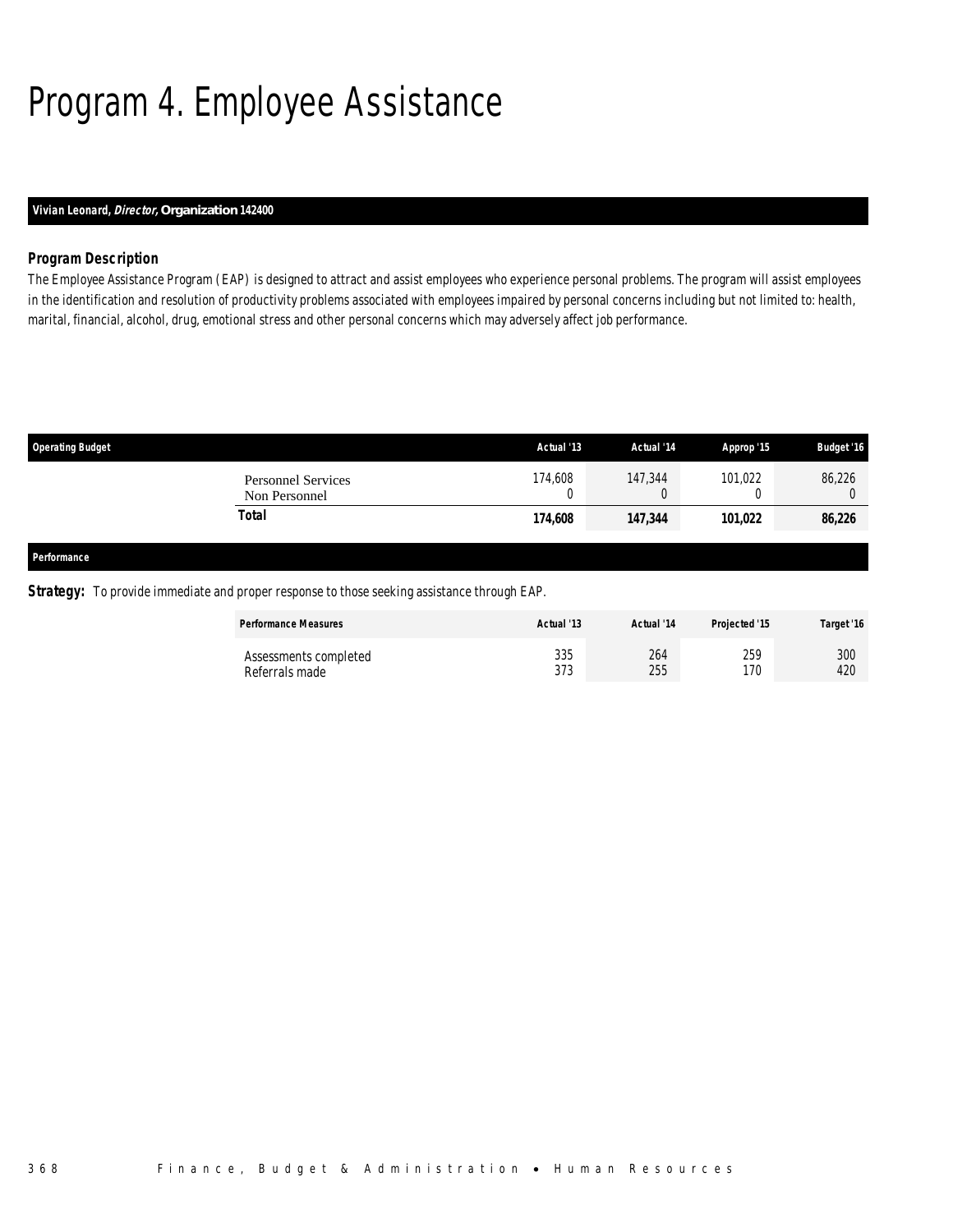# Program 4. Employee Assistance

**Vivian Leonard, *Director,* Organization 142400**

### Program Description

The Employee Assistance Program (EAP) is designed to attract and assist employees who experience personal problems. The program will assist employees in the identification and resolution of productivity problems associated with employees impaired by personal concerns including but not limited to: health, marital, financial, alcohol, drug, emotional stress and other personal concerns which may adversely affect job performance.

| Operating Budget | Actual '13 | Actual '14 | Approp '15 | Budget '16 |
|---|---|---|---|---|
| Personnel Services | 174,608 | 147,344 | 101,022 | 86,226 |
| Non Personnel | 0 | 0 | 0 | 0 |
| **Total** | **174,608** | **147,344** | **101,022** | **86,226** |

### Performance

**Strategy:** To provide immediate and proper response to those seeking assistance through EAP.

| Performance Measures | Actual '13 | Actual '14 | Projected '15 | Target '16 |
|---|---|---|---|---|
| Assessments completed | 335 | 264 | 259 | 300 |
| Referrals made | 373 | 255 | 170 | 420 |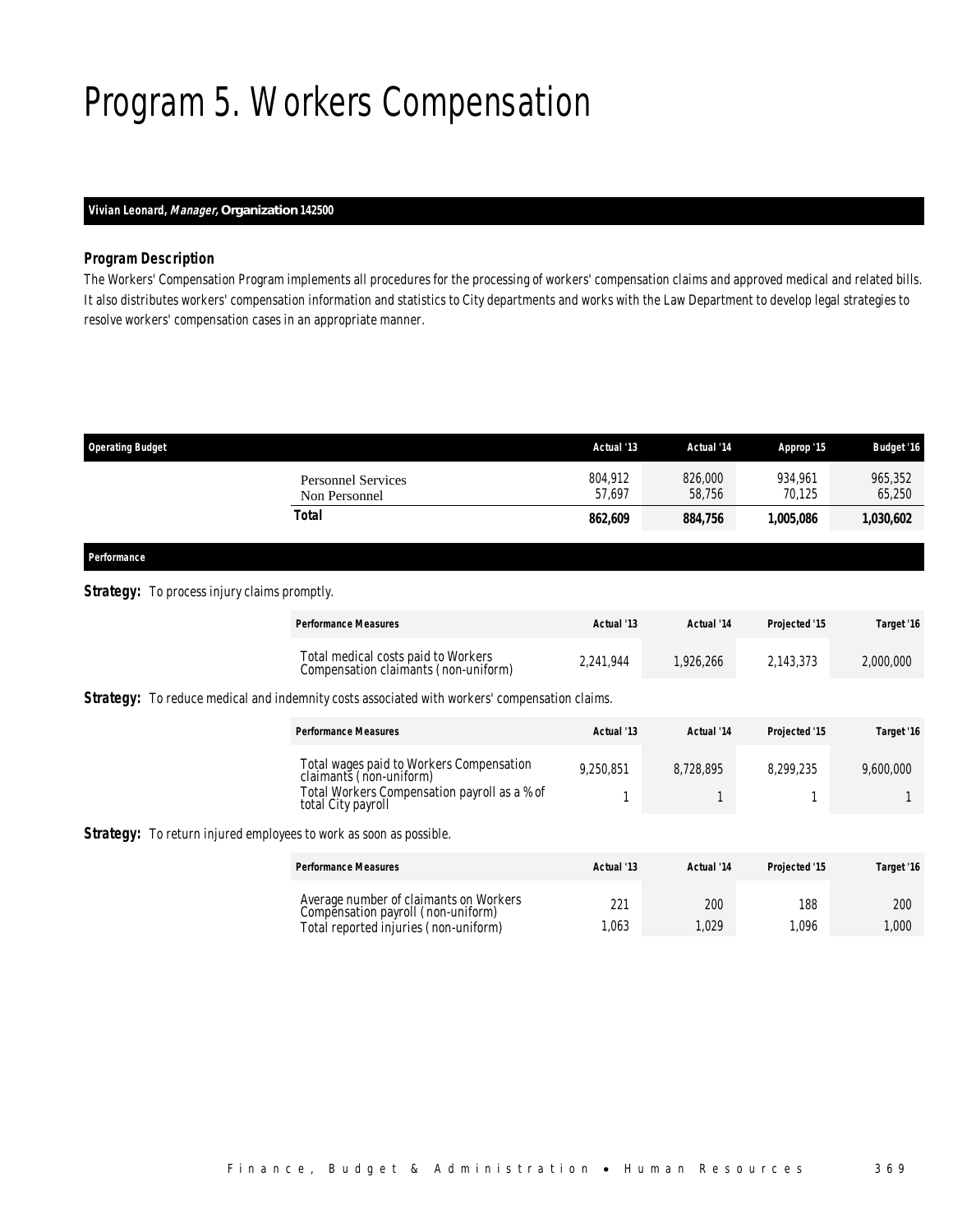# Program 5. Workers Compensation

**Vivian Leonard, *Manager,* Organization 142500**

### Program Description

The Workers' Compensation Program implements all procedures for the processing of workers' compensation claims and approved medical and related bills. It also distributes workers' compensation information and statistics to City departments and works with the Law Department to develop legal strategies to resolve workers' compensation cases in an appropriate manner.

| Operating Budget | Actual '13 | Actual '14 | Approp '15 | Budget '16 |
|---|---|---|---|---|
| Personnel Services | 804,912 | 826,000 | 934,961 | 965,352 |
| Non Personnel | 57,697 | 58,756 | 70,125 | 65,250 |
| **Total** | **862,609** | **884,756** | **1,005,086** | **1,030,602** |

### Performance

**Strategy:** To process injury claims promptly.

| Performance Measures | Actual '13 | Actual '14 | Projected '15 | Target '16 |
|---|---|---|---|---|
| Total medical costs paid to Workers Compensation claimants (non-uniform) | 2,241,944 | 1,926,266 | 2,143,373 | 2,000,000 |

**Strategy:** To reduce medical and indemnity costs associated with workers' compensation claims.

| Performance Measures | Actual '13 | Actual '14 | Projected '15 | Target '16 |
|---|---|---|---|---|
| Total wages paid to Workers Compensation claimants (non-uniform) | 9,250,851 | 8,728,895 | 8,299,235 | 9,600,000 |
| Total Workers Compensation payroll as a % of total City payroll | 1 | 1 | 1 | 1 |

**Strategy:** To return injured employees to work as soon as possible.

| Performance Measures | Actual '13 | Actual '14 | Projected '15 | Target '16 |
|---|---|---|---|---|
| Average number of claimants on Workers Compensation payroll (non-uniform) | 221 | 200 | 188 | 200 |
| Total reported injuries (non-uniform) | 1,063 | 1,029 | 1,096 | 1,000 |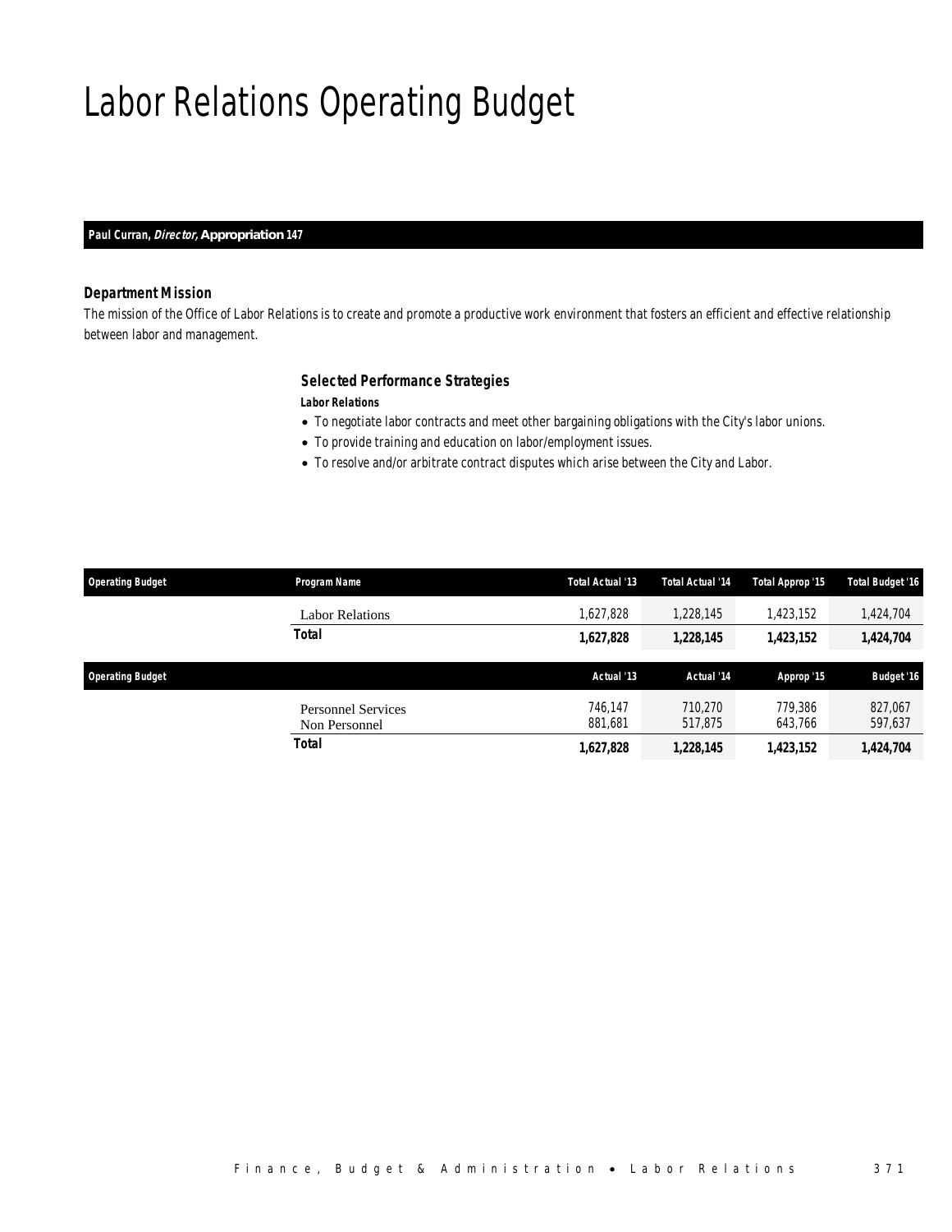# Labor Relations Operating Budget

**Paul Curran, *Director,* Appropriation 147**

### *Department Mission*

*The mission of the Office of Labor Relations is to create and promote a productive work environment that fosters an efficient and effective relationship between labor and management.*

### *Selected Performance Strategies*

***Labor Relations***

- To negotiate labor contracts and meet other bargaining obligations with the City's labor unions.
- To provide training and education on labor/employment issues.
- To resolve and/or arbitrate contract disputes which arise between the City and Labor.

| Operating Budget | Program Name | Total Actual '13 | Total Actual '14 | Total Approp '15 | Total Budget '16 |
|---|---|---|---|---|---|
| | Labor Relations | 1,627,828 | 1,228,145 | 1,423,152 | 1,424,704 |
| | **Total** | **1,627,828** | **1,228,145** | **1,423,152** | **1,424,704** |

| Operating Budget | | Actual '13 | Actual '14 | Approp '15 | Budget '16 |
|---|---|---|---|---|---|
| | Personnel Services | 746,147 | 710,270 | 779,386 | 827,067 |
| | Non Personnel | 881,681 | 517,875 | 643,766 | 597,637 |
| | **Total** | **1,627,828** | **1,228,145** | **1,423,152** | **1,424,704** |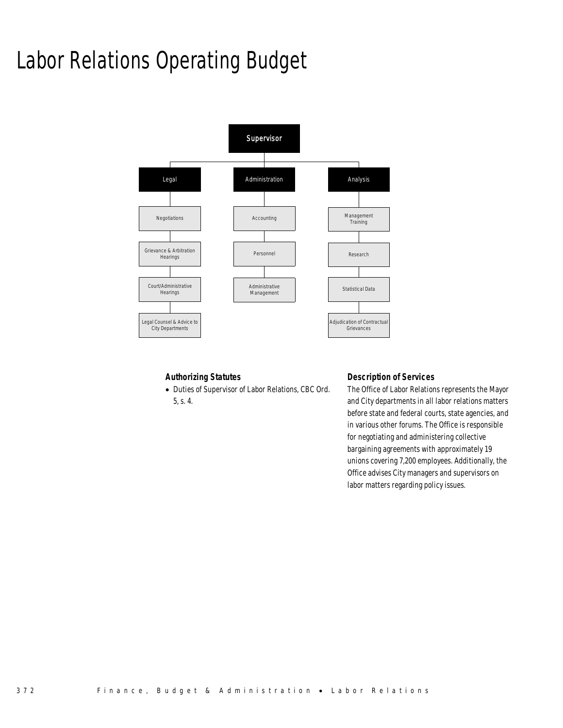# Labor Relations Operating Budget

- Supervisor
  - Legal
    - Negotiations
    - Grievance & Arbitration Hearings
    - Court/Administrative Hearings
    - Legal Counsel & Advice to City Departments
  - Administration
    - Accounting
    - Personnel
    - Administrative Management
  - Analysis
    - Management Training
    - Research
    - Statistical Data
    - Adjudication of Contractual Grievances

### Authorizing Statutes

- Duties of Supervisor of Labor Relations, CBC Ord. 5, s. 4.

### Description of Services

The Office of Labor Relations represents the Mayor and City departments in all labor relations matters before state and federal courts, state agencies, and in various other forums. The Office is responsible for negotiating and administering collective bargaining agreements with approximately 19 unions covering 7,200 employees. Additionally, the Office advises City managers and supervisors on labor matters regarding policy issues.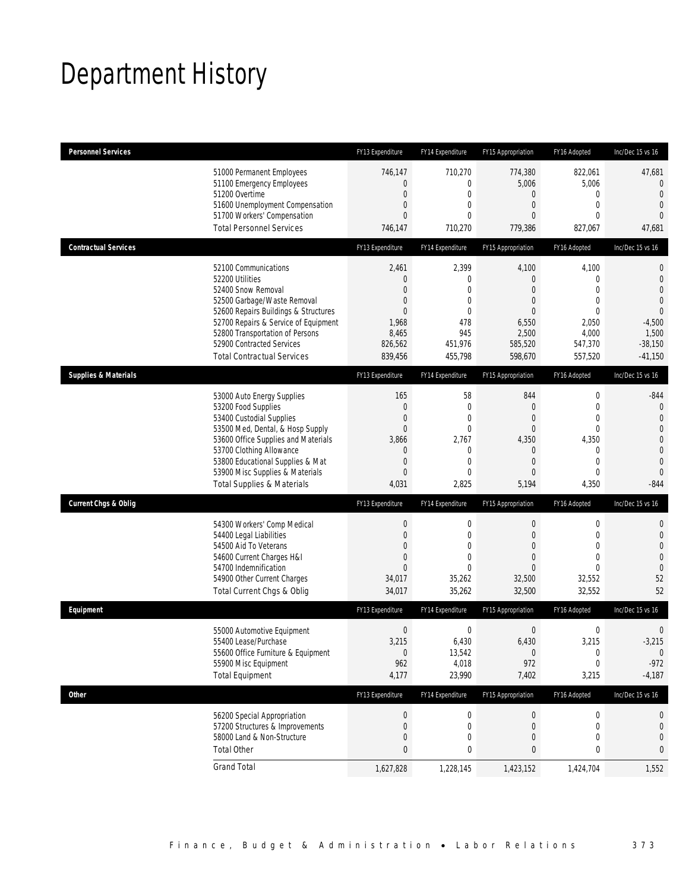# Department History

| Personnel Services | FY13 Expenditure | FY14 Expenditure | FY15 Appropriation | FY16 Adopted | Inc/Dec 15 vs 16 |
|---|---|---|---|---|---|
| 51000 Permanent Employees | 746,147 | 710,270 | 774,380 | 822,061 | 47,681 |
| 51100 Emergency Employees | 0 | 0 | 5,006 | 5,006 | 0 |
| 51200 Overtime | 0 | 0 | 0 | 0 | 0 |
| 51600 Unemployment Compensation | 0 | 0 | 0 | 0 | 0 |
| 51700 Workers' Compensation | 0 | 0 | 0 | 0 | 0 |
| Total Personnel Services | 746,147 | 710,270 | 779,386 | 827,067 | 47,681 |

| Contractual Services | FY13 Expenditure | FY14 Expenditure | FY15 Appropriation | FY16 Adopted | Inc/Dec 15 vs 16 |
|---|---|---|---|---|---|
| 52100 Communications | 2,461 | 2,399 | 4,100 | 4,100 | 0 |
| 52200 Utilities | 0 | 0 | 0 | 0 | 0 |
| 52400 Snow Removal | 0 | 0 | 0 | 0 | 0 |
| 52500 Garbage/Waste Removal | 0 | 0 | 0 | 0 | 0 |
| 52600 Repairs Buildings & Structures | 0 | 0 | 0 | 0 | 0 |
| 52700 Repairs & Service of Equipment | 1,968 | 478 | 6,550 | 2,050 | -4,500 |
| 52800 Transportation of Persons | 8,465 | 945 | 2,500 | 4,000 | 1,500 |
| 52900 Contracted Services | 826,562 | 451,976 | 585,520 | 547,370 | -38,150 |
| Total Contractual Services | 839,456 | 455,798 | 598,670 | 557,520 | -41,150 |

| Supplies & Materials | FY13 Expenditure | FY14 Expenditure | FY15 Appropriation | FY16 Adopted | Inc/Dec 15 vs 16 |
|---|---|---|---|---|---|
| 53000 Auto Energy Supplies | 165 | 58 | 844 | 0 | -844 |
| 53200 Food Supplies | 0 | 0 | 0 | 0 | 0 |
| 53400 Custodial Supplies | 0 | 0 | 0 | 0 | 0 |
| 53500 Med, Dental, & Hosp Supply | 0 | 0 | 0 | 0 | 0 |
| 53600 Office Supplies and Materials | 3,866 | 2,767 | 4,350 | 4,350 | 0 |
| 53700 Clothing Allowance | 0 | 0 | 0 | 0 | 0 |
| 53800 Educational Supplies & Mat | 0 | 0 | 0 | 0 | 0 |
| 53900 Misc Supplies & Materials | 0 | 0 | 0 | 0 | 0 |
| Total Supplies & Materials | 4,031 | 2,825 | 5,194 | 4,350 | -844 |

| Current Chgs & Oblig | FY13 Expenditure | FY14 Expenditure | FY15 Appropriation | FY16 Adopted | Inc/Dec 15 vs 16 |
|---|---|---|---|---|---|
| 54300 Workers' Comp Medical | 0 | 0 | 0 | 0 | 0 |
| 54400 Legal Liabilities | 0 | 0 | 0 | 0 | 0 |
| 54500 Aid To Veterans | 0 | 0 | 0 | 0 | 0 |
| 54600 Current Charges H&I | 0 | 0 | 0 | 0 | 0 |
| 54700 Indemnification | 0 | 0 | 0 | 0 | 0 |
| 54900 Other Current Charges | 34,017 | 35,262 | 32,500 | 32,552 | 52 |
| Total Current Chgs & Oblig | 34,017 | 35,262 | 32,500 | 32,552 | 52 |

| Equipment | FY13 Expenditure | FY14 Expenditure | FY15 Appropriation | FY16 Adopted | Inc/Dec 15 vs 16 |
|---|---|---|---|---|---|
| 55000 Automotive Equipment | 0 | 0 | 0 | 0 | 0 |
| 55400 Lease/Purchase | 3,215 | 6,430 | 6,430 | 3,215 | -3,215 |
| 55600 Office Furniture & Equipment | 0 | 13,542 | 0 | 0 | 0 |
| 55900 Misc Equipment | 962 | 4,018 | 972 | 0 | -972 |
| Total Equipment | 4,177 | 23,990 | 7,402 | 3,215 | -4,187 |

| Other | FY13 Expenditure | FY14 Expenditure | FY15 Appropriation | FY16 Adopted | Inc/Dec 15 vs 16 |
|---|---|---|---|---|---|
| 56200 Special Appropriation | 0 | 0 | 0 | 0 | 0 |
| 57200 Structures & Improvements | 0 | 0 | 0 | 0 | 0 |
| 58000 Land & Non-Structure | 0 | 0 | 0 | 0 | 0 |
| Total Other | 0 | 0 | 0 | 0 | 0 |
| Grand Total | 1,627,828 | 1,228,145 | 1,423,152 | 1,424,704 | 1,552 |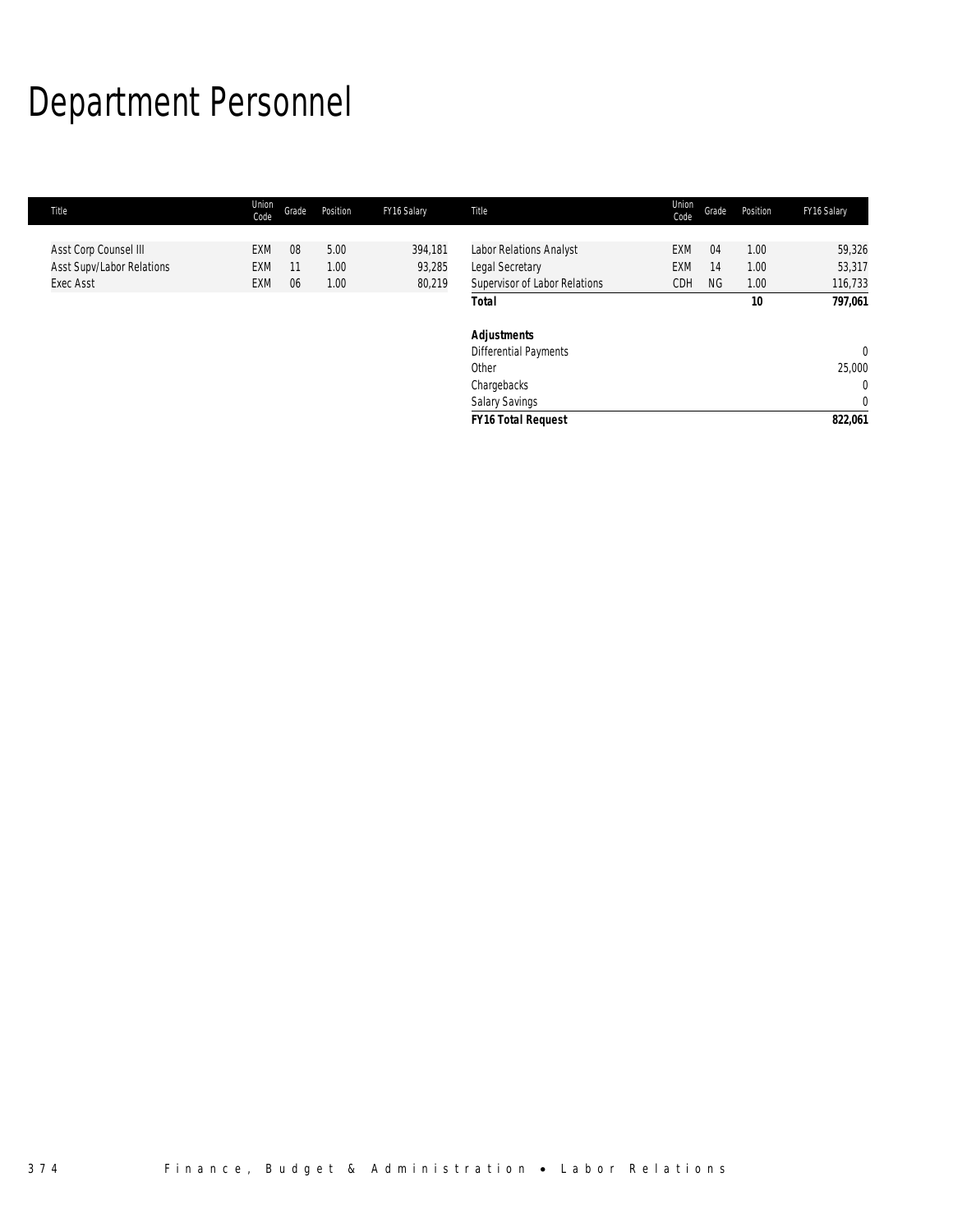# Department Personnel

| Title | Union Code | Grade | Position | FY16 Salary |
|---|---|---|---|---|
| Asst Corp Counsel III | EXM | 08 | 5.00 | 394,181 |
| Asst Supv/Labor Relations | EXM | 11 | 1.00 | 93,285 |
| Exec Asst | EXM | 06 | 1.00 | 80,219 |
| Labor Relations Analyst | EXM | 04 | 1.00 | 59,326 |
| Legal Secretary | EXM | 14 | 1.00 | 53,317 |
| Supervisor of Labor Relations | CDH | NG | 1.00 | 116,733 |
| **Total** | | | **10** | **797,061** |
| | | | | |
| ***Adjustments*** | | | | |
| Differential Payments | | | | 0 |
| Other | | | | 25,000 |
| Chargebacks | | | | 0 |
| Salary Savings | | | | 0 |
| ***FY16 Total Request*** | | | | ***822,061*** |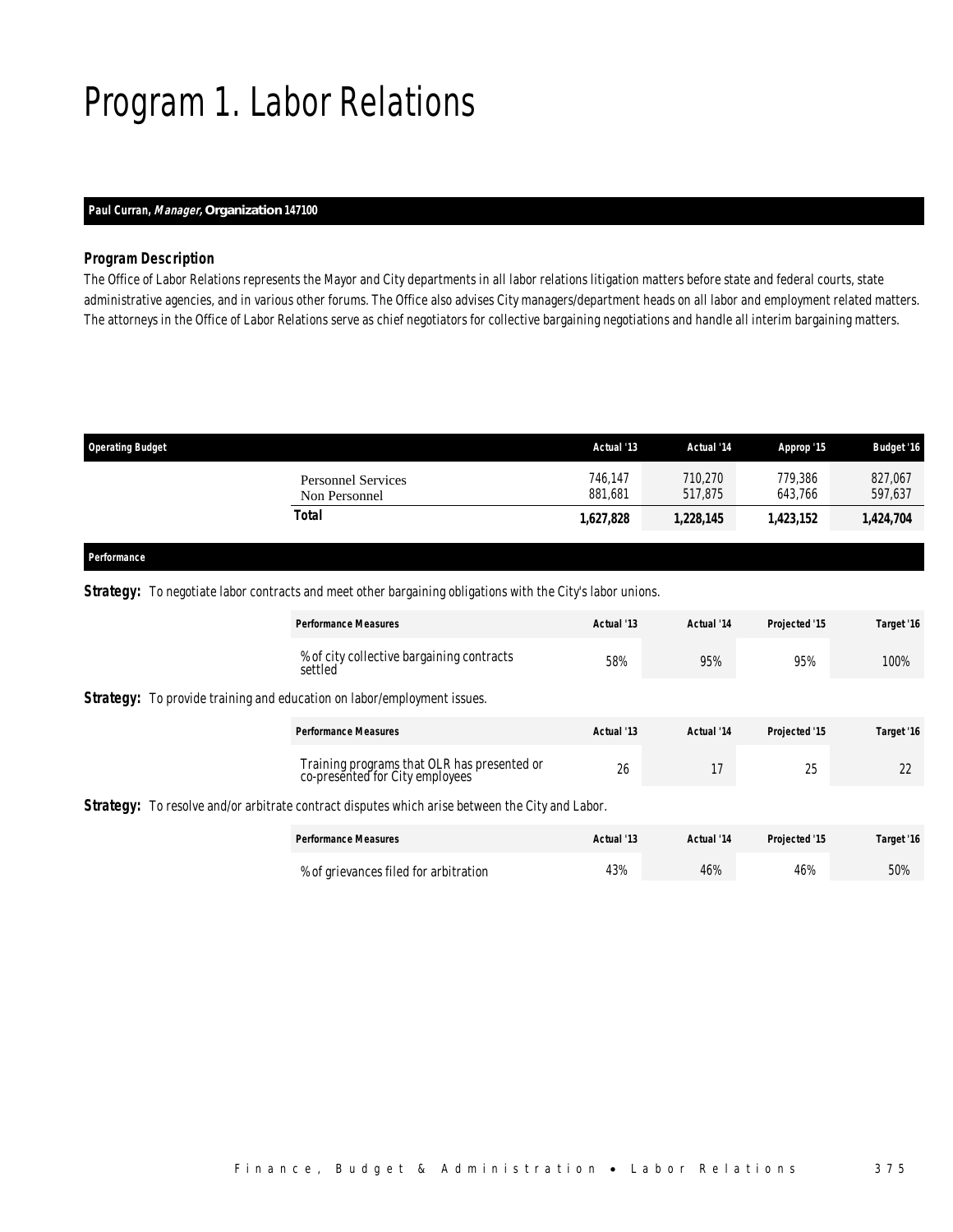# Program 1. Labor Relations

**Paul Curran, *Manager,* Organization 147100**

### Program Description

The Office of Labor Relations represents the Mayor and City departments in all labor relations litigation matters before state and federal courts, state administrative agencies, and in various other forums. The Office also advises City managers/department heads on all labor and employment related matters. The attorneys in the Office of Labor Relations serve as chief negotiators for collective bargaining negotiations and handle all interim bargaining matters.

| Operating Budget | Actual '13 | Actual '14 | Approp '15 | Budget '16 |
|---|---|---|---|---|
| Personnel Services | 746,147 | 710,270 | 779,386 | 827,067 |
| Non Personnel | 881,681 | 517,875 | 643,766 | 597,637 |
| **Total** | **1,627,828** | **1,228,145** | **1,423,152** | **1,424,704** |

### Performance

**Strategy:** To negotiate labor contracts and meet other bargaining obligations with the City's labor unions.

| Performance Measures | Actual '13 | Actual '14 | Projected '15 | Target '16 |
|---|---|---|---|---|
| % of city collective bargaining contracts settled | 58% | 95% | 95% | 100% |

**Strategy:** To provide training and education on labor/employment issues.

| Performance Measures | Actual '13 | Actual '14 | Projected '15 | Target '16 |
|---|---|---|---|---|
| Training programs that OLR has presented or co-presented for City employees | 26 | 17 | 25 | 22 |

**Strategy:** To resolve and/or arbitrate contract disputes which arise between the City and Labor.

| Performance Measures | Actual '13 | Actual '14 | Projected '15 | Target '16 |
|---|---|---|---|---|
| % of grievances filed for arbitration | 43% | 46% | 46% | 50% |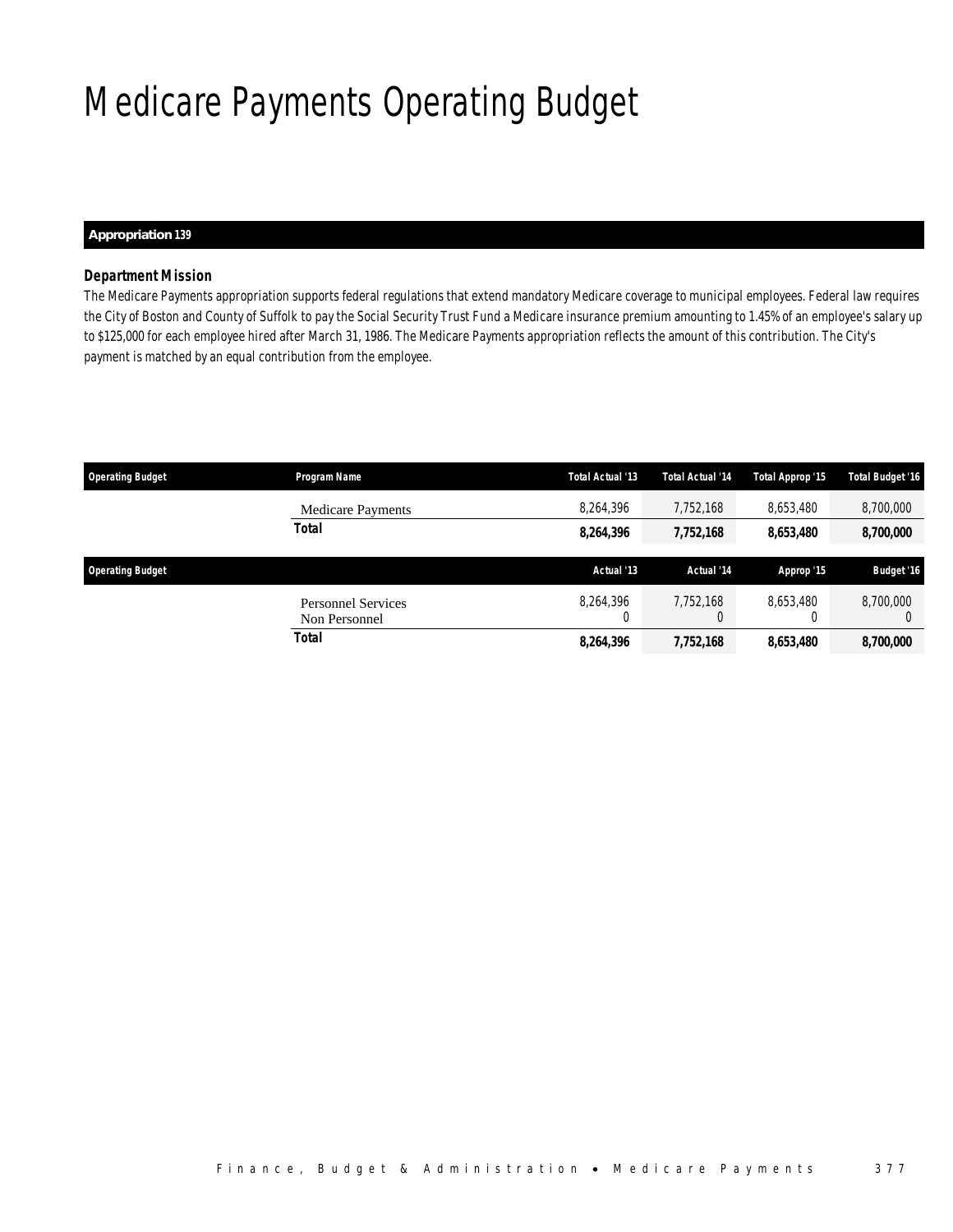# Medicare Payments Operating Budget

**Appropriation 139**

### *Department Mission*

The Medicare Payments appropriation supports federal regulations that extend mandatory Medicare coverage to municipal employees. Federal law requires the City of Boston and County of Suffolk to pay the Social Security Trust Fund a Medicare insurance premium amounting to 1.45% of an employee's salary up to $125,000 for each employee hired after March 31, 1986. The Medicare Payments appropriation reflects the amount of this contribution. The City's payment is matched by an equal contribution from the employee.

| Operating Budget | Program Name | Total Actual '13 | Total Actual '14 | Total Approp '15 | Total Budget '16 |
|---|---|---|---|---|---|
| | Medicare Payments | 8,264,396 | 7,752,168 | 8,653,480 | 8,700,000 |
| | **Total** | **8,264,396** | **7,752,168** | **8,653,480** | **8,700,000** |

| Operating Budget | | Actual '13 | Actual '14 | Approp '15 | Budget '16 |
|---|---|---|---|---|---|
| | Personnel Services | 8,264,396 | 7,752,168 | 8,653,480 | 8,700,000 |
| | Non Personnel | 0 | 0 | 0 | 0 |
| | **Total** | **8,264,396** | **7,752,168** | **8,653,480** | **8,700,000** |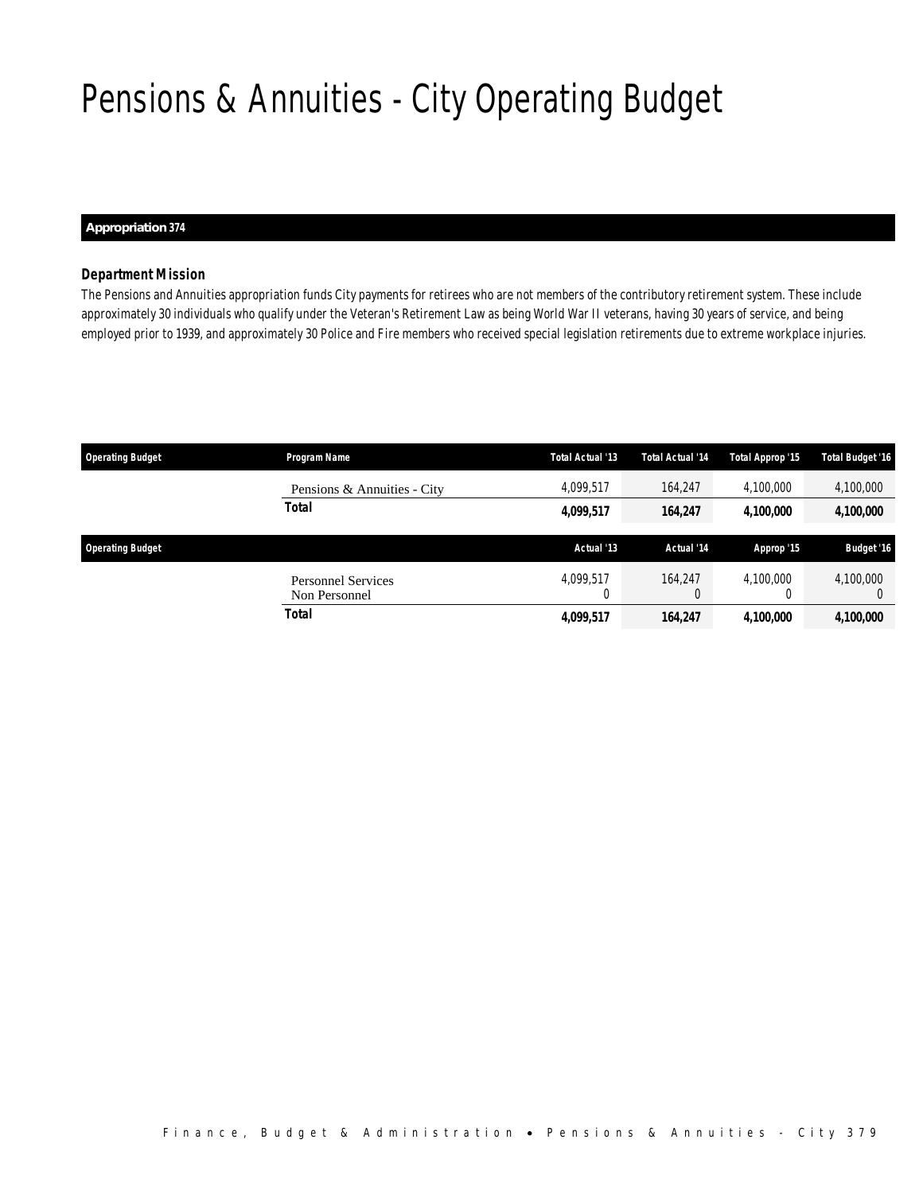# Pensions & Annuities - City Operating Budget

**Appropriation 374**

### *Department Mission*

The Pensions and Annuities appropriation funds City payments for retirees who are not members of the contributory retirement system. These include approximately 30 individuals who qualify under the Veteran's Retirement Law as being World War II veterans, having 30 years of service, and being employed prior to 1939, and approximately 30 Police and Fire members who received special legislation retirements due to extreme workplace injuries.

| Operating Budget | Program Name | Total Actual '13 | Total Actual '14 | Total Approp '15 | Total Budget '16 |
|---|---|---|---|---|---|
| | Pensions & Annuities - City | 4,099,517 | 164,247 | 4,100,000 | 4,100,000 |
| | **Total** | **4,099,517** | **164,247** | **4,100,000** | **4,100,000** |

| Operating Budget | | Actual '13 | Actual '14 | Approp '15 | Budget '16 |
|---|---|---|---|---|---|
| | Personnel Services | 4,099,517 | 164,247 | 4,100,000 | 4,100,000 |
| | Non Personnel | 0 | 0 | 0 | 0 |
| | **Total** | **4,099,517** | **164,247** | **4,100,000** | **4,100,000** |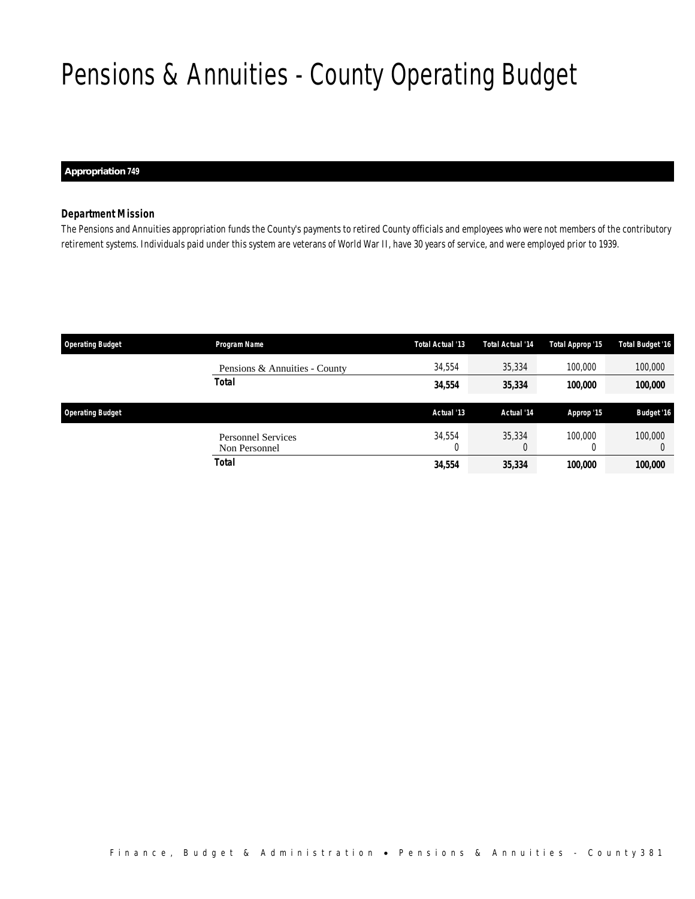# Pensions & Annuities - County Operating Budget

**Appropriation 749**

### *Department Mission*

The Pensions and Annuities appropriation funds the County's payments to retired County officials and employees who were not members of the contributory retirement systems. Individuals paid under this system are veterans of World War II, have 30 years of service, and were employed prior to 1939.

| Operating Budget | Program Name | Total Actual '13 | Total Actual '14 | Total Approp '15 | Total Budget '16 |
|---|---|---|---|---|---|
| | Pensions & Annuities - County | 34,554 | 35,334 | 100,000 | 100,000 |
| | **Total** | **34,554** | **35,334** | **100,000** | **100,000** |

| Operating Budget | | Actual '13 | Actual '14 | Approp '15 | Budget '16 |
|---|---|---|---|---|---|
| | Personnel Services | 34,554 | 35,334 | 100,000 | 100,000 |
| | Non Personnel | 0 | 0 | 0 | 0 |
| | **Total** | **34,554** | **35,334** | **100,000** | **100,000** |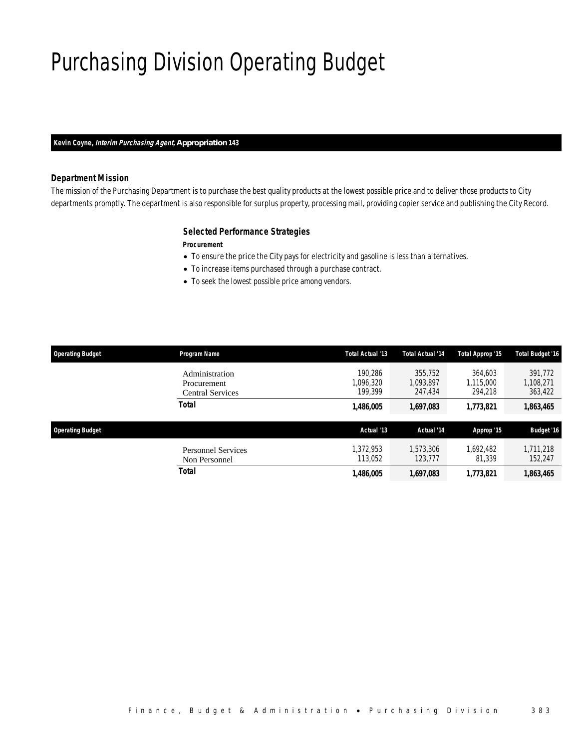# Purchasing Division Operating Budget

**Kevin Coyne, *Interim Purchasing Agent,* Appropriation 143**

### Department Mission

*The mission of the Purchasing Department is to purchase the best quality products at the lowest possible price and to deliver those products to City departments promptly. The department is also responsible for surplus property, processing mail, providing copier service and publishing the City Record.*

### Selected Performance Strategies

***Procurement***

- To ensure the price the City pays for electricity and gasoline is less than alternatives.
- To increase items purchased through a purchase contract.
- To seek the lowest possible price among vendors.

| Operating Budget | Program Name | Total Actual '13 | Total Actual '14 | Total Approp '15 | Total Budget '16 |
|---|---|---|---|---|---|
| | Administration | 190,286 | 355,752 | 364,603 | 391,772 |
| | Procurement | 1,096,320 | 1,093,897 | 1,115,000 | 1,108,271 |
| | Central Services | 199,399 | 247,434 | 294,218 | 363,422 |
| | **Total** | **1,486,005** | **1,697,083** | **1,773,821** | **1,863,465** |

| Operating Budget | | Actual '13 | Actual '14 | Approp '15 | Budget '16 |
|---|---|---|---|---|---|
| | Personnel Services | 1,372,953 | 1,573,306 | 1,692,482 | 1,711,218 |
| | Non Personnel | 113,052 | 123,777 | 81,339 | 152,247 |
| | **Total** | **1,486,005** | **1,697,083** | **1,773,821** | **1,863,465** |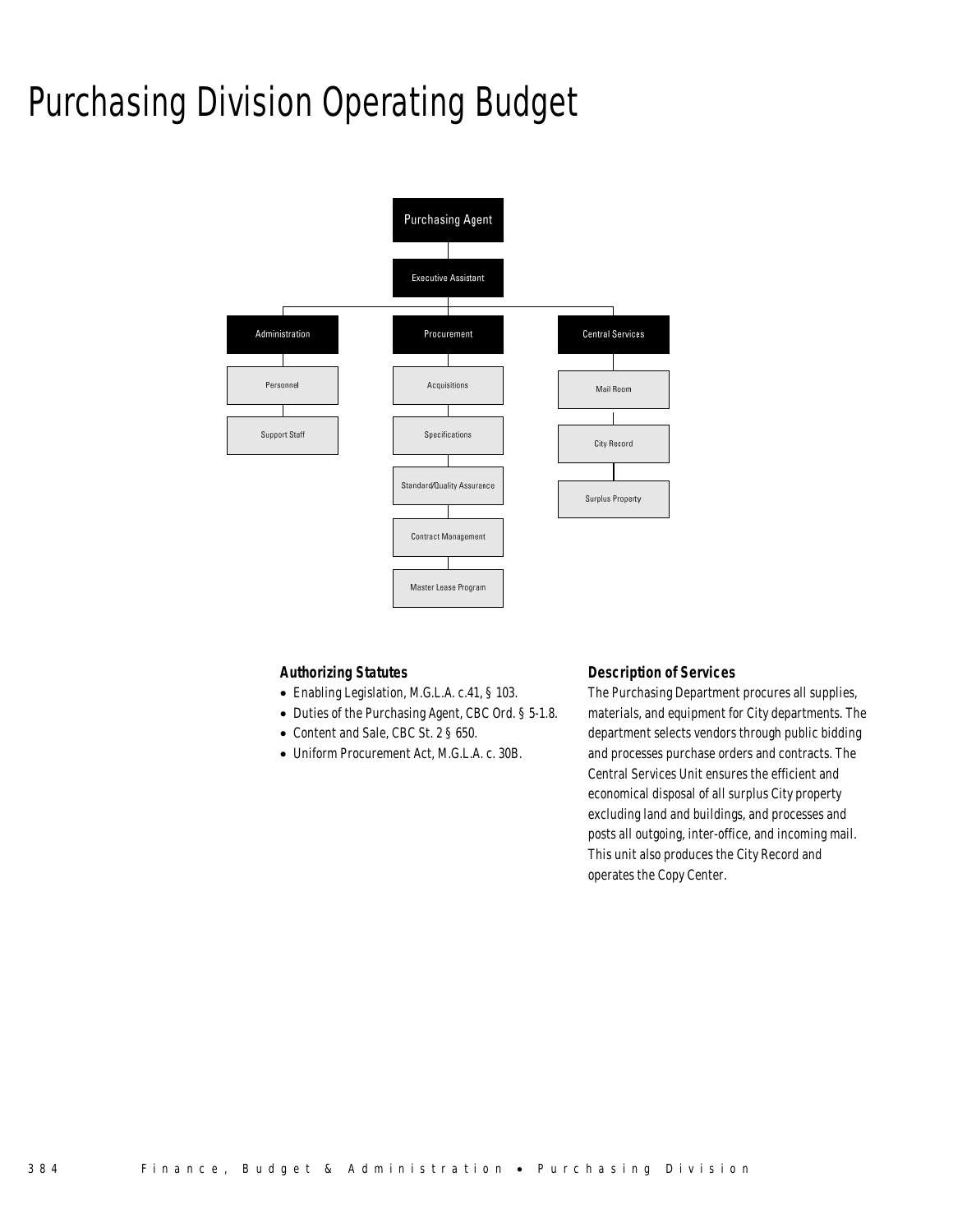# Purchasing Division Operating Budget

- Purchasing Agent
  - Executive Assistant
    - Administration
      - Personnel
      - Support Staff
    - Procurement
      - Acquisitions
      - Specifications
      - Standard/Quality Assurance
      - Contract Management
      - Master Lease Program
    - Central Services
      - Mail Room
      - City Record
      - Surplus Property

### Authorizing Statutes

- Enabling Legislation, M.G.L.A. c.41, § 103.
- Duties of the Purchasing Agent, CBC Ord. § 5-1.8.
- Content and Sale, CBC St. 2 § 650.
- Uniform Procurement Act, M.G.L.A. c. 30B.

### Description of Services

The Purchasing Department procures all supplies, materials, and equipment for City departments. The department selects vendors through public bidding and processes purchase orders and contracts. The Central Services Unit ensures the efficient and economical disposal of all surplus City property excluding land and buildings, and processes and posts all outgoing, inter-office, and incoming mail. This unit also produces the City Record and operates the Copy Center.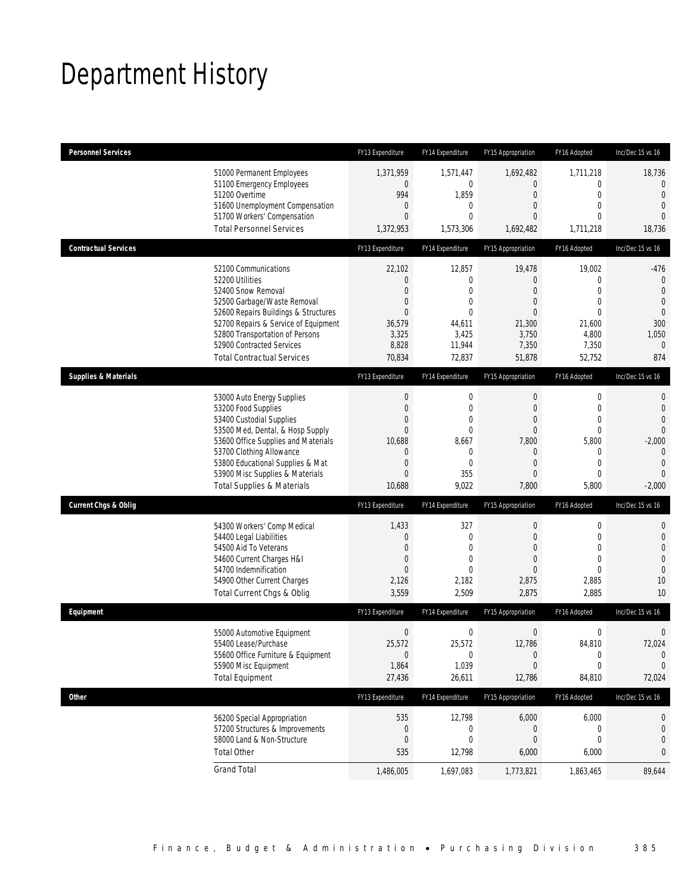# Department History

| Personnel Services | FY13 Expenditure | FY14 Expenditure | FY15 Appropriation | FY16 Adopted | Inc/Dec 15 vs 16 |
|---|---|---|---|---|---|
| 51000 Permanent Employees | 1,371,959 | 1,571,447 | 1,692,482 | 1,711,218 | 18,736 |
| 51100 Emergency Employees | 0 | 0 | 0 | 0 | 0 |
| 51200 Overtime | 994 | 1,859 | 0 | 0 | 0 |
| 51600 Unemployment Compensation | 0 | 0 | 0 | 0 | 0 |
| 51700 Workers' Compensation | 0 | 0 | 0 | 0 | 0 |
| Total Personnel Services | 1,372,953 | 1,573,306 | 1,692,482 | 1,711,218 | 18,736 |
| **Contractual Services** | FY13 Expenditure | FY14 Expenditure | FY15 Appropriation | FY16 Adopted | Inc/Dec 15 vs 16 |
| 52100 Communications | 22,102 | 12,857 | 19,478 | 19,002 | -476 |
| 52200 Utilities | 0 | 0 | 0 | 0 | 0 |
| 52400 Snow Removal | 0 | 0 | 0 | 0 | 0 |
| 52500 Garbage/Waste Removal | 0 | 0 | 0 | 0 | 0 |
| 52600 Repairs Buildings & Structures | 0 | 0 | 0 | 0 | 0 |
| 52700 Repairs & Service of Equipment | 36,579 | 44,611 | 21,300 | 21,600 | 300 |
| 52800 Transportation of Persons | 3,325 | 3,425 | 3,750 | 4,800 | 1,050 |
| 52900 Contracted Services | 8,828 | 11,944 | 7,350 | 7,350 | 0 |
| Total Contractual Services | 70,834 | 72,837 | 51,878 | 52,752 | 874 |
| **Supplies & Materials** | FY13 Expenditure | FY14 Expenditure | FY15 Appropriation | FY16 Adopted | Inc/Dec 15 vs 16 |
| 53000 Auto Energy Supplies | 0 | 0 | 0 | 0 | 0 |
| 53200 Food Supplies | 0 | 0 | 0 | 0 | 0 |
| 53400 Custodial Supplies | 0 | 0 | 0 | 0 | 0 |
| 53500 Med, Dental, & Hosp Supply | 0 | 0 | 0 | 0 | 0 |
| 53600 Office Supplies and Materials | 10,688 | 8,667 | 7,800 | 5,800 | -2,000 |
| 53700 Clothing Allowance | 0 | 0 | 0 | 0 | 0 |
| 53800 Educational Supplies & Mat | 0 | 0 | 0 | 0 | 0 |
| 53900 Misc Supplies & Materials | 0 | 355 | 0 | 0 | 0 |
| Total Supplies & Materials | 10,688 | 9,022 | 7,800 | 5,800 | -2,000 |
| **Current Chgs & Oblig** | FY13 Expenditure | FY14 Expenditure | FY15 Appropriation | FY16 Adopted | Inc/Dec 15 vs 16 |
| 54300 Workers' Comp Medical | 1,433 | 327 | 0 | 0 | 0 |
| 54400 Legal Liabilities | 0 | 0 | 0 | 0 | 0 |
| 54500 Aid To Veterans | 0 | 0 | 0 | 0 | 0 |
| 54600 Current Charges H&I | 0 | 0 | 0 | 0 | 0 |
| 54700 Indemnification | 0 | 0 | 0 | 0 | 0 |
| 54900 Other Current Charges | 2,126 | 2,182 | 2,875 | 2,885 | 10 |
| Total Current Chgs & Oblig | 3,559 | 2,509 | 2,875 | 2,885 | 10 |
| **Equipment** | FY13 Expenditure | FY14 Expenditure | FY15 Appropriation | FY16 Adopted | Inc/Dec 15 vs 16 |
| 55000 Automotive Equipment | 0 | 0 | 0 | 0 | 0 |
| 55400 Lease/Purchase | 25,572 | 25,572 | 12,786 | 84,810 | 72,024 |
| 55600 Office Furniture & Equipment | 0 | 0 | 0 | 0 | 0 |
| 55900 Misc Equipment | 1,864 | 1,039 | 0 | 0 | 0 |
| Total Equipment | 27,436 | 26,611 | 12,786 | 84,810 | 72,024 |
| **Other** | FY13 Expenditure | FY14 Expenditure | FY15 Appropriation | FY16 Adopted | Inc/Dec 15 vs 16 |
| 56200 Special Appropriation | 535 | 12,798 | 6,000 | 6,000 | 0 |
| 57200 Structures & Improvements | 0 | 0 | 0 | 0 | 0 |
| 58000 Land & Non-Structure | 0 | 0 | 0 | 0 | 0 |
| Total Other | 535 | 12,798 | 6,000 | 6,000 | 0 |
| Grand Total | 1,486,005 | 1,697,083 | 1,773,821 | 1,863,465 | 89,644 |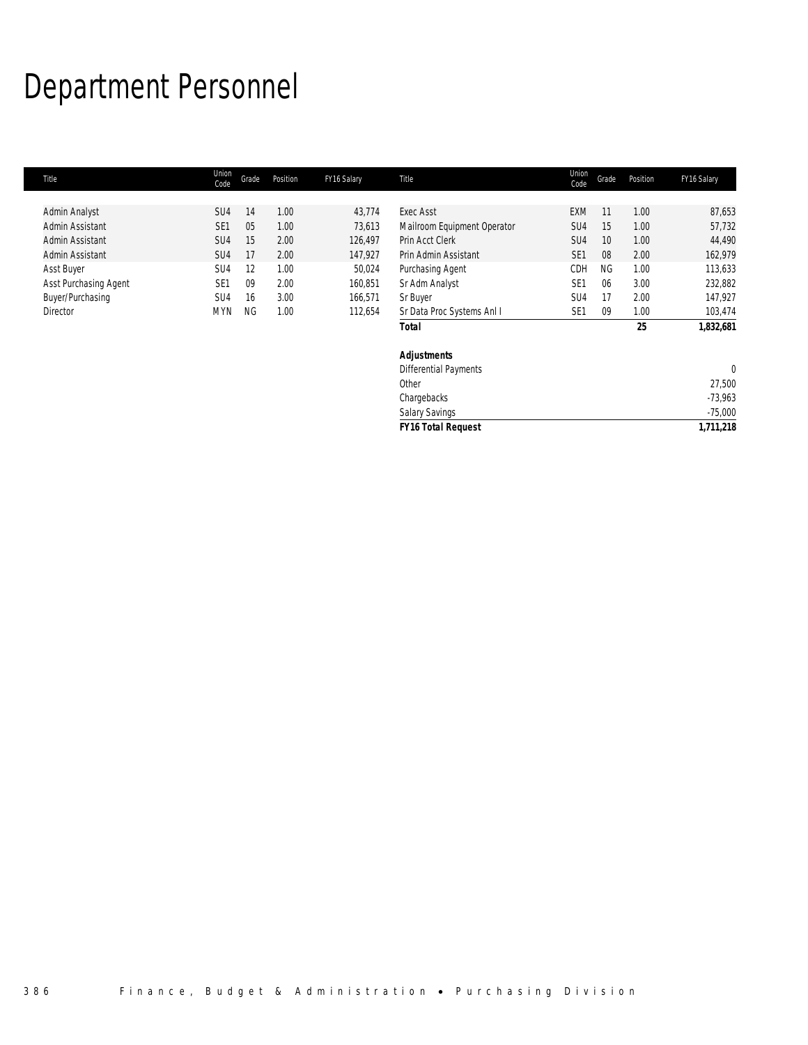# Department Personnel

| Title | Union Code | Grade | Position | FY16 Salary | Title | Union Code | Grade | Position | FY16 Salary |
|---|---|---|---|---|---|---|---|---|---|
| Admin Analyst | SU4 | 14 | 1.00 | 43,774 | Exec Asst | EXM | 11 | 1.00 | 87,653 |
| Admin Assistant | SE1 | 05 | 1.00 | 73,613 | Mailroom Equipment Operator | SU4 | 15 | 1.00 | 57,732 |
| Admin Assistant | SU4 | 15 | 2.00 | 126,497 | Prin Acct Clerk | SU4 | 10 | 1.00 | 44,490 |
| Admin Assistant | SU4 | 17 | 2.00 | 147,927 | Prin Admin Assistant | SE1 | 08 | 2.00 | 162,979 |
| Asst Buyer | SU4 | 12 | 1.00 | 50,024 | Purchasing Agent | CDH | NG | 1.00 | 113,633 |
| Asst Purchasing Agent | SE1 | 09 | 2.00 | 160,851 | Sr Adm Analyst | SE1 | 06 | 3.00 | 232,882 |
| Buyer/Purchasing | SU4 | 16 | 3.00 | 166,571 | Sr Buyer | SU4 | 17 | 2.00 | 147,927 |
| Director | MYN | NG | 1.00 | 112,654 | Sr Data Proc Systems Anl I | SE1 | 09 | 1.00 | 103,474 |
| | | | | | ***Total*** | | | **25** | **1,832,681** |
| | | | | | | | | | |
| | | | | | ***Adjustments*** | | | | |
| | | | | | Differential Payments | | | | 0 |
| | | | | | Other | | | | 27,500 |
| | | | | | Chargebacks | | | | -73,963 |
| | | | | | Salary Savings | | | | -75,000 |
| | | | | | ***FY16 Total Request*** | | | | ***1,711,218*** |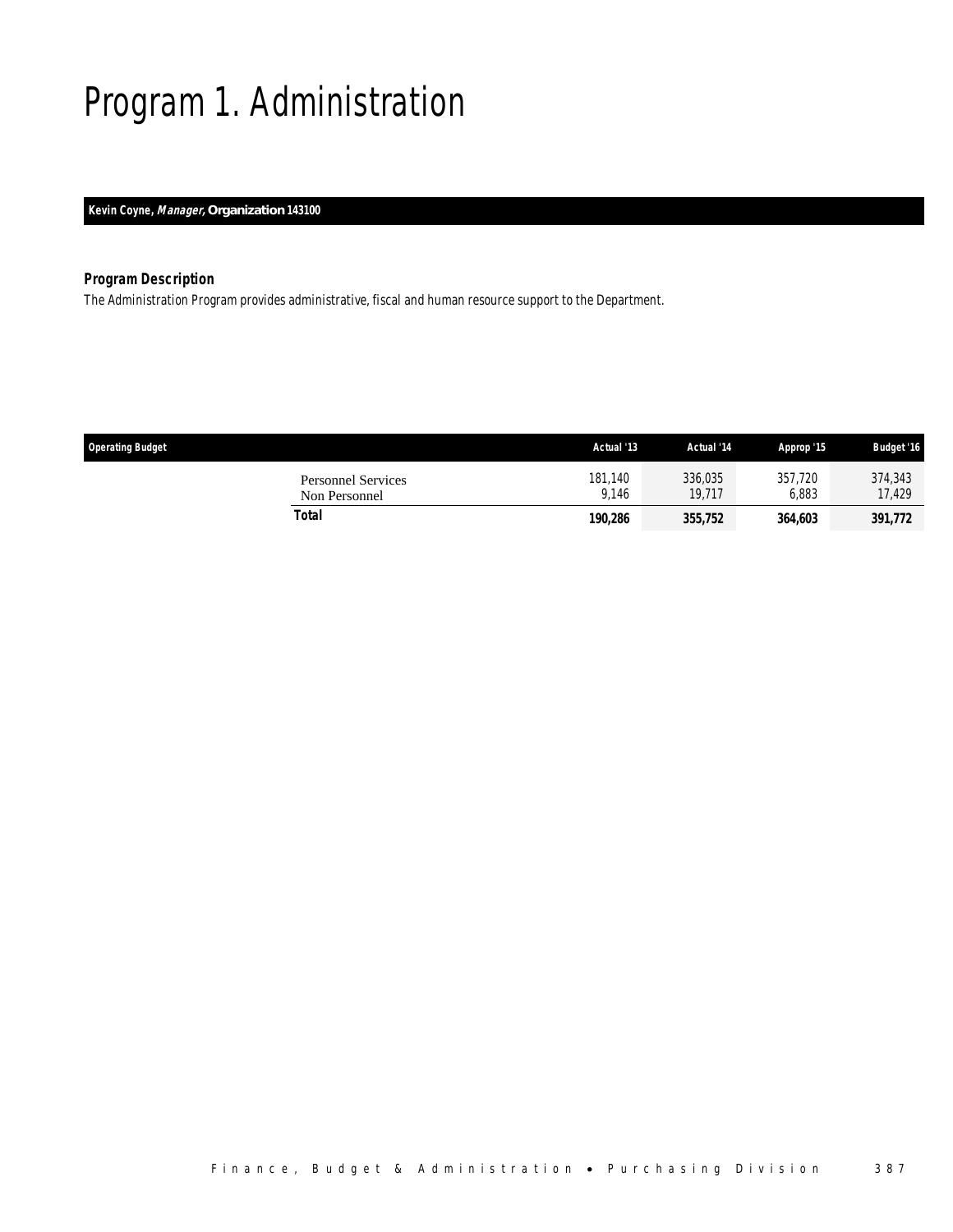# Program 1. Administration

**Kevin Coyne, *Manager,* Organization 143100**

### Program Description

The Administration Program provides administrative, fiscal and human resource support to the Department.

| Operating Budget | Actual '13 | Actual '14 | Approp '15 | Budget '16 |
|---|---|---|---|---|
| Personnel Services | 181,140 | 336,035 | 357,720 | 374,343 |
| Non Personnel | 9,146 | 19,717 | 6,883 | 17,429 |
| **Total** | **190,286** | **355,752** | **364,603** | **391,772** |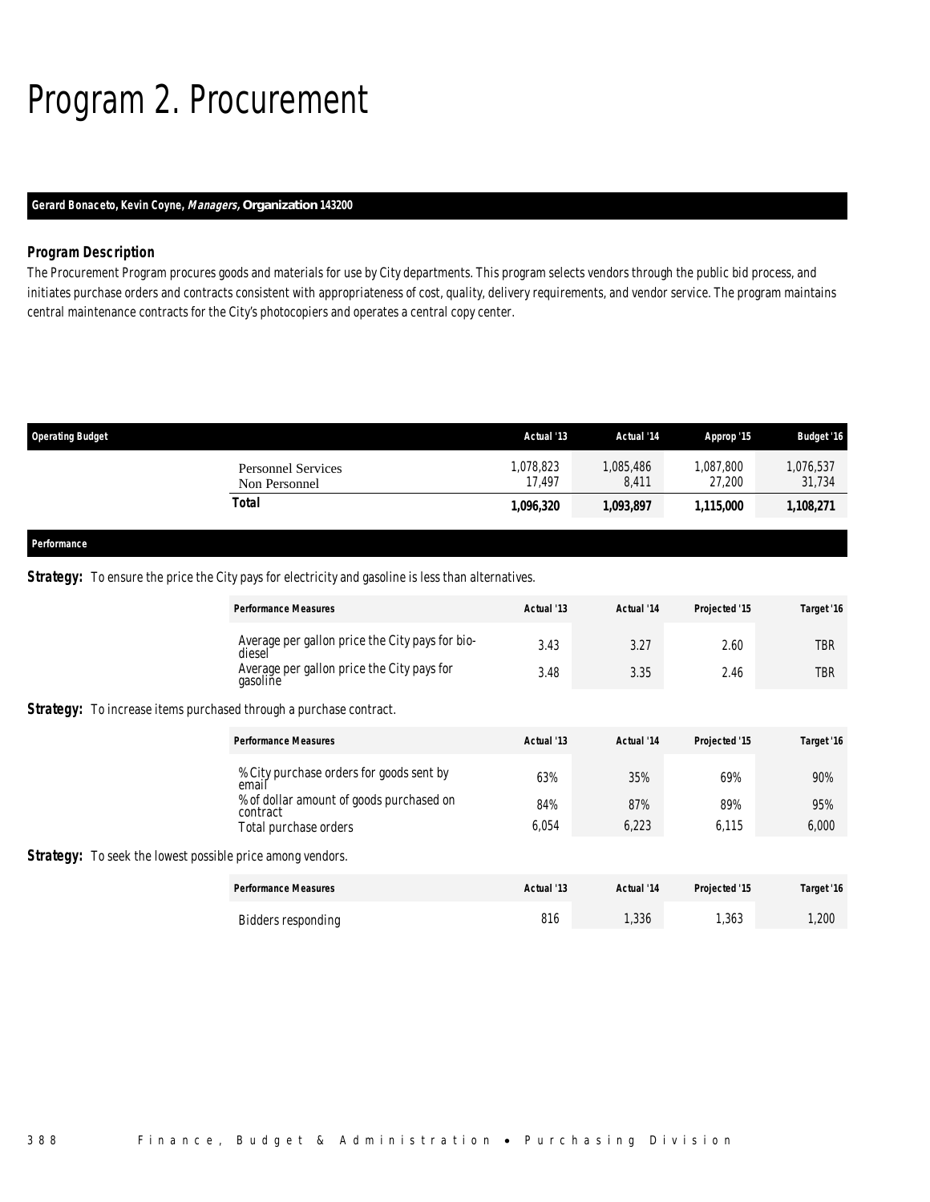# Program 2. Procurement

**Gerard Bonaceto, Kevin Coyne, *Managers*, Organization 143200**

### Program Description

The Procurement Program procures goods and materials for use by City departments. This program selects vendors through the public bid process, and initiates purchase orders and contracts consistent with appropriateness of cost, quality, delivery requirements, and vendor service. The program maintains central maintenance contracts for the City's photocopiers and operates a central copy center.

| Operating Budget | Actual '13 | Actual '14 | Approp '15 | Budget '16 |
|---|---|---|---|---|
| Personnel Services | 1,078,823 | 1,085,486 | 1,087,800 | 1,076,537 |
| Non Personnel | 17,497 | 8,411 | 27,200 | 31,734 |
| **Total** | **1,096,320** | **1,093,897** | **1,115,000** | **1,108,271** |

**Performance**

**Strategy:** To ensure the price the City pays for electricity and gasoline is less than alternatives.

| Performance Measures | Actual '13 | Actual '14 | Projected '15 | Target '16 |
|---|---|---|---|---|
| Average per gallon price the City pays for bio-diesel | 3.43 | 3.27 | 2.60 | TBR |
| Average per gallon price the City pays for gasoline | 3.48 | 3.35 | 2.46 | TBR |

**Strategy:** To increase items purchased through a purchase contract.

| Performance Measures | Actual '13 | Actual '14 | Projected '15 | Target '16 |
|---|---|---|---|---|
| % City purchase orders for goods sent by email | 63% | 35% | 69% | 90% |
| % of dollar amount of goods purchased on contract | 84% | 87% | 89% | 95% |
| Total purchase orders | 6,054 | 6,223 | 6,115 | 6,000 |

**Strategy:** To seek the lowest possible price among vendors.

| Performance Measures | Actual '13 | Actual '14 | Projected '15 | Target '16 |
|---|---|---|---|---|
| Bidders responding | 816 | 1,336 | 1,363 | 1,200 |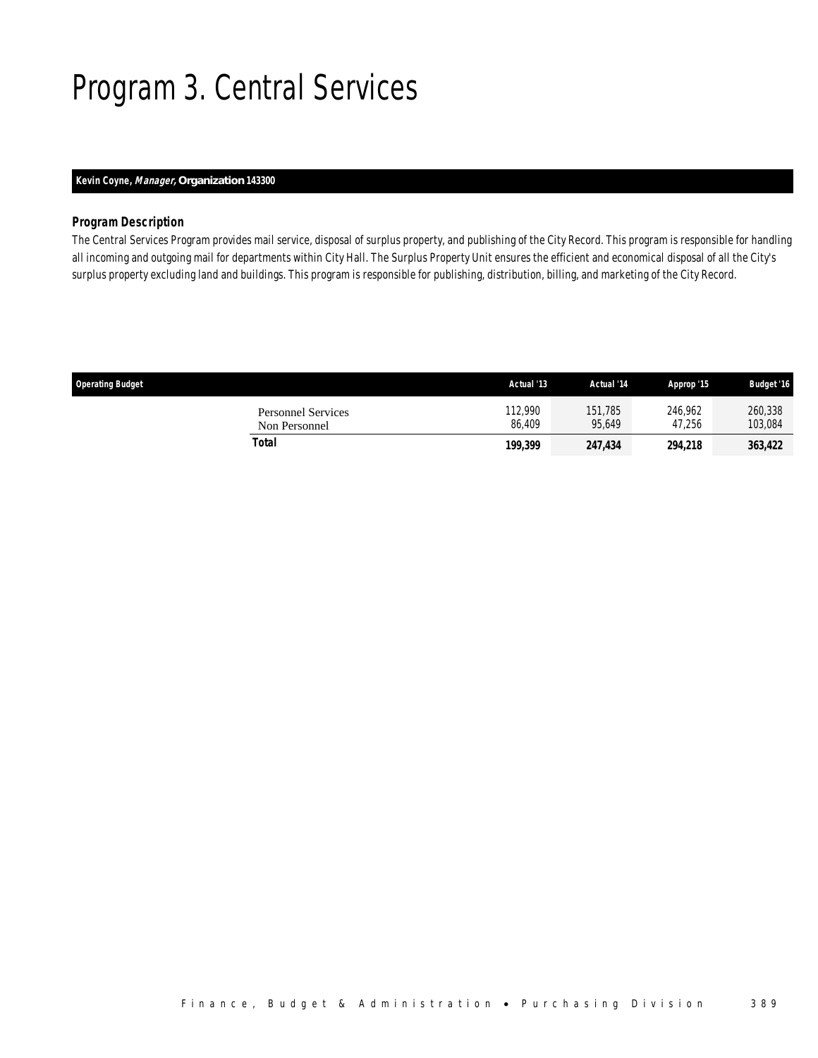# Program 3. Central Services

**Kevin Coyne, *Manager*, Organization 143300**

### *Program Description*

*The Central Services Program provides mail service, disposal of surplus property, and publishing of the City Record. This program is responsible for handling all incoming and outgoing mail for departments within City Hall. The Surplus Property Unit ensures the efficient and economical disposal of all the City's surplus property excluding land and buildings. This program is responsible for publishing, distribution, billing, and marketing of the City Record.*

| Operating Budget | Actual '13 | Actual '14 | Approp '15 | Budget '16 |
|---|---|---|---|---|
| Personnel Services | 112,990 | 151,785 | 246,962 | 260,338 |
| Non Personnel | 86,409 | 95,649 | 47,256 | 103,084 |
| **Total** | **199,399** | **247,434** | **294,218** | **363,422** |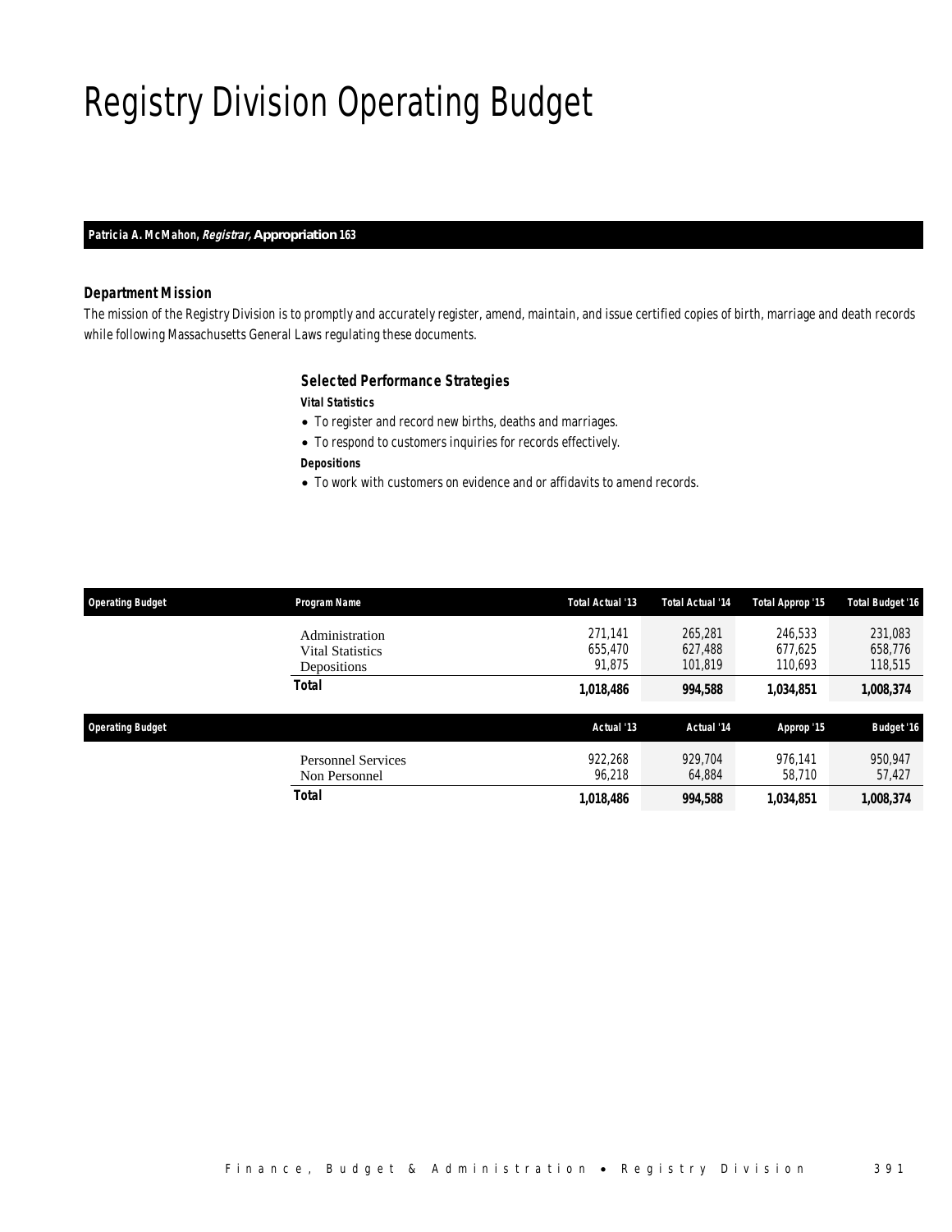# Registry Division Operating Budget

**Patricia A. McMahon, *Registrar,* Appropriation 163**

### Department Mission

*The mission of the Registry Division is to promptly and accurately register, amend, maintain, and issue certified copies of birth, marriage and death records while following Massachusetts General Laws regulating these documents.*

### Selected Performance Strategies

**Vital Statistics**

- To register and record new births, deaths and marriages.
- To respond to customers inquiries for records effectively.

**Depositions**

- To work with customers on evidence and or affidavits to amend records.

| Operating Budget | Program Name | Total Actual '13 | Total Actual '14 | Total Approp '15 | Total Budget '16 |
|---|---|---|---|---|---|
| | Administration | 271,141 | 265,281 | 246,533 | 231,083 |
| | Vital Statistics | 655,470 | 627,488 | 677,625 | 658,776 |
| | Depositions | 91,875 | 101,819 | 110,693 | 118,515 |
| | **Total** | **1,018,486** | **994,588** | **1,034,851** | **1,008,374** |

| Operating Budget | | Actual '13 | Actual '14 | Approp '15 | Budget '16 |
|---|---|---|---|---|---|
| | Personnel Services | 922,268 | 929,704 | 976,141 | 950,947 |
| | Non Personnel | 96,218 | 64,884 | 58,710 | 57,427 |
| | **Total** | **1,018,486** | **994,588** | **1,034,851** | **1,008,374** |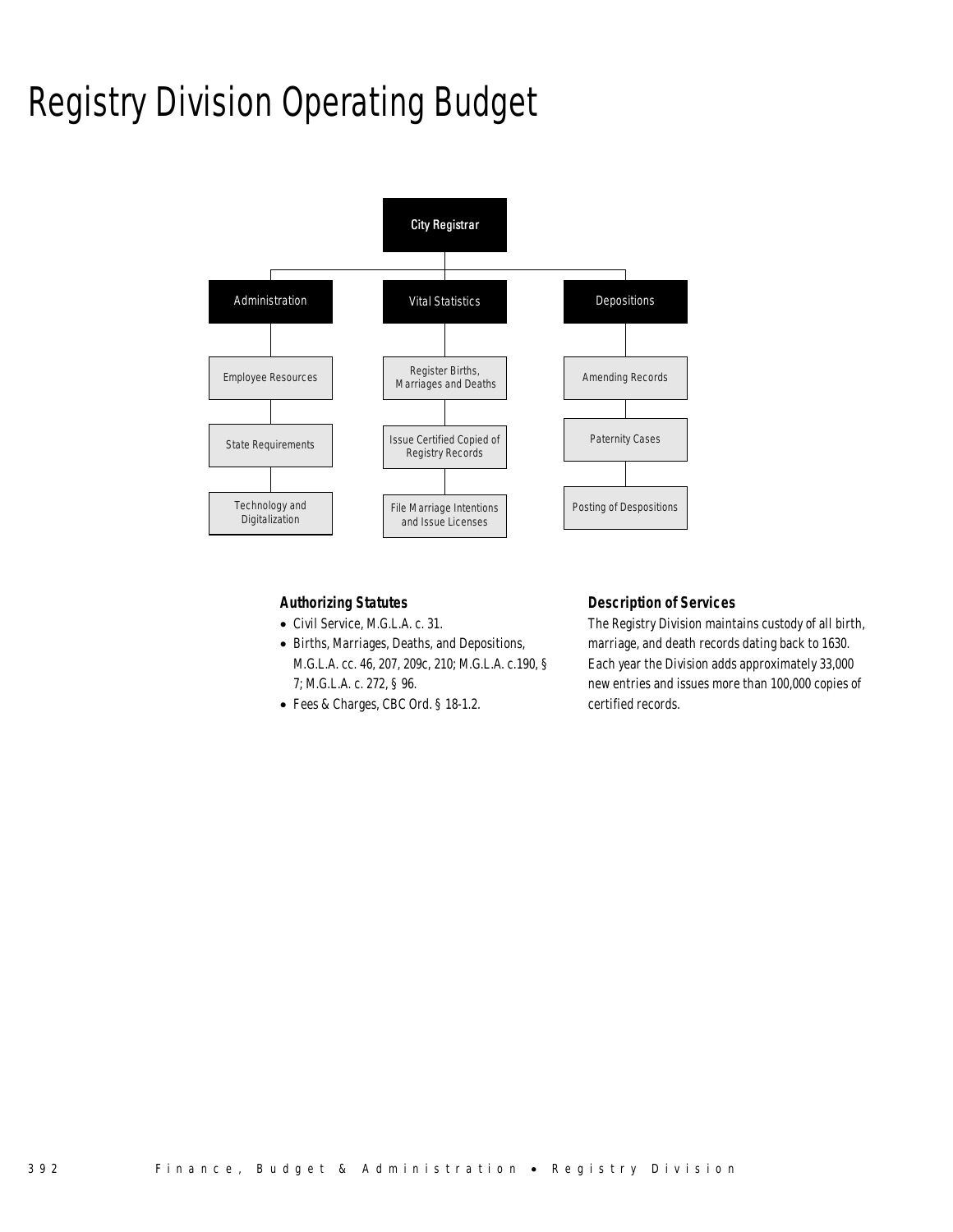# Registry Division Operating Budget

- City Registrar
  - Administration
    - Employee Resources
    - State Requirements
    - Technology and Digitalization
  - Vital Statistics
    - Register Births, Marriages and Deaths
    - Issue Certified Copied of Registry Records
    - File Marriage Intentions and Issue Licenses
  - Depositions
    - Amending Records
    - Paternity Cases
    - Posting of Despositions

### Authorizing Statutes

- Civil Service, M.G.L.A. c. 31.
- Births, Marriages, Deaths, and Depositions, M.G.L.A. cc. 46, 207, 209c, 210; M.G.L.A. c.190, § 7; M.G.L.A. c. 272, § 96.
- Fees & Charges, CBC Ord. § 18-1.2.

### Description of Services

The Registry Division maintains custody of all birth, marriage, and death records dating back to 1630. Each year the Division adds approximately 33,000 new entries and issues more than 100,000 copies of certified records.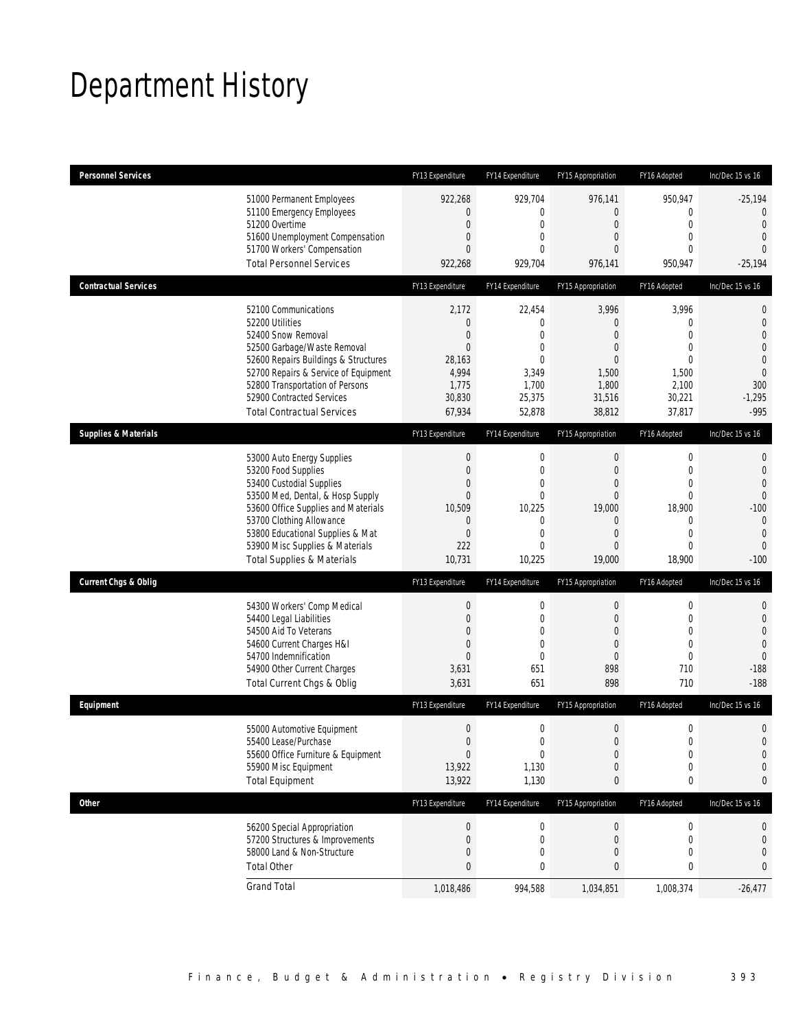# Department History

| Personnel Services | FY13 Expenditure | FY14 Expenditure | FY15 Appropriation | FY16 Adopted | Inc/Dec 15 vs 16 |
|---|---|---|---|---|---|
| 51000 Permanent Employees | 922,268 | 929,704 | 976,141 | 950,947 | -25,194 |
| 51100 Emergency Employees | 0 | 0 | 0 | 0 | 0 |
| 51200 Overtime | 0 | 0 | 0 | 0 | 0 |
| 51600 Unemployment Compensation | 0 | 0 | 0 | 0 | 0 |
| 51700 Workers' Compensation | 0 | 0 | 0 | 0 | 0 |
| Total Personnel Services | 922,268 | 929,704 | 976,141 | 950,947 | -25,194 |

| Contractual Services | FY13 Expenditure | FY14 Expenditure | FY15 Appropriation | FY16 Adopted | Inc/Dec 15 vs 16 |
|---|---|---|---|---|---|
| 52100 Communications | 2,172 | 22,454 | 3,996 | 3,996 | 0 |
| 52200 Utilities | 0 | 0 | 0 | 0 | 0 |
| 52400 Snow Removal | 0 | 0 | 0 | 0 | 0 |
| 52500 Garbage/Waste Removal | 0 | 0 | 0 | 0 | 0 |
| 52600 Repairs Buildings & Structures | 28,163 | 0 | 0 | 0 | 0 |
| 52700 Repairs & Service of Equipment | 4,994 | 3,349 | 1,500 | 1,500 | 0 |
| 52800 Transportation of Persons | 1,775 | 1,700 | 1,800 | 2,100 | 300 |
| 52900 Contracted Services | 30,830 | 25,375 | 31,516 | 30,221 | -1,295 |
| Total Contractual Services | 67,934 | 52,878 | 38,812 | 37,817 | -995 |

| Supplies & Materials | FY13 Expenditure | FY14 Expenditure | FY15 Appropriation | FY16 Adopted | Inc/Dec 15 vs 16 |
|---|---|---|---|---|---|
| 53000 Auto Energy Supplies | 0 | 0 | 0 | 0 | 0 |
| 53200 Food Supplies | 0 | 0 | 0 | 0 | 0 |
| 53400 Custodial Supplies | 0 | 0 | 0 | 0 | 0 |
| 53500 Med, Dental, & Hosp Supply | 0 | 0 | 0 | 0 | 0 |
| 53600 Office Supplies and Materials | 10,509 | 10,225 | 19,000 | 18,900 | -100 |
| 53700 Clothing Allowance | 0 | 0 | 0 | 0 | 0 |
| 53800 Educational Supplies & Mat | 0 | 0 | 0 | 0 | 0 |
| 53900 Misc Supplies & Materials | 222 | 0 | 0 | 0 | 0 |
| Total Supplies & Materials | 10,731 | 10,225 | 19,000 | 18,900 | -100 |

| Current Chgs & Oblig | FY13 Expenditure | FY14 Expenditure | FY15 Appropriation | FY16 Adopted | Inc/Dec 15 vs 16 |
|---|---|---|---|---|---|
| 54300 Workers' Comp Medical | 0 | 0 | 0 | 0 | 0 |
| 54400 Legal Liabilities | 0 | 0 | 0 | 0 | 0 |
| 54500 Aid To Veterans | 0 | 0 | 0 | 0 | 0 |
| 54600 Current Charges H&I | 0 | 0 | 0 | 0 | 0 |
| 54700 Indemnification | 0 | 0 | 0 | 0 | 0 |
| 54900 Other Current Charges | 3,631 | 651 | 898 | 710 | -188 |
| Total Current Chgs & Oblig | 3,631 | 651 | 898 | 710 | -188 |

| Equipment | FY13 Expenditure | FY14 Expenditure | FY15 Appropriation | FY16 Adopted | Inc/Dec 15 vs 16 |
|---|---|---|---|---|---|
| 55000 Automotive Equipment | 0 | 0 | 0 | 0 | 0 |
| 55400 Lease/Purchase | 0 | 0 | 0 | 0 | 0 |
| 55600 Office Furniture & Equipment | 0 | 0 | 0 | 0 | 0 |
| 55900 Misc Equipment | 13,922 | 1,130 | 0 | 0 | 0 |
| Total Equipment | 13,922 | 1,130 | 0 | 0 | 0 |

| Other | FY13 Expenditure | FY14 Expenditure | FY15 Appropriation | FY16 Adopted | Inc/Dec 15 vs 16 |
|---|---|---|---|---|---|
| 56200 Special Appropriation | 0 | 0 | 0 | 0 | 0 |
| 57200 Structures & Improvements | 0 | 0 | 0 | 0 | 0 |
| 58000 Land & Non-Structure | 0 | 0 | 0 | 0 | 0 |
| Total Other | 0 | 0 | 0 | 0 | 0 |
| Grand Total | 1,018,486 | 994,588 | 1,034,851 | 1,008,374 | -26,477 |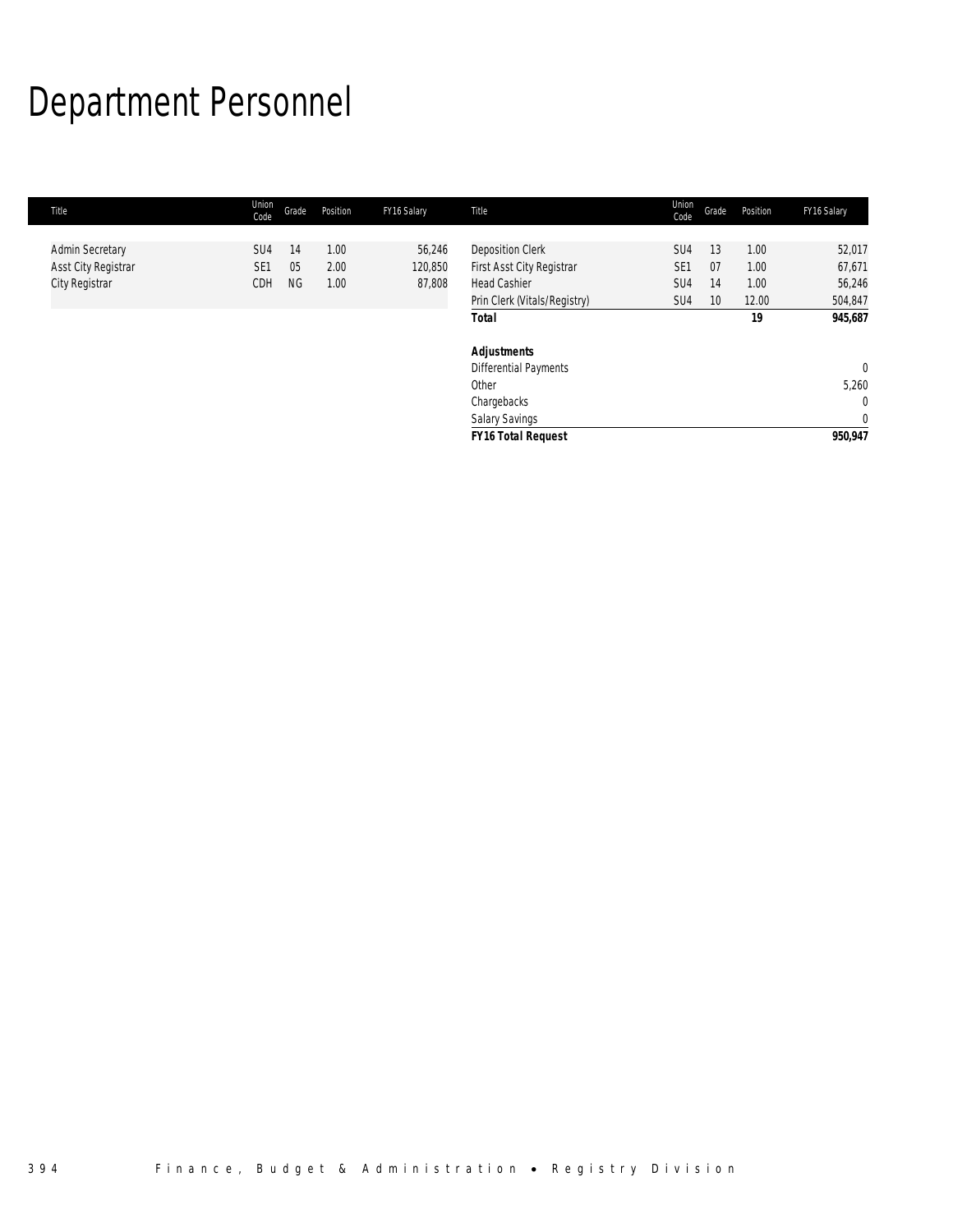# Department Personnel

| Title | Union Code | Grade | Position | FY16 Salary |
|---|---|---|---|---|
| Admin Secretary | SU4 | 14 | 1.00 | 56,246 |
| Asst City Registrar | SE1 | 05 | 2.00 | 120,850 |
| City Registrar | CDH | NG | 1.00 | 87,808 |
| Deposition Clerk | SU4 | 13 | 1.00 | 52,017 |
| First Asst City Registrar | SE1 | 07 | 1.00 | 67,671 |
| Head Cashier | SU4 | 14 | 1.00 | 56,246 |
| Prin Clerk (Vitals/Registry) | SU4 | 10 | 12.00 | 504,847 |
| **Total** | | | **19** | **945,687** |
| | | | | |
| ***Adjustments*** | | | | |
| Differential Payments | | | | 0 |
| Other | | | | 5,260 |
| Chargebacks | | | | 0 |
| Salary Savings | | | | 0 |
| ***FY16 Total Request*** | | | | **950,947** |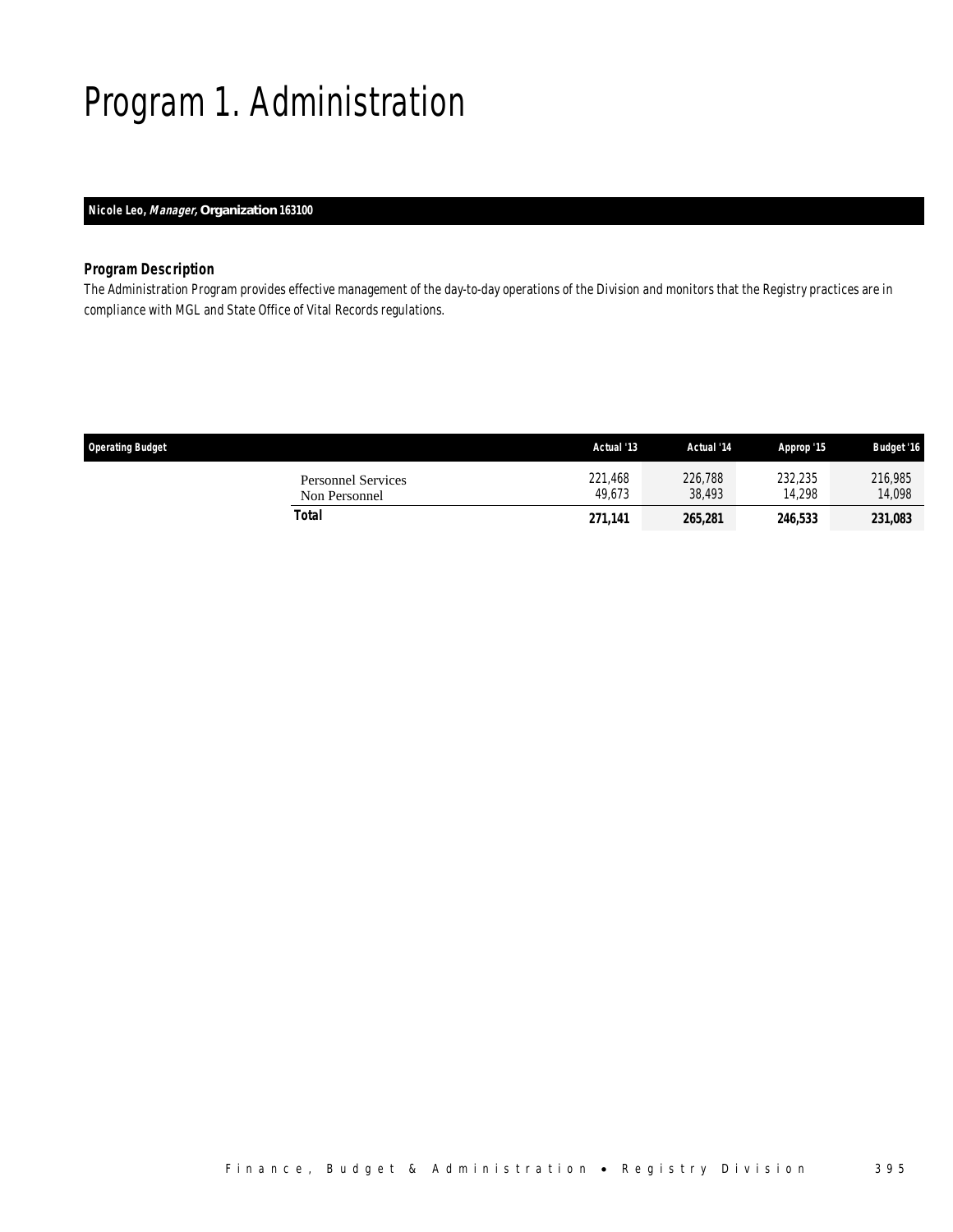# Program 1. Administration

**Nicole Leo, *Manager*, Organization 163100**

### Program Description

*The Administration Program provides effective management of the day-to-day operations of the Division and monitors that the Registry practices are in compliance with MGL and State Office of Vital Records regulations.*

| Operating Budget | Actual '13 | Actual '14 | Approp '15 | Budget '16 |
|---|---|---|---|---|
| Personnel Services | 221,468 | 226,788 | 232,235 | 216,985 |
| Non Personnel | 49,673 | 38,493 | 14,298 | 14,098 |
| **Total** | **271,141** | **265,281** | **246,533** | **231,083** |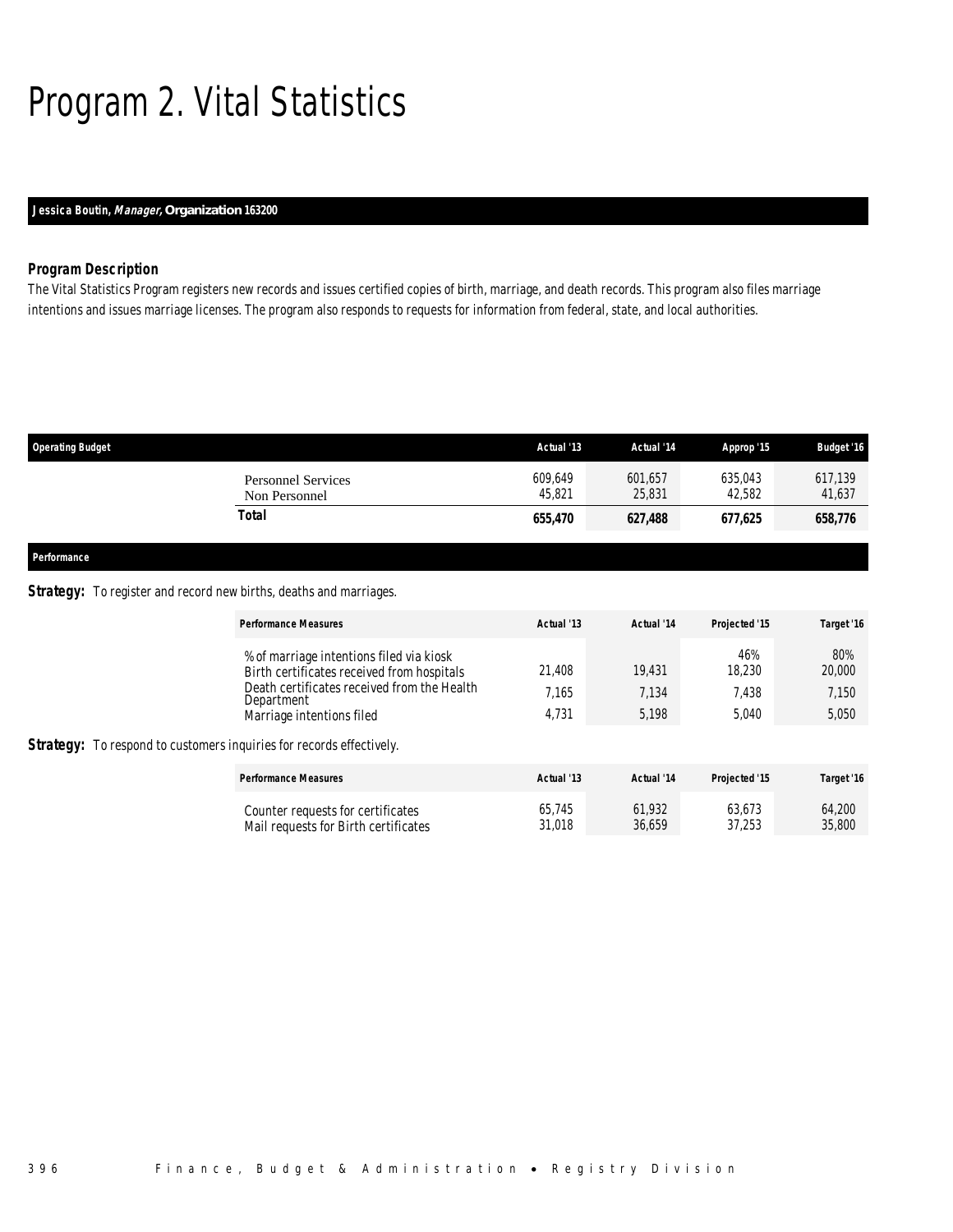# Program 2. Vital Statistics

**Jessica Boutin, *Manager,* Organization 163200**

### Program Description

The Vital Statistics Program registers new records and issues certified copies of birth, marriage, and death records. This program also files marriage intentions and issues marriage licenses. The program also responds to requests for information from federal, state, and local authorities.

| Operating Budget | Actual '13 | Actual '14 | Approp '15 | Budget '16 |
|---|---|---|---|---|
| Personnel Services | 609,649 | 601,657 | 635,043 | 617,139 |
| Non Personnel | 45,821 | 25,831 | 42,582 | 41,637 |
| **Total** | **655,470** | **627,488** | **677,625** | **658,776** |

### Performance

**Strategy:** To register and record new births, deaths and marriages.

| Performance Measures | Actual '13 | Actual '14 | Projected '15 | Target '16 |
|---|---|---|---|---|
| % of marriage intentions filed via kiosk | | | 46% | 80% |
| Birth certificates received from hospitals | 21,408 | 19,431 | 18,230 | 20,000 |
| Death certificates received from the Health Department | 7,165 | 7,134 | 7,438 | 7,150 |
| Marriage intentions filed | 4,731 | 5,198 | 5,040 | 5,050 |

**Strategy:** To respond to customers inquiries for records effectively.

| Performance Measures | Actual '13 | Actual '14 | Projected '15 | Target '16 |
|---|---|---|---|---|
| Counter requests for certificates | 65,745 | 61,932 | 63,673 | 64,200 |
| Mail requests for Birth certificates | 31,018 | 36,659 | 37,253 | 35,800 |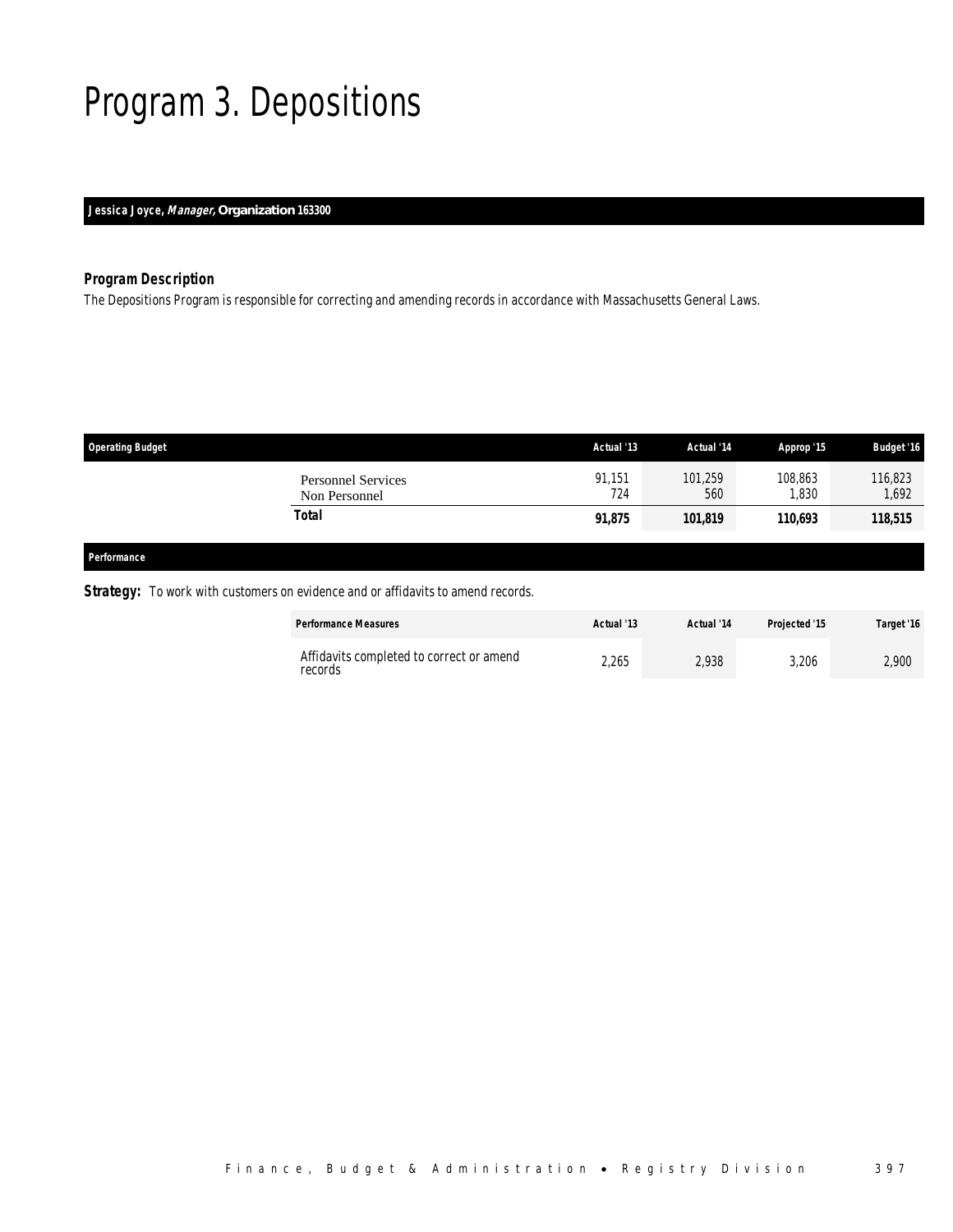# Program 3. Depositions

**Jessica Joyce, *Manager,* Organization 163300**

### *Program Description*

The Depositions Program is responsible for correcting and amending records in accordance with Massachusetts General Laws.

| Operating Budget | Actual '13 | Actual '14 | Approp '15 | Budget '16 |
|---|---|---|---|---|
| Personnel Services | 91,151 | 101,259 | 108,863 | 116,823 |
| Non Personnel | 724 | 560 | 1,830 | 1,692 |
| **Total** | **91,875** | **101,819** | **110,693** | **118,515** |

#### *Performance*

**Strategy:** To work with customers on evidence and or affidavits to amend records.

| Performance Measures | Actual '13 | Actual '14 | Projected '15 | Target '16 |
|---|---|---|---|---|
| Affidavits completed to correct or amend records | 2,265 | 2,938 | 3,206 | 2,900 |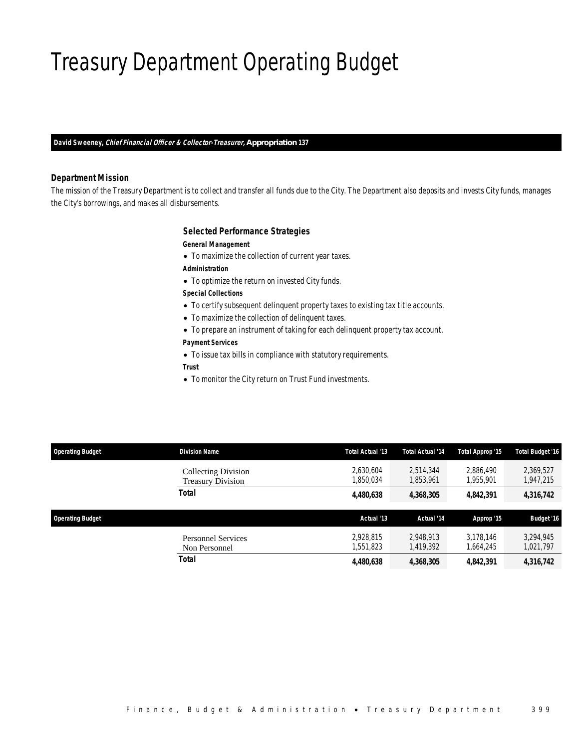# Treasury Department Operating Budget

***David Sweeney, Chief Financial Officer & Collector-Treasurer,* Appropriation 137**

### Department Mission

The mission of the Treasury Department is to collect and transfer all funds due to the City. The Department also deposits and invests City funds, manages the City's borrowings, and makes all disbursements.

### Selected Performance Strategies

**General Management**

- To maximize the collection of current year taxes.

**Administration**

- To optimize the return on invested City funds.

**Special Collections**

- To certify subsequent delinquent property taxes to existing tax title accounts.
- To maximize the collection of delinquent taxes.
- To prepare an instrument of taking for each delinquent property tax account.

**Payment Services**

- To issue tax bills in compliance with statutory requirements.

**Trust**

- To monitor the City return on Trust Fund investments.

| Operating Budget | Division Name | Total Actual '13 | Total Actual '14 | Total Approp '15 | Total Budget '16 |
|---|---|---|---|---|---|
| | Collecting Division | 2,630,604 | 2,514,344 | 2,886,490 | 2,369,527 |
| | Treasury Division | 1,850,034 | 1,853,961 | 1,955,901 | 1,947,215 |
| | **Total** | **4,480,638** | **4,368,305** | **4,842,391** | **4,316,742** |

| Operating Budget | | Actual '13 | Actual '14 | Approp '15 | Budget '16 |
|---|---|---|---|---|---|
| | Personnel Services | 2,928,815 | 2,948,913 | 3,178,146 | 3,294,945 |
| | Non Personnel | 1,551,823 | 1,419,392 | 1,664,245 | 1,021,797 |
| | **Total** | **4,480,638** | **4,368,305** | **4,842,391** | **4,316,742** |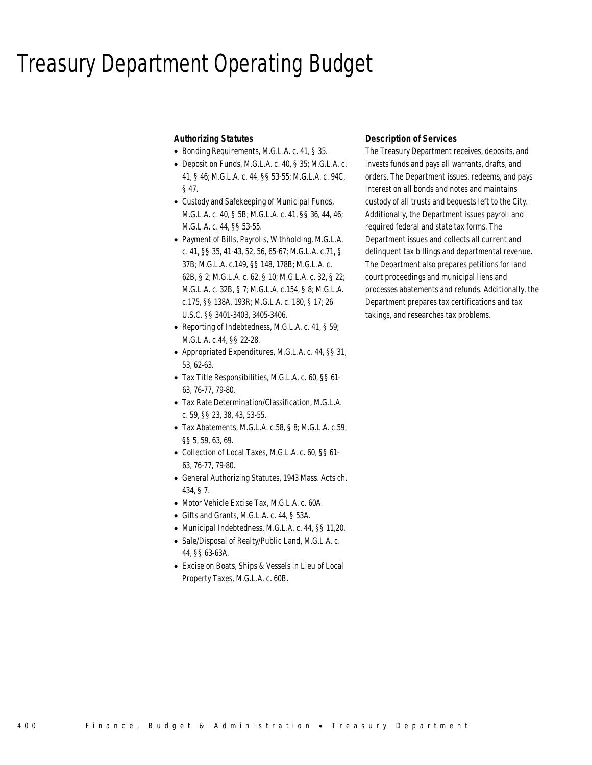# Treasury Department Operating Budget

### Authorizing Statutes

- Bonding Requirements, M.G.L.A. c. 41, § 35.
- Deposit on Funds, M.G.L.A. c. 40, § 35; M.G.L.A. c. 41, § 46; M.G.L.A. c. 44, §§ 53-55; M.G.L.A. c. 94C, § 47.
- Custody and Safekeeping of Municipal Funds, M.G.L.A. c. 40, § 5B; M.G.L.A. c. 41, §§ 36, 44, 46; M.G.L.A. c. 44, §§ 53-55.
- Payment of Bills, Payrolls, Withholding, M.G.L.A. c. 41, §§ 35, 41-43, 52, 56, 65-67; M.G.L.A. c.71, § 37B; M.G.L.A. c.149, §§ 148, 178B; M.G.L.A. c. 62B, § 2; M.G.L.A. c. 62, § 10; M.G.L.A. c. 32, § 22; M.G.L.A. c. 32B, § 7; M.G.L.A. c.154, § 8; M.G.L.A. c.175, §§ 138A, 193R; M.G.L.A. c. 180, § 17; 26 U.S.C. §§ 3401-3403, 3405-3406.
- Reporting of Indebtedness, M.G.L.A. c. 41, § 59; M.G.L.A. c.44, §§ 22-28.
- Appropriated Expenditures, M.G.L.A. c. 44, §§ 31, 53, 62-63.
- Tax Title Responsibilities, M.G.L.A. c. 60, §§ 61-63, 76-77, 79-80.
- Tax Rate Determination/Classification, M.G.L.A. c. 59, §§ 23, 38, 43, 53-55.
- Tax Abatements, M.G.L.A. c.58, § 8; M.G.L.A. c.59, §§ 5, 59, 63, 69.
- Collection of Local Taxes, M.G.L.A. c. 60, §§ 61-63, 76-77, 79-80.
- General Authorizing Statutes, 1943 Mass. Acts ch. 434, § 7.
- Motor Vehicle Excise Tax, M.G.L.A. c. 60A.
- Gifts and Grants, M.G.L.A. c. 44, § 53A.
- Municipal Indebtedness, M.G.L.A. c. 44, §§ 11,20.
- Sale/Disposal of Realty/Public Land, M.G.L.A. c. 44, §§ 63-63A.
- Excise on Boats, Ships & Vessels in Lieu of Local Property Taxes, M.G.L.A. c. 60B.

### Description of Services

The Treasury Department receives, deposits, and invests funds and pays all warrants, drafts, and orders. The Department issues, redeems, and pays interest on all bonds and notes and maintains custody of all trusts and bequests left to the City. Additionally, the Department issues payroll and required federal and state tax forms. The Department issues and collects all current and delinquent tax billings and departmental revenue. The Department also prepares petitions for land court proceedings and municipal liens and processes abatements and refunds. Additionally, the Department prepares tax certifications and tax takings, and researches tax problems.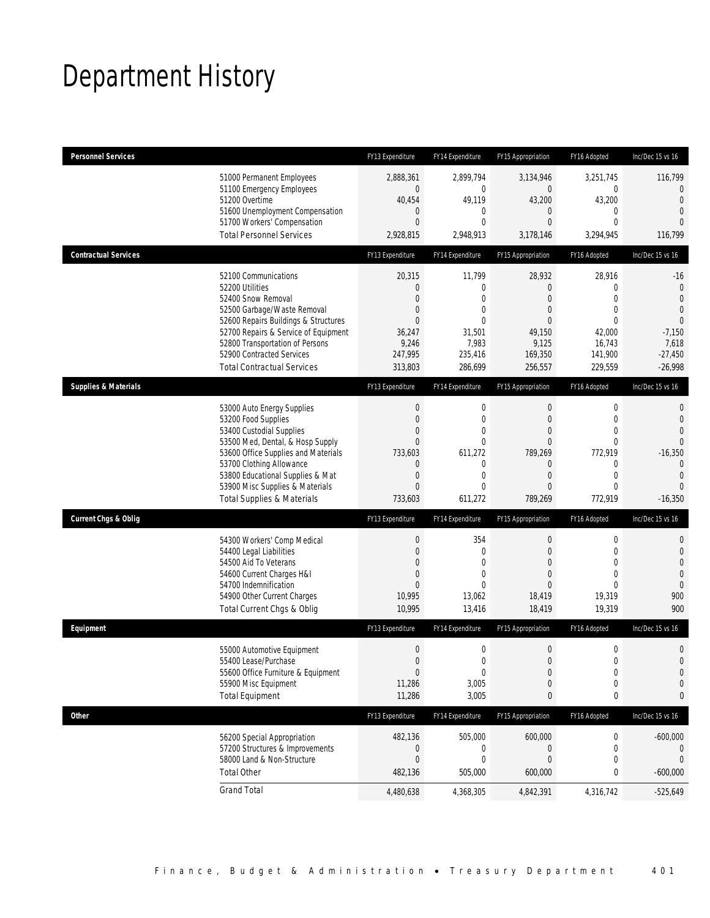# Department History

| Personnel Services | FY13 Expenditure | FY14 Expenditure | FY15 Appropriation | FY16 Adopted | Inc/Dec 15 vs 16 |
|---|---|---|---|---|---|
| 51000 Permanent Employees | 2,888,361 | 2,899,794 | 3,134,946 | 3,251,745 | 116,799 |
| 51100 Emergency Employees | 0 | 0 | 0 | 0 | 0 |
| 51200 Overtime | 40,454 | 49,119 | 43,200 | 43,200 | 0 |
| 51600 Unemployment Compensation | 0 | 0 | 0 | 0 | 0 |
| 51700 Workers' Compensation | 0 | 0 | 0 | 0 | 0 |
| Total Personnel Services | 2,928,815 | 2,948,913 | 3,178,146 | 3,294,945 | 116,799 |

| Contractual Services | FY13 Expenditure | FY14 Expenditure | FY15 Appropriation | FY16 Adopted | Inc/Dec 15 vs 16 |
|---|---|---|---|---|---|
| 52100 Communications | 20,315 | 11,799 | 28,932 | 28,916 | -16 |
| 52200 Utilities | 0 | 0 | 0 | 0 | 0 |
| 52400 Snow Removal | 0 | 0 | 0 | 0 | 0 |
| 52500 Garbage/Waste Removal | 0 | 0 | 0 | 0 | 0 |
| 52600 Repairs Buildings & Structures | 0 | 0 | 0 | 0 | 0 |
| 52700 Repairs & Service of Equipment | 36,247 | 31,501 | 49,150 | 42,000 | -7,150 |
| 52800 Transportation of Persons | 9,246 | 7,983 | 9,125 | 16,743 | 7,618 |
| 52900 Contracted Services | 247,995 | 235,416 | 169,350 | 141,900 | -27,450 |
| Total Contractual Services | 313,803 | 286,699 | 256,557 | 229,559 | -26,998 |

| Supplies & Materials | FY13 Expenditure | FY14 Expenditure | FY15 Appropriation | FY16 Adopted | Inc/Dec 15 vs 16 |
|---|---|---|---|---|---|
| 53000 Auto Energy Supplies | 0 | 0 | 0 | 0 | 0 |
| 53200 Food Supplies | 0 | 0 | 0 | 0 | 0 |
| 53400 Custodial Supplies | 0 | 0 | 0 | 0 | 0 |
| 53500 Med, Dental, & Hosp Supply | 0 | 0 | 0 | 0 | 0 |
| 53600 Office Supplies and Materials | 733,603 | 611,272 | 789,269 | 772,919 | -16,350 |
| 53700 Clothing Allowance | 0 | 0 | 0 | 0 | 0 |
| 53800 Educational Supplies & Mat | 0 | 0 | 0 | 0 | 0 |
| 53900 Misc Supplies & Materials | 0 | 0 | 0 | 0 | 0 |
| Total Supplies & Materials | 733,603 | 611,272 | 789,269 | 772,919 | -16,350 |

| Current Chgs & Oblig | FY13 Expenditure | FY14 Expenditure | FY15 Appropriation | FY16 Adopted | Inc/Dec 15 vs 16 |
|---|---|---|---|---|---|
| 54300 Workers' Comp Medical | 0 | 354 | 0 | 0 | 0 |
| 54400 Legal Liabilities | 0 | 0 | 0 | 0 | 0 |
| 54500 Aid To Veterans | 0 | 0 | 0 | 0 | 0 |
| 54600 Current Charges H&I | 0 | 0 | 0 | 0 | 0 |
| 54700 Indemnification | 0 | 0 | 0 | 0 | 0 |
| 54900 Other Current Charges | 10,995 | 13,062 | 18,419 | 19,319 | 900 |
| Total Current Chgs & Oblig | 10,995 | 13,416 | 18,419 | 19,319 | 900 |

| Equipment | FY13 Expenditure | FY14 Expenditure | FY15 Appropriation | FY16 Adopted | Inc/Dec 15 vs 16 |
|---|---|---|---|---|---|
| 55000 Automotive Equipment | 0 | 0 | 0 | 0 | 0 |
| 55400 Lease/Purchase | 0 | 0 | 0 | 0 | 0 |
| 55600 Office Furniture & Equipment | 0 | 0 | 0 | 0 | 0 |
| 55900 Misc Equipment | 11,286 | 3,005 | 0 | 0 | 0 |
| Total Equipment | 11,286 | 3,005 | 0 | 0 | 0 |

| Other | FY13 Expenditure | FY14 Expenditure | FY15 Appropriation | FY16 Adopted | Inc/Dec 15 vs 16 |
|---|---|---|---|---|---|
| 56200 Special Appropriation | 482,136 | 505,000 | 600,000 | 0 | -600,000 |
| 57200 Structures & Improvements | 0 | 0 | 0 | 0 | 0 |
| 58000 Land & Non-Structure | 0 | 0 | 0 | 0 | 0 |
| Total Other | 482,136 | 505,000 | 600,000 | 0 | -600,000 |
| Grand Total | 4,480,638 | 4,368,305 | 4,842,391 | 4,316,742 | -525,649 |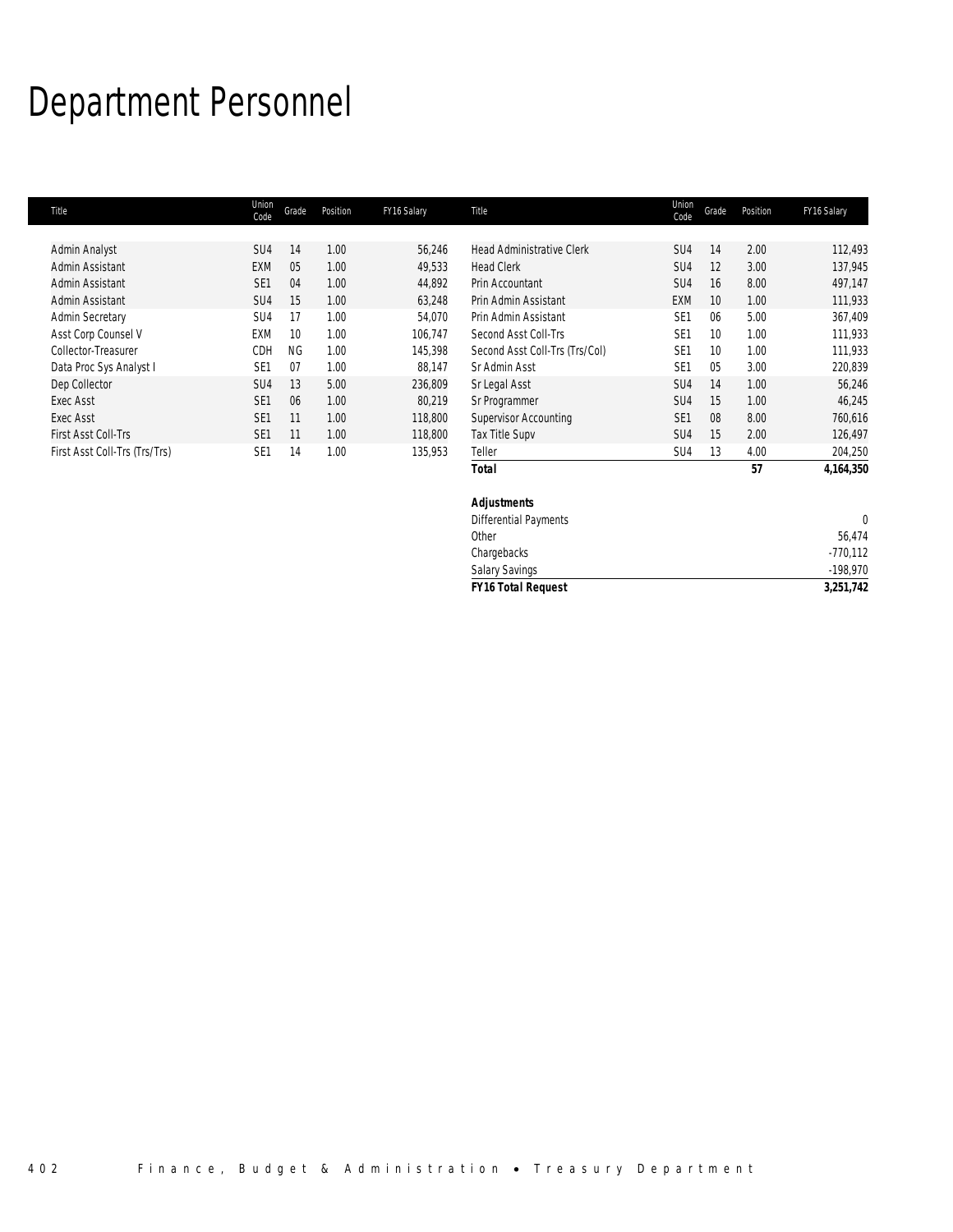# Department Personnel

| Title | Union Code | Grade | Position | FY16 Salary | Title | Union Code | Grade | Position | FY16 Salary |
|---|---|---|---|---|---|---|---|---|---|
| Admin Analyst | SU4 | 14 | 1.00 | 56,246 | Head Administrative Clerk | SU4 | 14 | 2.00 | 112,493 |
| Admin Assistant | EXM | 05 | 1.00 | 49,533 | Head Clerk | SU4 | 12 | 3.00 | 137,945 |
| Admin Assistant | SE1 | 04 | 1.00 | 44,892 | Prin Accountant | SU4 | 16 | 8.00 | 497,147 |
| Admin Assistant | SU4 | 15 | 1.00 | 63,248 | Prin Admin Assistant | EXM | 10 | 1.00 | 111,933 |
| Admin Secretary | SU4 | 17 | 1.00 | 54,070 | Prin Admin Assistant | SE1 | 06 | 5.00 | 367,409 |
| Asst Corp Counsel V | EXM | 10 | 1.00 | 106,747 | Second Asst Coll-Trs | SE1 | 10 | 1.00 | 111,933 |
| Collector-Treasurer | CDH | NG | 1.00 | 145,398 | Second Asst Coll-Trs (Trs/Col) | SE1 | 10 | 1.00 | 111,933 |
| Data Proc Sys Analyst I | SE1 | 07 | 1.00 | 88,147 | Sr Admin Asst | SE1 | 05 | 3.00 | 220,839 |
| Dep Collector | SU4 | 13 | 5.00 | 236,809 | Sr Legal Asst | SU4 | 14 | 1.00 | 56,246 |
| Exec Asst | SE1 | 06 | 1.00 | 80,219 | Sr Programmer | SU4 | 15 | 1.00 | 46,245 |
| Exec Asst | SE1 | 11 | 1.00 | 118,800 | Supervisor Accounting | SE1 | 08 | 8.00 | 760,616 |
| First Asst Coll-Trs | SE1 | 11 | 1.00 | 118,800 | Tax Title Supv | SU4 | 15 | 2.00 | 126,497 |
| First Asst Coll-Trs (Trs/Trs) | SE1 | 14 | 1.00 | 135,953 | Teller | SU4 | 13 | 4.00 | 204,250 |
| | | | | | ***Total*** | | | **57** | **4,164,350** |

| ***Adjustments*** | |
|---|---|
| Differential Payments | 0 |
| Other | 56,474 |
| Chargebacks | -770,112 |
| Salary Savings | -198,970 |
| ***FY16 Total Request*** | **3,251,742** |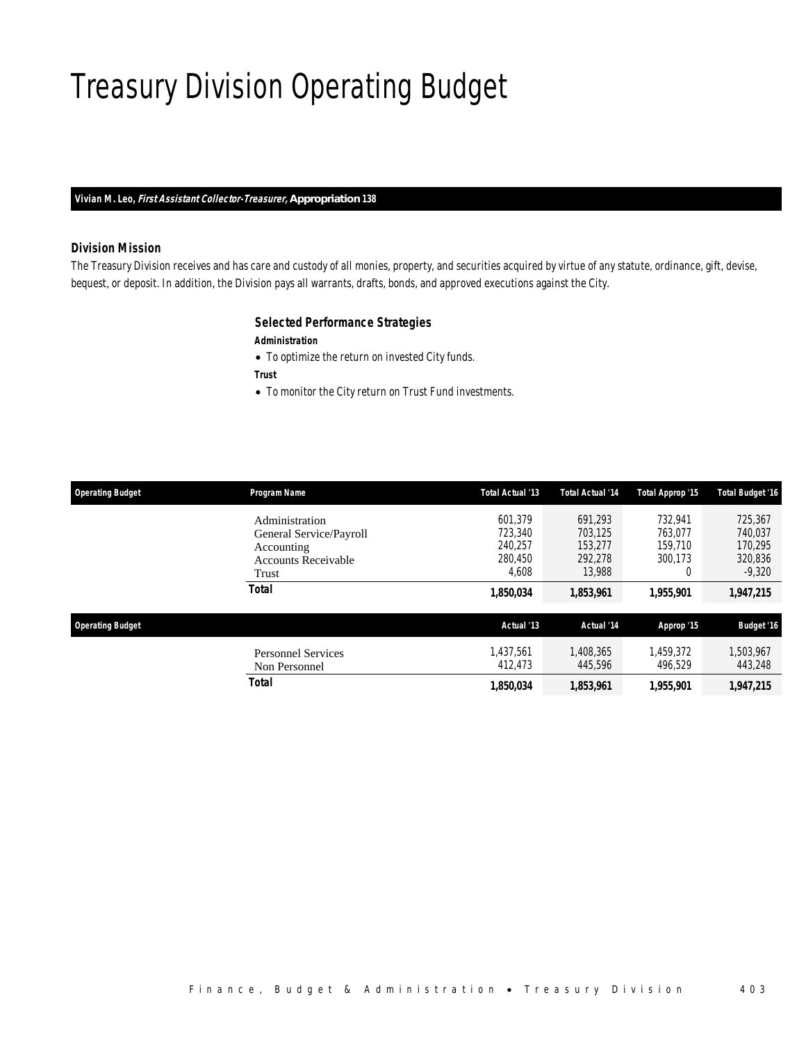# Treasury Division Operating Budget

**Vivian M. Leo, *First Assistant Collector-Treasurer,* Appropriation 138**

### *Division Mission*

*The Treasury Division receives and has care and custody of all monies, property, and securities acquired by virtue of any statute, ordinance, gift, devise, bequest, or deposit. In addition, the Division pays all warrants, drafts, bonds, and approved executions against the City.*

### *Selected Performance Strategies*

***Administration***

- *To optimize the return on invested City funds.*

***Trust***

- *To monitor the City return on Trust Fund investments.*

| Operating Budget | Program Name | Total Actual '13 | Total Actual '14 | Total Approp '15 | Total Budget '16 |
|---|---|---|---|---|---|
| | Administration | 601,379 | 691,293 | 732,941 | 725,367 |
| | General Service/Payroll | 723,340 | 703,125 | 763,077 | 740,037 |
| | Accounting | 240,257 | 153,277 | 159,710 | 170,295 |
| | Accounts Receivable | 280,450 | 292,278 | 300,173 | 320,836 |
| | Trust | 4,608 | 13,988 | 0 | -9,320 |
| | **Total** | **1,850,034** | **1,853,961** | **1,955,901** | **1,947,215** |

| Operating Budget | | Actual '13 | Actual '14 | Approp '15 | Budget '16 |
|---|---|---|---|---|---|
| | Personnel Services | 1,437,561 | 1,408,365 | 1,459,372 | 1,503,967 |
| | Non Personnel | 412,473 | 445,596 | 496,529 | 443,248 |
| | **Total** | **1,850,034** | **1,853,961** | **1,955,901** | **1,947,215** |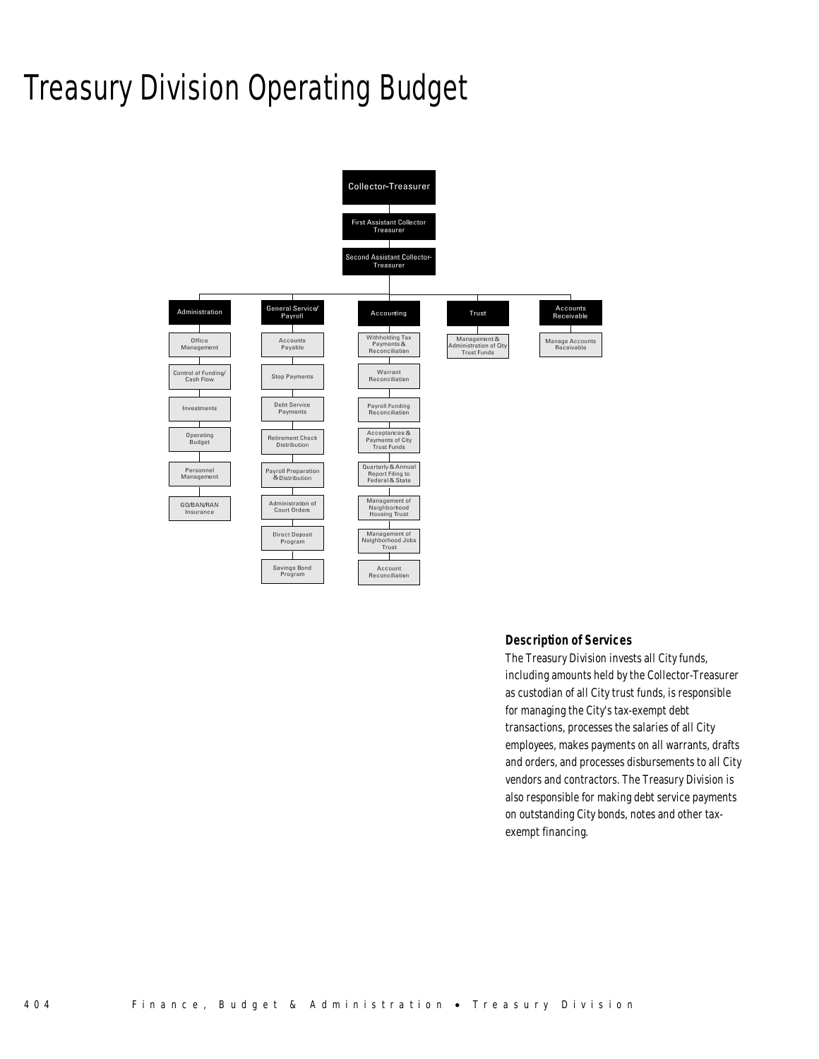# Treasury Division Operating Budget

- Collector-Treasurer
  - First Assistant Collector Treasurer
    - Second Assistant Collector-Treasurer
      - Administration
        - Office Management
        - Control of Funding/ Cash Flow
        - Investments
        - Operating Budget
        - Personnel Management
        - GO/BAN/RAN Insurance
      - General Service/ Payroll
        - Accounts Payable
        - Stop Payments
        - Debt Service Payments
        - Retirement Check Distribution
        - Payroll Preparation & Distribution
        - Administration of Court Orders
        - Direct Deposit Program
        - Savings Bond Program
      - Accounting
        - Withholding Tax Payments & Reconciliation
        - Warrant Reconciliation
        - Payroll Funding Reconciliation
        - Acceptances & Payments of City Trust Funds
        - Quarterly & Annual Report Filing to Federal & State
        - Management of Neighborhood Housing Trust
        - Management of Neighborhood Jobs Trust
        - Account Reconciliation
      - Trust
        - Management & Administration of City Trust Funds
      - Accounts Receivable
        - Manage Accounts Receivable

### Description of Services

The Treasury Division invests all City funds, including amounts held by the Collector-Treasurer as custodian of all City trust funds, is responsible for managing the City's tax-exempt debt transactions, processes the salaries of all City employees, makes payments on all warrants, drafts and orders, and processes disbursements to all City vendors and contractors. The Treasury Division is also responsible for making debt service payments on outstanding City bonds, notes and other tax-exempt financing.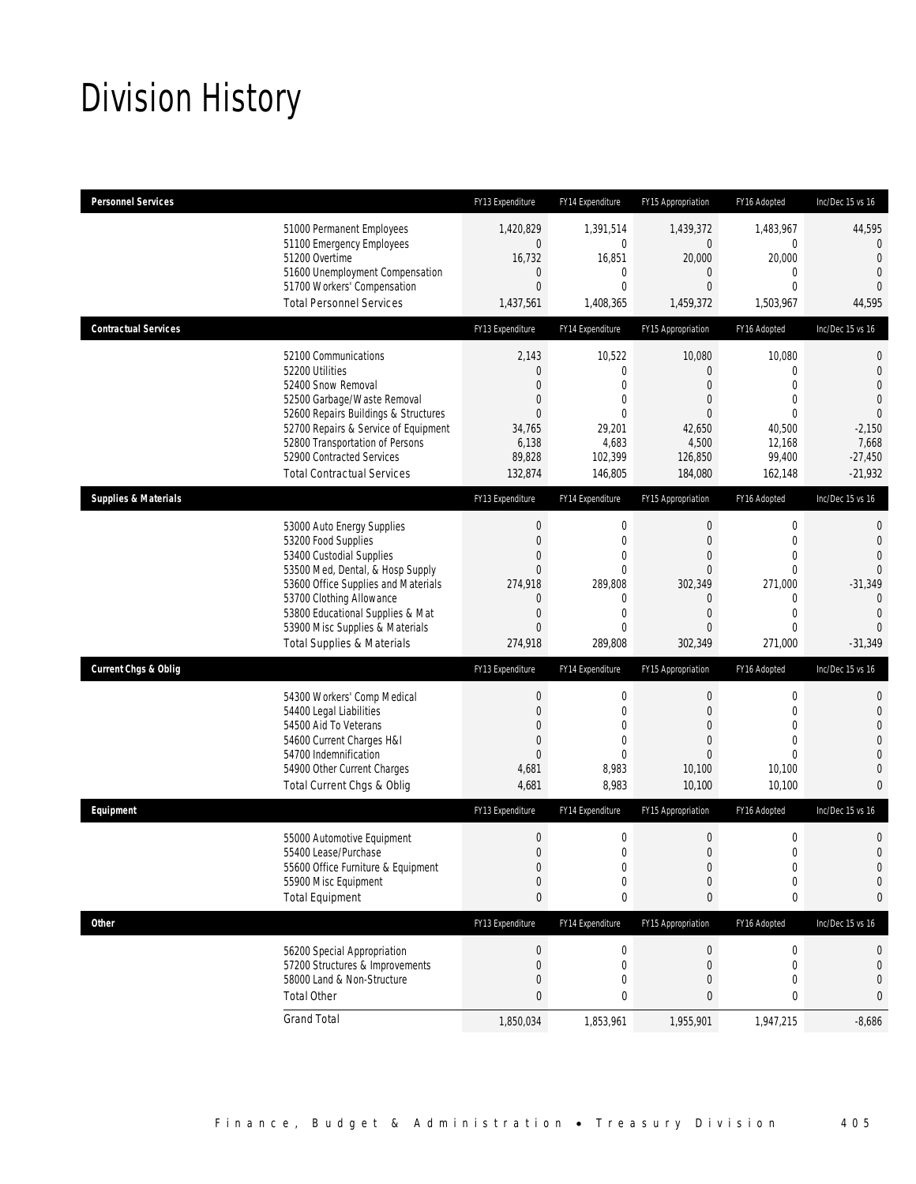# Division History

| Personnel Services | FY13 Expenditure | FY14 Expenditure | FY15 Appropriation | FY16 Adopted | Inc/Dec 15 vs 16 |
|---|---|---|---|---|---|
| 51000 Permanent Employees | 1,420,829 | 1,391,514 | 1,439,372 | 1,483,967 | 44,595 |
| 51100 Emergency Employees | 0 | 0 | 0 | 0 | 0 |
| 51200 Overtime | 16,732 | 16,851 | 20,000 | 20,000 | 0 |
| 51600 Unemployment Compensation | 0 | 0 | 0 | 0 | 0 |
| 51700 Workers' Compensation | 0 | 0 | 0 | 0 | 0 |
| Total Personnel Services | 1,437,561 | 1,408,365 | 1,459,372 | 1,503,967 | 44,595 |
| **Contractual Services** | **FY13 Expenditure** | **FY14 Expenditure** | **FY15 Appropriation** | **FY16 Adopted** | **Inc/Dec 15 vs 16** |
| 52100 Communications | 2,143 | 10,522 | 10,080 | 10,080 | 0 |
| 52200 Utilities | 0 | 0 | 0 | 0 | 0 |
| 52400 Snow Removal | 0 | 0 | 0 | 0 | 0 |
| 52500 Garbage/Waste Removal | 0 | 0 | 0 | 0 | 0 |
| 52600 Repairs Buildings & Structures | 0 | 0 | 0 | 0 | 0 |
| 52700 Repairs & Service of Equipment | 34,765 | 29,201 | 42,650 | 40,500 | -2,150 |
| 52800 Transportation of Persons | 6,138 | 4,683 | 4,500 | 12,168 | 7,668 |
| 52900 Contracted Services | 89,828 | 102,399 | 126,850 | 99,400 | -27,450 |
| Total Contractual Services | 132,874 | 146,805 | 184,080 | 162,148 | -21,932 |
| **Supplies & Materials** | **FY13 Expenditure** | **FY14 Expenditure** | **FY15 Appropriation** | **FY16 Adopted** | **Inc/Dec 15 vs 16** |
| 53000 Auto Energy Supplies | 0 | 0 | 0 | 0 | 0 |
| 53200 Food Supplies | 0 | 0 | 0 | 0 | 0 |
| 53400 Custodial Supplies | 0 | 0 | 0 | 0 | 0 |
| 53500 Med, Dental, & Hosp Supply | 0 | 0 | 0 | 0 | 0 |
| 53600 Office Supplies and Materials | 274,918 | 289,808 | 302,349 | 271,000 | -31,349 |
| 53700 Clothing Allowance | 0 | 0 | 0 | 0 | 0 |
| 53800 Educational Supplies & Mat | 0 | 0 | 0 | 0 | 0 |
| 53900 Misc Supplies & Materials | 0 | 0 | 0 | 0 | 0 |
| Total Supplies & Materials | 274,918 | 289,808 | 302,349 | 271,000 | -31,349 |
| **Current Chgs & Oblig** | **FY13 Expenditure** | **FY14 Expenditure** | **FY15 Appropriation** | **FY16 Adopted** | **Inc/Dec 15 vs 16** |
| 54300 Workers' Comp Medical | 0 | 0 | 0 | 0 | 0 |
| 54400 Legal Liabilities | 0 | 0 | 0 | 0 | 0 |
| 54500 Aid To Veterans | 0 | 0 | 0 | 0 | 0 |
| 54600 Current Charges H&I | 0 | 0 | 0 | 0 | 0 |
| 54700 Indemnification | 0 | 0 | 0 | 0 | 0 |
| 54900 Other Current Charges | 4,681 | 8,983 | 10,100 | 10,100 | 0 |
| Total Current Chgs & Oblig | 4,681 | 8,983 | 10,100 | 10,100 | 0 |
| **Equipment** | **FY13 Expenditure** | **FY14 Expenditure** | **FY15 Appropriation** | **FY16 Adopted** | **Inc/Dec 15 vs 16** |
| 55000 Automotive Equipment | 0 | 0 | 0 | 0 | 0 |
| 55400 Lease/Purchase | 0 | 0 | 0 | 0 | 0 |
| 55600 Office Furniture & Equipment | 0 | 0 | 0 | 0 | 0 |
| 55900 Misc Equipment | 0 | 0 | 0 | 0 | 0 |
| Total Equipment | 0 | 0 | 0 | 0 | 0 |
| **Other** | **FY13 Expenditure** | **FY14 Expenditure** | **FY15 Appropriation** | **FY16 Adopted** | **Inc/Dec 15 vs 16** |
| 56200 Special Appropriation | 0 | 0 | 0 | 0 | 0 |
| 57200 Structures & Improvements | 0 | 0 | 0 | 0 | 0 |
| 58000 Land & Non-Structure | 0 | 0 | 0 | 0 | 0 |
| Total Other | 0 | 0 | 0 | 0 | 0 |
| Grand Total | 1,850,034 | 1,853,961 | 1,955,901 | 1,947,215 | -8,686 |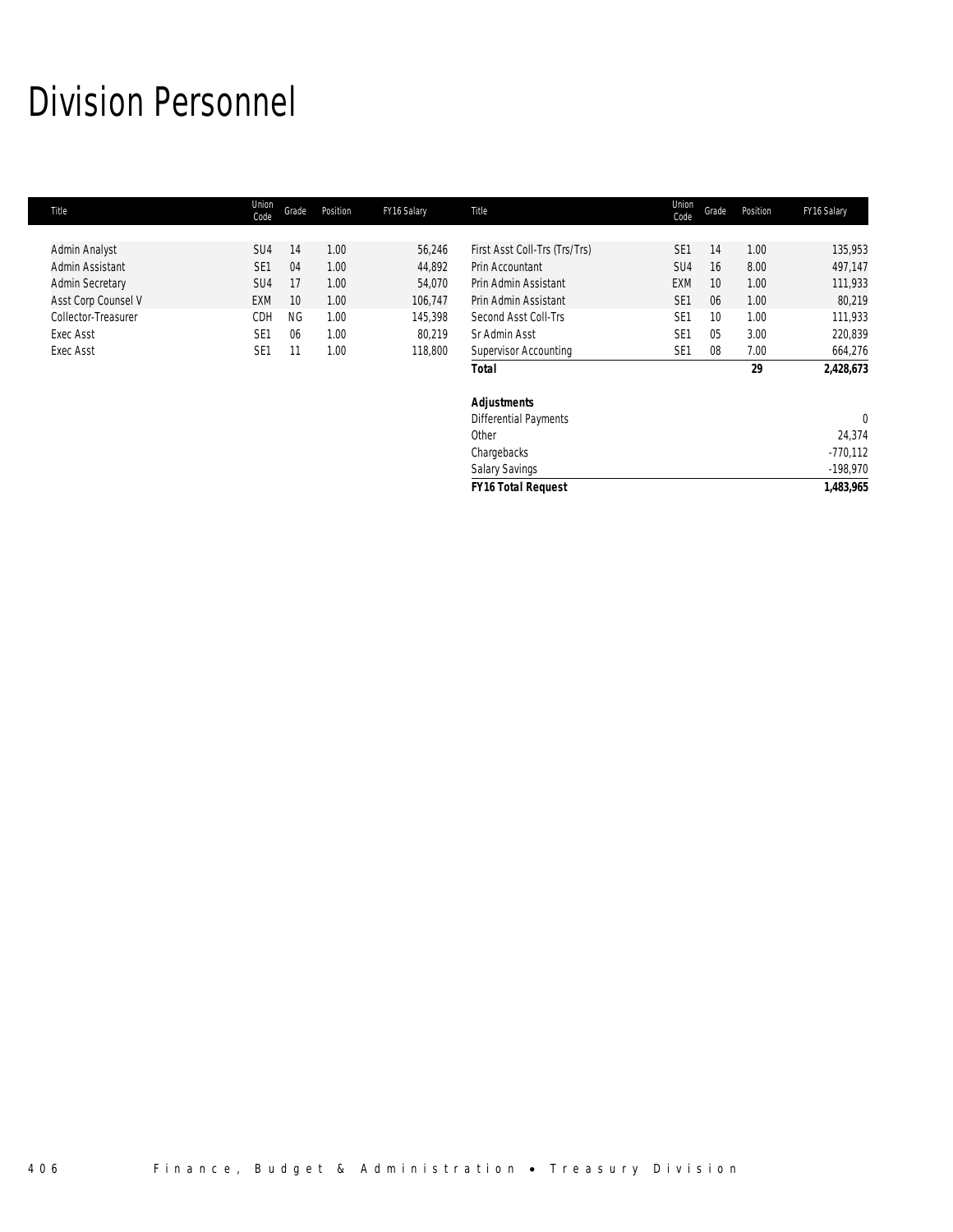# Division Personnel

| Title | Union Code | Grade | Position | FY16 Salary | Title | Union Code | Grade | Position | FY16 Salary |
|---|---|---|---|---|---|---|---|---|---|
| Admin Analyst | SU4 | 14 | 1.00 | 56,246 | First Asst Coll-Trs (Trs/Trs) | SE1 | 14 | 1.00 | 135,953 |
| Admin Assistant | SE1 | 04 | 1.00 | 44,892 | Prin Accountant | SU4 | 16 | 8.00 | 497,147 |
| Admin Secretary | SU4 | 17 | 1.00 | 54,070 | Prin Admin Assistant | EXM | 10 | 1.00 | 111,933 |
| Asst Corp Counsel V | EXM | 10 | 1.00 | 106,747 | Prin Admin Assistant | SE1 | 06 | 1.00 | 80,219 |
| Collector-Treasurer | CDH | NG | 1.00 | 145,398 | Second Asst Coll-Trs | SE1 | 10 | 1.00 | 111,933 |
| Exec Asst | SE1 | 06 | 1.00 | 80,219 | Sr Admin Asst | SE1 | 05 | 3.00 | 220,839 |
| Exec Asst | SE1 | 11 | 1.00 | 118,800 | Supervisor Accounting | SE1 | 08 | 7.00 | 664,276 |
| | | | | | ***Total*** | | | **29** | **2,428,673** |
| | | | | | | | | | |
| | | | | | ***Adjustments*** | | | | |
| | | | | | Differential Payments | | | | 0 |
| | | | | | Other | | | | 24,374 |
| | | | | | Chargebacks | | | | -770,112 |
| | | | | | Salary Savings | | | | -198,970 |
| | | | | | ***FY16 Total Request*** | | | | **1,483,965** |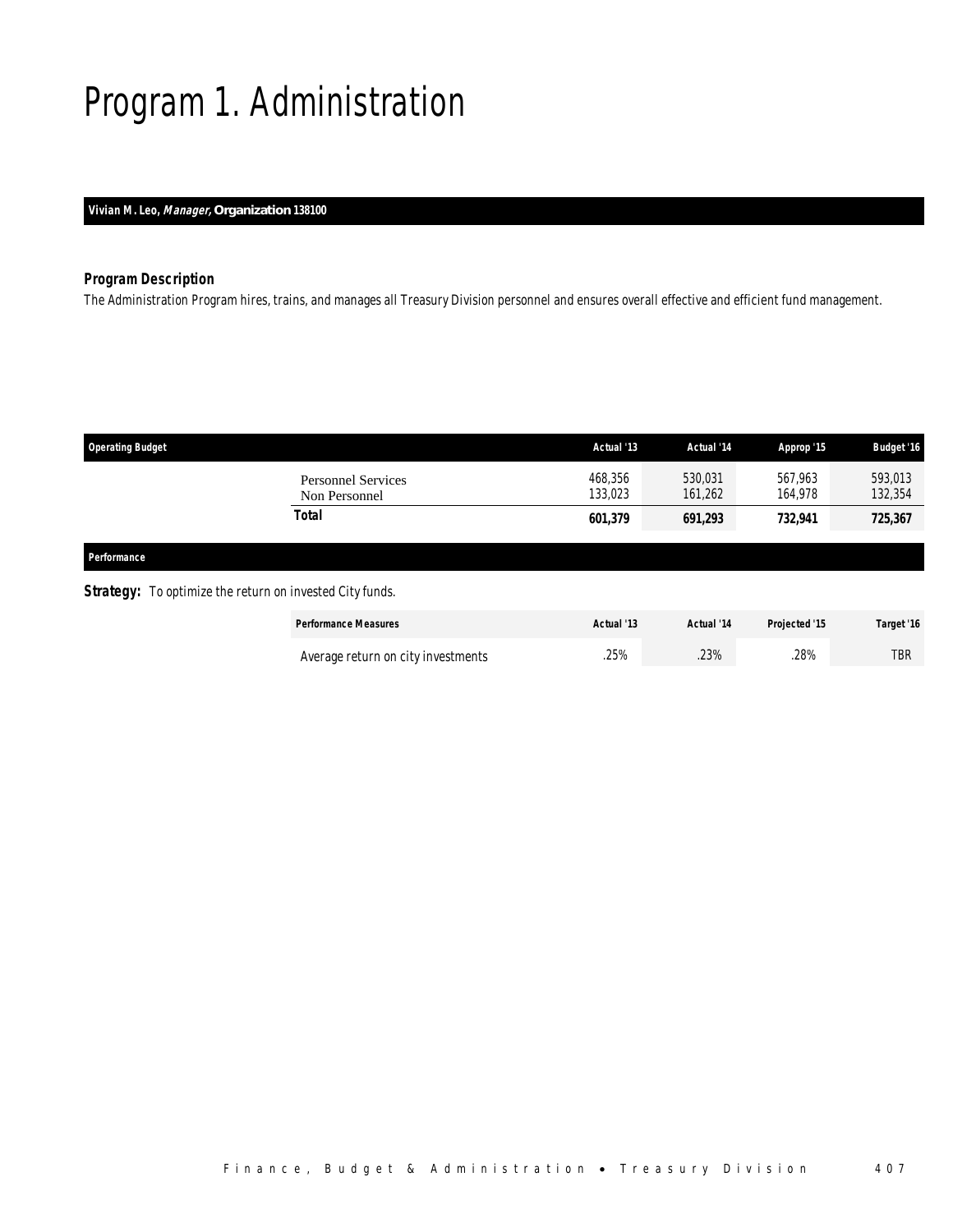# Program 1. Administration

**Vivian M. Leo, *Manager*, Organization 138100**

### *Program Description*

The Administration Program hires, trains, and manages all Treasury Division personnel and ensures overall effective and efficient fund management.

| Operating Budget | Actual '13 | Actual '14 | Approp '15 | Budget '16 |
|---|---|---|---|---|
| Personnel Services | 468,356 | 530,031 | 567,963 | 593,013 |
| Non Personnel | 133,023 | 161,262 | 164,978 | 132,354 |
| **Total** | **601,379** | **691,293** | **732,941** | **725,367** |

### *Performance*

***Strategy:*** To optimize the return on invested City funds.

| Performance Measures | Actual '13 | Actual '14 | Projected '15 | Target '16 |
|---|---|---|---|---|
| Average return on city investments | .25% | .23% | .28% | TBR |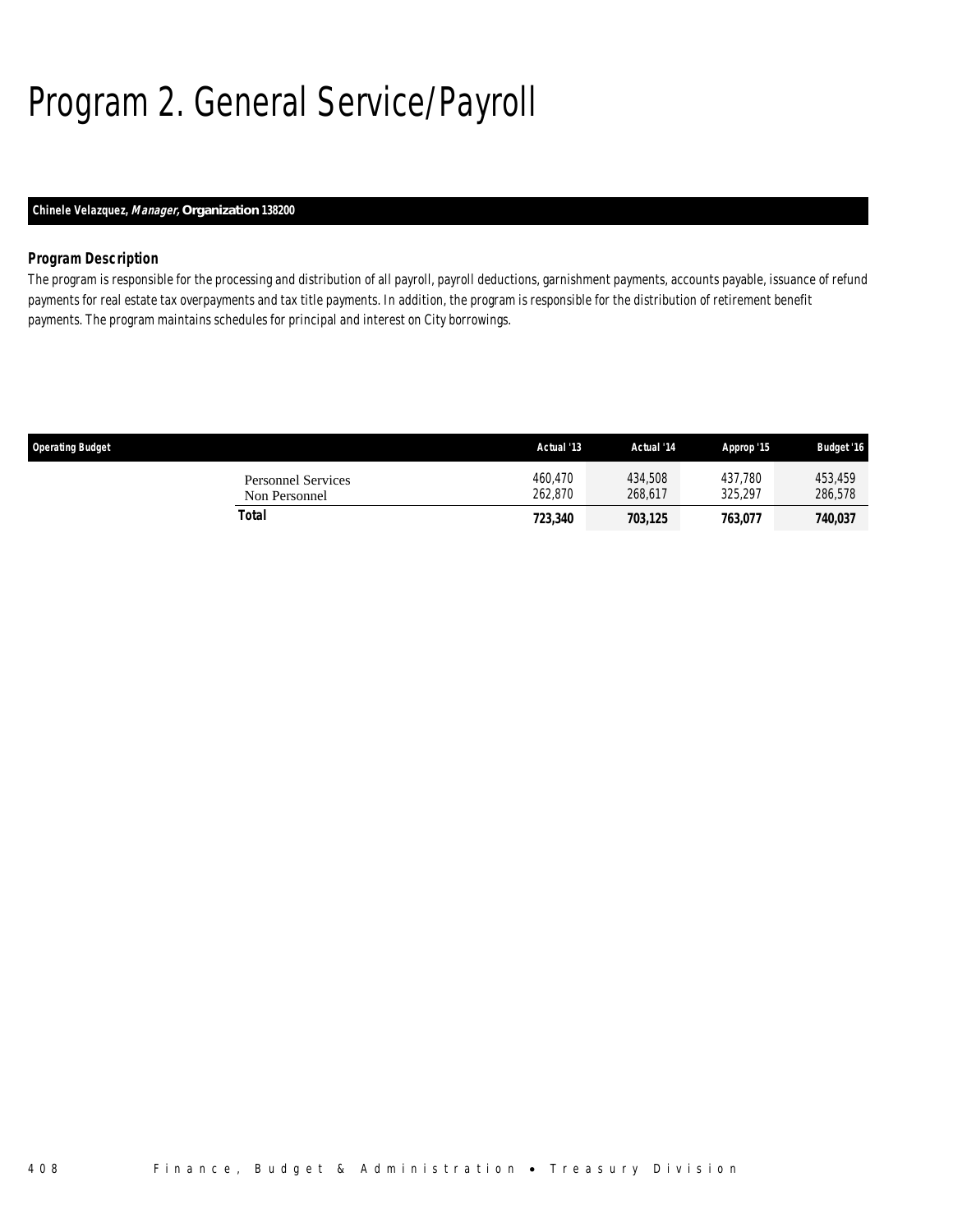# Program 2. General Service/Payroll

**Chinele Velazquez, *Manager,* Organization 138200**

### *Program Description*

*The program is responsible for the processing and distribution of all payroll, payroll deductions, garnishment payments, accounts payable, issuance of refund payments for real estate tax overpayments and tax title payments. In addition, the program is responsible for the distribution of retirement benefit payments. The program maintains schedules for principal and interest on City borrowings.*

| Operating Budget | Actual '13 | Actual '14 | Approp '15 | Budget '16 |
|---|---|---|---|---|
| Personnel Services | 460,470 | 434,508 | 437,780 | 453,459 |
| Non Personnel | 262,870 | 268,617 | 325,297 | 286,578 |
| **Total** | **723,340** | **703,125** | **763,077** | **740,037** |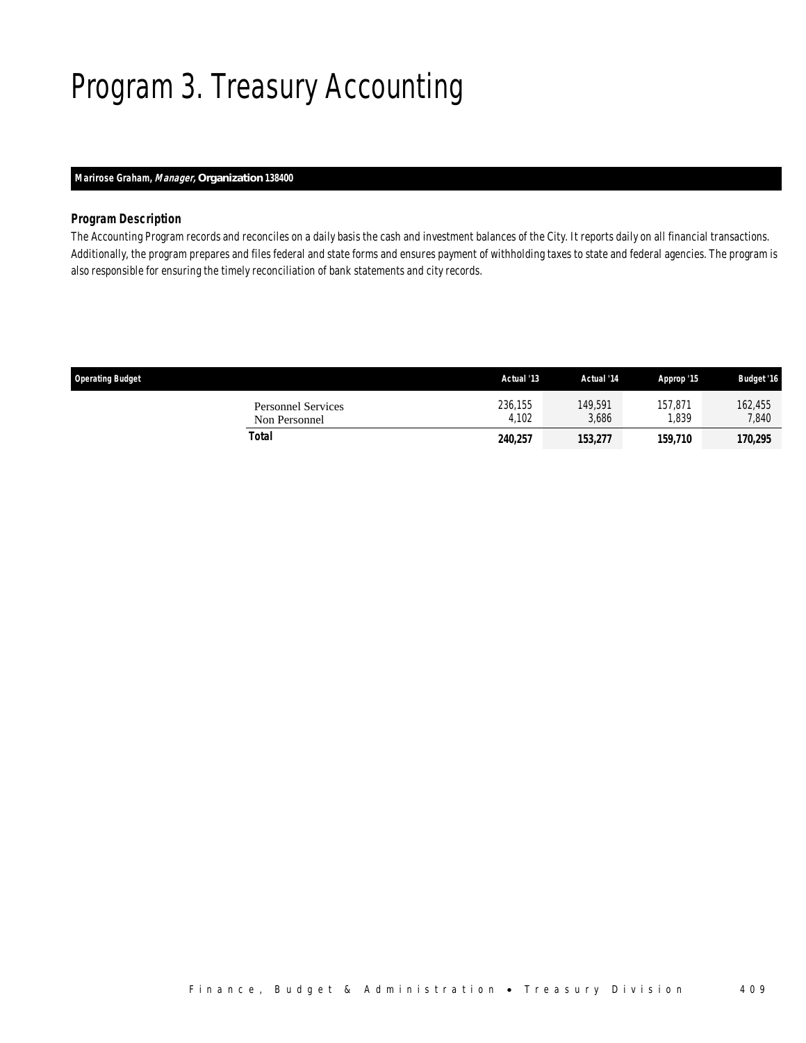# Program 3. Treasury Accounting

**Marirose Graham, *Manager,* Organization 138400**

### *Program Description*

*The Accounting Program records and reconciles on a daily basis the cash and investment balances of the City. It reports daily on all financial transactions. Additionally, the program prepares and files federal and state forms and ensures payment of withholding taxes to state and federal agencies. The program is also responsible for ensuring the timely reconciliation of bank statements and city records.*

| Operating Budget | Actual '13 | Actual '14 | Approp '15 | Budget '16 |
|---|---|---|---|---|
| Personnel Services | 236,155 | 149,591 | 157,871 | 162,455 |
| Non Personnel | 4,102 | 3,686 | 1,839 | 7,840 |
| **Total** | **240,257** | **153,277** | **159,710** | **170,295** |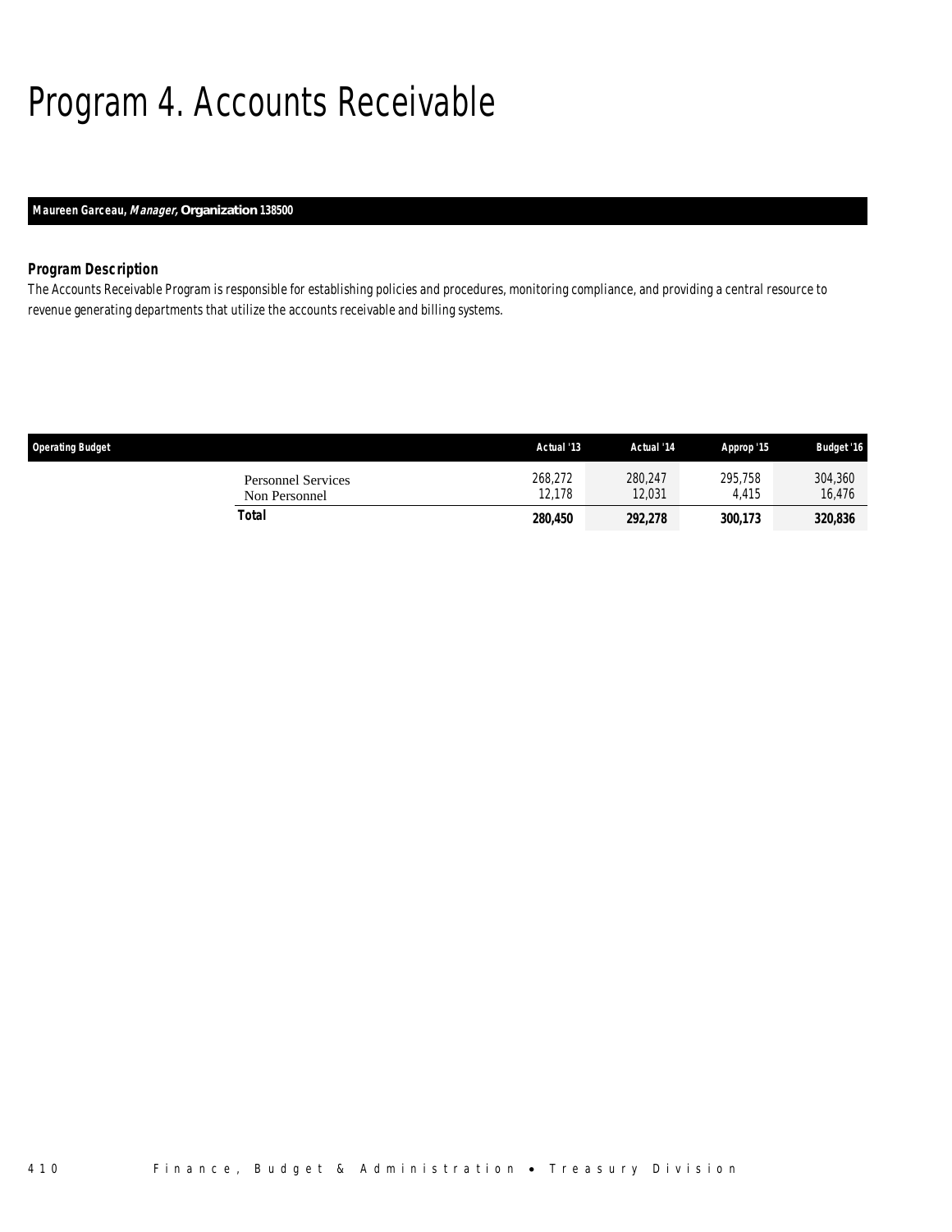# Program 4. Accounts Receivable

**Maureen Garceau, *Manager*, Organization 138500**

### *Program Description*

The Accounts Receivable Program is responsible for establishing policies and procedures, monitoring compliance, and providing a central resource to revenue generating departments that utilize the accounts receivable and billing systems.

| Operating Budget | Actual '13 | Actual '14 | Approp '15 | Budget '16 |
|---|---|---|---|---|
| Personnel Services | 268,272 | 280,247 | 295,758 | 304,360 |
| Non Personnel | 12,178 | 12,031 | 4,415 | 16,476 |
| **Total** | **280,450** | **292,278** | **300,173** | **320,836** |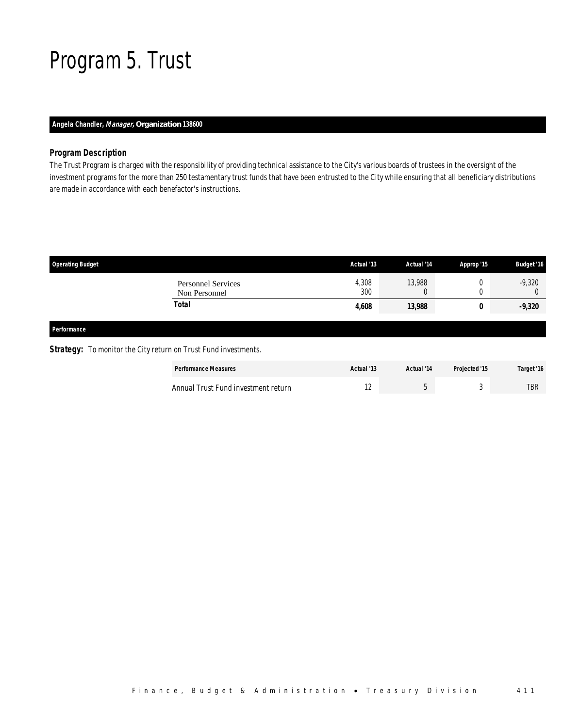# Program 5. Trust

**Angela Chandler, *Manager,* Organization 138600**

### Program Description

The Trust Program is charged with the responsibility of providing technical assistance to the City's various boards of trustees in the oversight of the investment programs for the more than 250 testamentary trust funds that have been entrusted to the City while ensuring that all beneficiary distributions are made in accordance with each benefactor's instructions.

| Operating Budget | Actual '13 | Actual '14 | Approp '15 | Budget '16 |
|---|---|---|---|---|
| Personnel Services | 4,308 | 13,988 | 0 | -9,320 |
| Non Personnel | 300 | 0 | 0 | 0 |
| **Total** | **4,608** | **13,988** | **0** | **-9,320** |

### Performance

**Strategy:** To monitor the City return on Trust Fund investments.

| Performance Measures | Actual '13 | Actual '14 | Projected '15 | Target '16 |
|---|---|---|---|---|
| Annual Trust Fund investment return | 12 | 5 | 3 | TBR |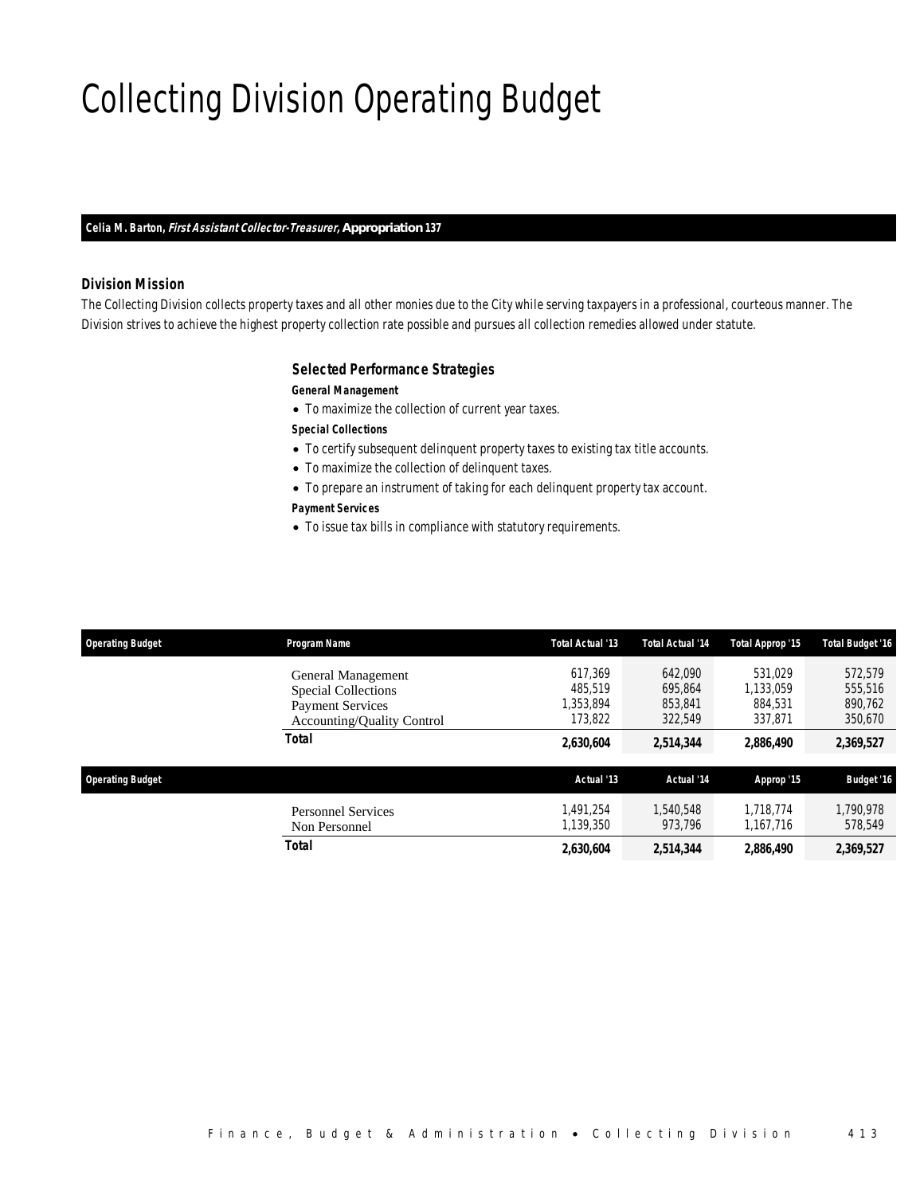# Collecting Division Operating Budget

**Celia M. Barton, *First Assistant Collector-Treasurer,* Appropriation 137**

### Division Mission

The Collecting Division collects property taxes and all other monies due to the City while serving taxpayers in a professional, courteous manner. The Division strives to achieve the highest property collection rate possible and pursues all collection remedies allowed under statute.

### Selected Performance Strategies

**General Management**

- To maximize the collection of current year taxes.

**Special Collections**

- To certify subsequent delinquent property taxes to existing tax title accounts.
- To maximize the collection of delinquent taxes.
- To prepare an instrument of taking for each delinquent property tax account.

**Payment Services**

- To issue tax bills in compliance with statutory requirements.

| Operating Budget | Program Name | Total Actual '13 | Total Actual '14 | Total Approp '15 | Total Budget '16 |
|---|---|---|---|---|---|
| | General Management | 617,369 | 642,090 | 531,029 | 572,579 |
| | Special Collections | 485,519 | 695,864 | 1,133,059 | 555,516 |
| | Payment Services | 1,353,894 | 853,841 | 884,531 | 890,762 |
| | Accounting/Quality Control | 173,822 | 322,549 | 337,871 | 350,670 |
| | **Total** | **2,630,604** | **2,514,344** | **2,886,490** | **2,369,527** |

| Operating Budget | | Actual '13 | Actual '14 | Approp '15 | Budget '16 |
|---|---|---|---|---|---|
| | Personnel Services | 1,491,254 | 1,540,548 | 1,718,774 | 1,790,978 |
| | Non Personnel | 1,139,350 | 973,796 | 1,167,716 | 578,549 |
| | **Total** | **2,630,604** | **2,514,344** | **2,886,490** | **2,369,527** |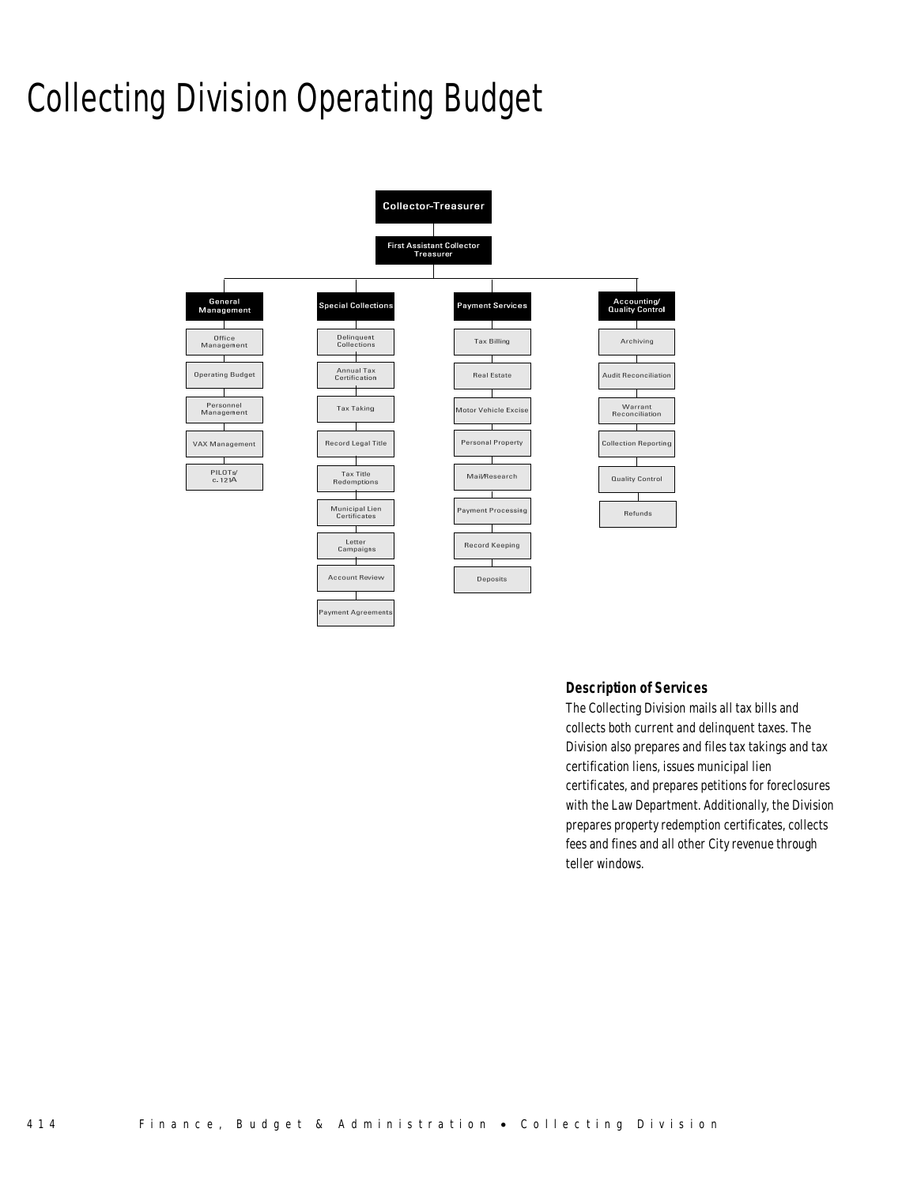# Collecting Division Operating Budget

- Collector-Treasurer
  - First Assistant Collector Treasurer
    - General Management
      - Office Management
      - Operating Budget
      - Personnel Management
      - VAX Management
      - PILOTs/ c.121A
    - Special Collections
      - Delinquent Collections
      - Annual Tax Certification
      - Tax Taking
      - Record Legal Title
      - Tax Title Redemptions
      - Municipal Lien Certificates
      - Letter Campaigns
      - Account Review
      - Payment Agreements
    - Payment Services
      - Tax Billing
      - Real Estate
      - Motor Vehicle Excise
      - Personal Property
      - Mail/Research
      - Payment Processing
      - Record Keeping
      - Deposits
    - Accounting/ Quality Control
      - Archiving
      - Audit Reconciliation
      - Warrant Reconciliation
      - Collection Reporting
      - Quality Control
      - Refunds

### Description of Services

The Collecting Division mails all tax bills and collects both current and delinquent taxes. The Division also prepares and files tax takings and tax certification liens, issues municipal lien certificates, and prepares petitions for foreclosures with the Law Department. Additionally, the Division prepares property redemption certificates, collects fees and fines and all other City revenue through teller windows.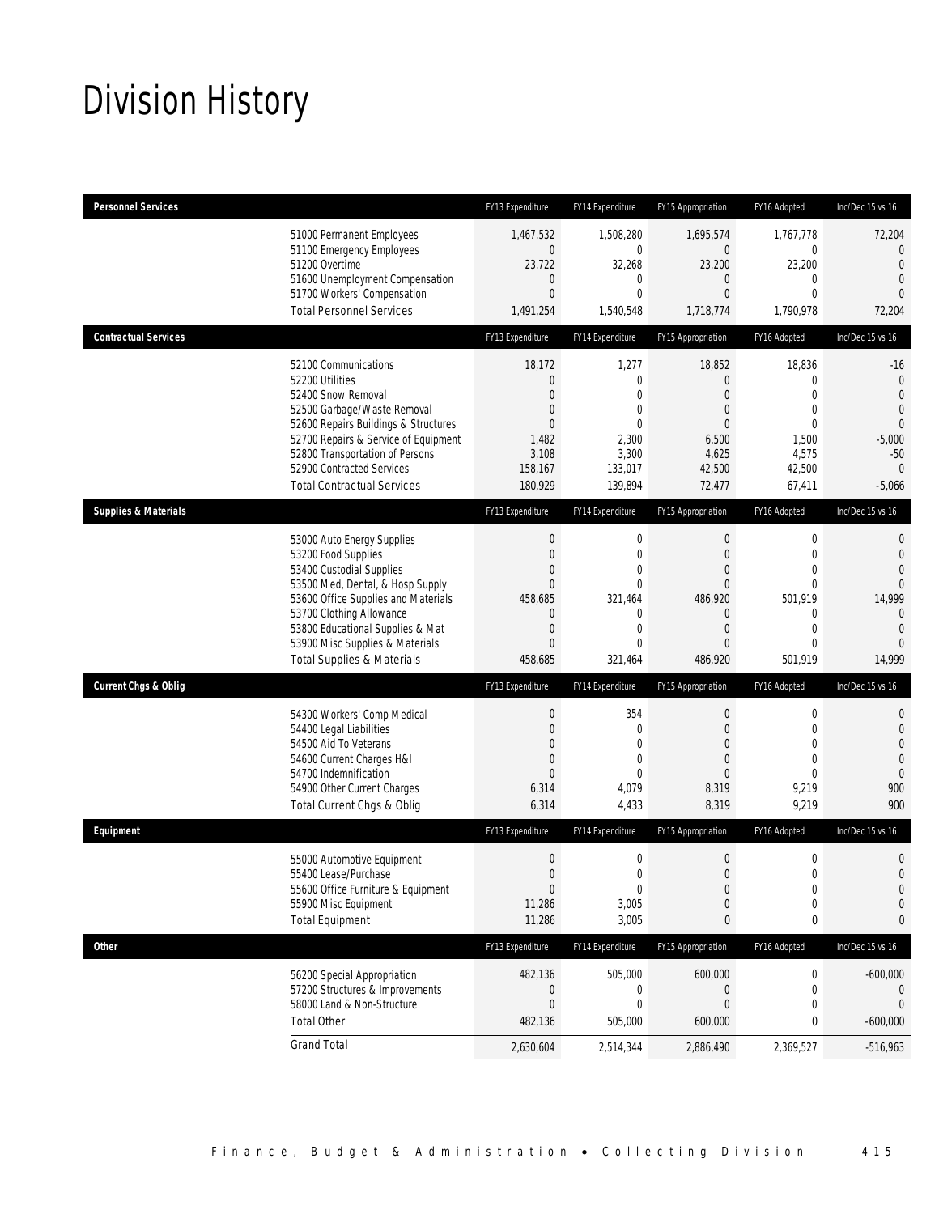# Division History

| Personnel Services | FY13 Expenditure | FY14 Expenditure | FY15 Appropriation | FY16 Adopted | Inc/Dec 15 vs 16 |
|---|---|---|---|---|---|
| 51000 Permanent Employees | 1,467,532 | 1,508,280 | 1,695,574 | 1,767,778 | 72,204 |
| 51100 Emergency Employees | 0 | 0 | 0 | 0 | 0 |
| 51200 Overtime | 23,722 | 32,268 | 23,200 | 23,200 | 0 |
| 51600 Unemployment Compensation | 0 | 0 | 0 | 0 | 0 |
| 51700 Workers' Compensation | 0 | 0 | 0 | 0 | 0 |
| Total Personnel Services | 1,491,254 | 1,540,548 | 1,718,774 | 1,790,978 | 72,204 |
| **Contractual Services** | FY13 Expenditure | FY14 Expenditure | FY15 Appropriation | FY16 Adopted | Inc/Dec 15 vs 16 |
| 52100 Communications | 18,172 | 1,277 | 18,852 | 18,836 | -16 |
| 52200 Utilities | 0 | 0 | 0 | 0 | 0 |
| 52400 Snow Removal | 0 | 0 | 0 | 0 | 0 |
| 52500 Garbage/Waste Removal | 0 | 0 | 0 | 0 | 0 |
| 52600 Repairs Buildings & Structures | 0 | 0 | 0 | 0 | 0 |
| 52700 Repairs & Service of Equipment | 1,482 | 2,300 | 6,500 | 1,500 | -5,000 |
| 52800 Transportation of Persons | 3,108 | 3,300 | 4,625 | 4,575 | -50 |
| 52900 Contracted Services | 158,167 | 133,017 | 42,500 | 42,500 | 0 |
| Total Contractual Services | 180,929 | 139,894 | 72,477 | 67,411 | -5,066 |
| **Supplies & Materials** | FY13 Expenditure | FY14 Expenditure | FY15 Appropriation | FY16 Adopted | Inc/Dec 15 vs 16 |
| 53000 Auto Energy Supplies | 0 | 0 | 0 | 0 | 0 |
| 53200 Food Supplies | 0 | 0 | 0 | 0 | 0 |
| 53400 Custodial Supplies | 0 | 0 | 0 | 0 | 0 |
| 53500 Med, Dental, & Hosp Supply | 0 | 0 | 0 | 0 | 0 |
| 53600 Office Supplies and Materials | 458,685 | 321,464 | 486,920 | 501,919 | 14,999 |
| 53700 Clothing Allowance | 0 | 0 | 0 | 0 | 0 |
| 53800 Educational Supplies & Mat | 0 | 0 | 0 | 0 | 0 |
| 53900 Misc Supplies & Materials | 0 | 0 | 0 | 0 | 0 |
| Total Supplies & Materials | 458,685 | 321,464 | 486,920 | 501,919 | 14,999 |
| **Current Chgs & Oblig** | FY13 Expenditure | FY14 Expenditure | FY15 Appropriation | FY16 Adopted | Inc/Dec 15 vs 16 |
| 54300 Workers' Comp Medical | 0 | 354 | 0 | 0 | 0 |
| 54400 Legal Liabilities | 0 | 0 | 0 | 0 | 0 |
| 54500 Aid To Veterans | 0 | 0 | 0 | 0 | 0 |
| 54600 Current Charges H&I | 0 | 0 | 0 | 0 | 0 |
| 54700 Indemnification | 0 | 0 | 0 | 0 | 0 |
| 54900 Other Current Charges | 6,314 | 4,079 | 8,319 | 9,219 | 900 |
| Total Current Chgs & Oblig | 6,314 | 4,433 | 8,319 | 9,219 | 900 |
| **Equipment** | FY13 Expenditure | FY14 Expenditure | FY15 Appropriation | FY16 Adopted | Inc/Dec 15 vs 16 |
| 55000 Automotive Equipment | 0 | 0 | 0 | 0 | 0 |
| 55400 Lease/Purchase | 0 | 0 | 0 | 0 | 0 |
| 55600 Office Furniture & Equipment | 0 | 0 | 0 | 0 | 0 |
| 55900 Misc Equipment | 11,286 | 3,005 | 0 | 0 | 0 |
| Total Equipment | 11,286 | 3,005 | 0 | 0 | 0 |
| **Other** | FY13 Expenditure | FY14 Expenditure | FY15 Appropriation | FY16 Adopted | Inc/Dec 15 vs 16 |
| 56200 Special Appropriation | 482,136 | 505,000 | 600,000 | 0 | -600,000 |
| 57200 Structures & Improvements | 0 | 0 | 0 | 0 | 0 |
| 58000 Land & Non-Structure | 0 | 0 | 0 | 0 | 0 |
| Total Other | 482,136 | 505,000 | 600,000 | 0 | -600,000 |
| Grand Total | 2,630,604 | 2,514,344 | 2,886,490 | 2,369,527 | -516,963 |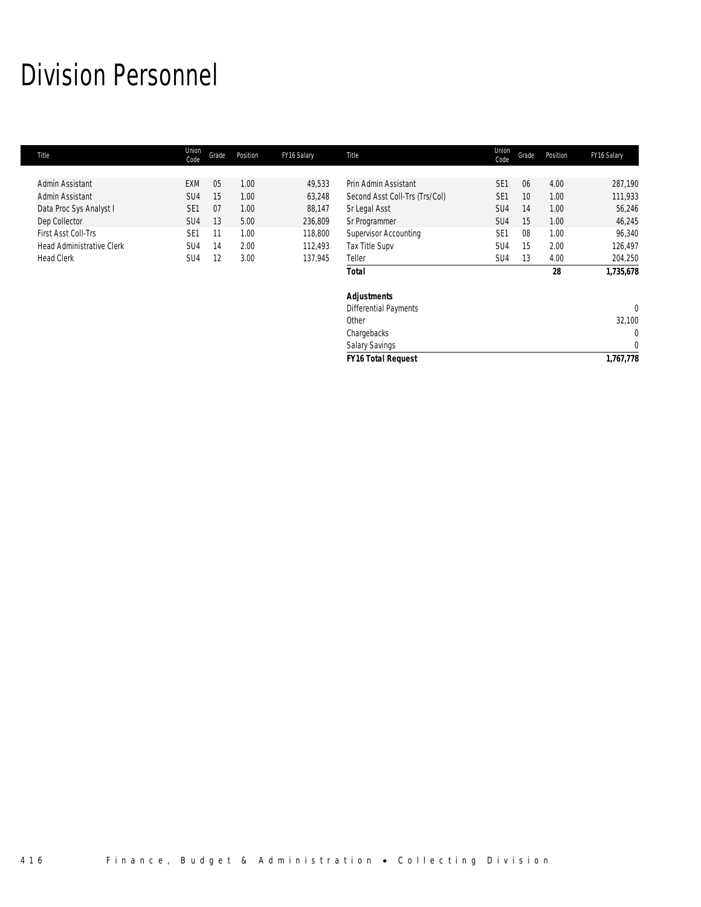# Division Personnel

| Title | Union Code | Grade | Position | FY16 Salary |
|---|---|---|---|---|
| Admin Assistant | EXM | 05 | 1.00 | 49,533 |
| Admin Assistant | SU4 | 15 | 1.00 | 63,248 |
| Data Proc Sys Analyst I | SE1 | 07 | 1.00 | 88,147 |
| Dep Collector | SU4 | 13 | 5.00 | 236,809 |
| First Asst Coll-Trs | SE1 | 11 | 1.00 | 118,800 |
| Head Administrative Clerk | SU4 | 14 | 2.00 | 112,493 |
| Head Clerk | SU4 | 12 | 3.00 | 137,945 |
| Prin Admin Assistant | SE1 | 06 | 4.00 | 287,190 |
| Second Asst Coll-Trs (Trs/Col) | SE1 | 10 | 1.00 | 111,933 |
| Sr Legal Asst | SU4 | 14 | 1.00 | 56,246 |
| Sr Programmer | SU4 | 15 | 1.00 | 46,245 |
| Supervisor Accounting | SE1 | 08 | 1.00 | 96,340 |
| Tax Title Supv | SU4 | 15 | 2.00 | 126,497 |
| Teller | SU4 | 13 | 4.00 | 204,250 |
| ***Total*** | | | ***28*** | ***1,735,678*** |
| | | | | |
| ***Adjustments*** | | | | |
| Differential Payments | | | | 0 |
| Other | | | | 32,100 |
| Chargebacks | | | | 0 |
| Salary Savings | | | | 0 |
| ***FY16 Total Request*** | | | | ***1,767,778*** |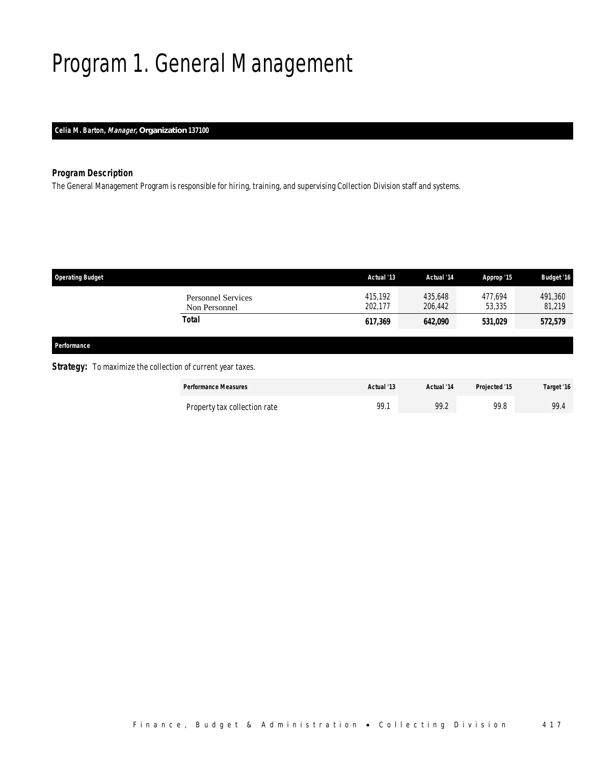# Program 1. General Management

**Celia M. Barton, *Manager,* Organization 137100**

### Program Description

The General Management Program is responsible for hiring, training, and supervising Collection Division staff and systems.

| Operating Budget | Actual '13 | Actual '14 | Approp '15 | Budget '16 |
|---|---|---|---|---|
| Personnel Services | 415,192 | 435,648 | 477,694 | 491,360 |
| Non Personnel | 202,177 | 206,442 | 53,335 | 81,219 |
| **Total** | **617,369** | **642,090** | **531,029** | **572,579** |

### Performance

**Strategy:** To maximize the collection of current year taxes.

| Performance Measures | Actual '13 | Actual '14 | Projected '15 | Target '16 |
|---|---|---|---|---|
| Property tax collection rate | 99.1 | 99.2 | 99.8 | 99.4 |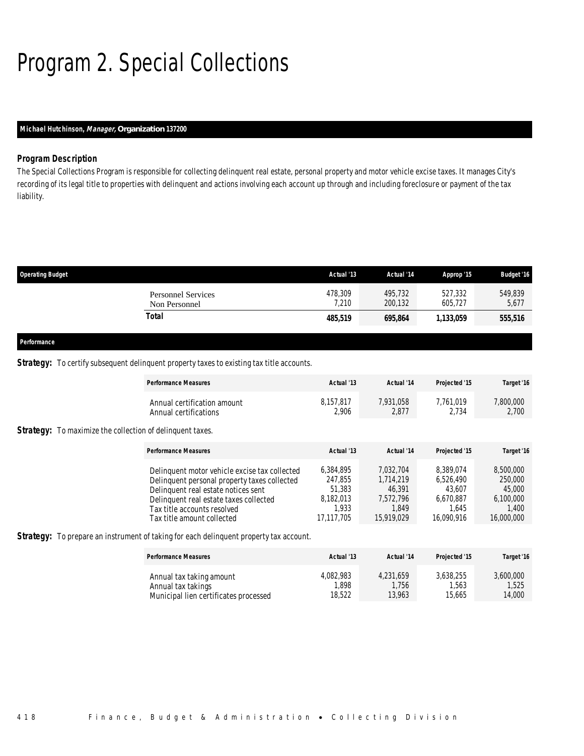# Program 2. Special Collections

**Michael Hutchinson, *Manager*, Organization 137200**

### *Program Description*

The Special Collections Program is responsible for collecting delinquent real estate, personal property and motor vehicle excise taxes. It manages City's recording of its legal title to properties with delinquent and actions involving each account up through and including foreclosure or payment of the tax liability.

| Operating Budget | Actual '13 | Actual '14 | Approp '15 | Budget '16 |
|---|---|---|---|---|
| Personnel Services | 478,309 | 495,732 | 527,332 | 549,839 |
| Non Personnel | 7,210 | 200,132 | 605,727 | 5,677 |
| **Total** | **485,519** | **695,864** | **1,133,059** | **555,516** |

**Performance**

**Strategy:** To certify subsequent delinquent property taxes to existing tax title accounts.

| Performance Measures | Actual '13 | Actual '14 | Projected '15 | Target '16 |
|---|---|---|---|---|
| Annual certification amount | 8,157,817 | 7,931,058 | 7,761,019 | 7,800,000 |
| Annual certifications | 2,906 | 2,877 | 2,734 | 2,700 |

**Strategy:** To maximize the collection of delinquent taxes.

| Performance Measures | Actual '13 | Actual '14 | Projected '15 | Target '16 |
|---|---|---|---|---|
| Delinquent motor vehicle excise tax collected | 6,384,895 | 7,032,704 | 8,389,074 | 8,500,000 |
| Delinquent personal property taxes collected | 247,855 | 1,714,219 | 6,526,490 | 250,000 |
| Delinquent real estate notices sent | 51,383 | 46,391 | 43,607 | 45,000 |
| Delinquent real estate taxes collected | 8,182,013 | 7,572,796 | 6,670,887 | 6,100,000 |
| Tax title accounts resolved | 1,933 | 1,849 | 1,645 | 1,400 |
| Tax title amount collected | 17,117,705 | 15,919,029 | 16,090,916 | 16,000,000 |

**Strategy:** To prepare an instrument of taking for each delinquent property tax account.

| Performance Measures | Actual '13 | Actual '14 | Projected '15 | Target '16 |
|---|---|---|---|---|
| Annual tax taking amount | 4,082,983 | 4,231,659 | 3,638,255 | 3,600,000 |
| Annual tax takings | 1,898 | 1,756 | 1,563 | 1,525 |
| Municipal lien certificates processed | 18,522 | 13,963 | 15,665 | 14,000 |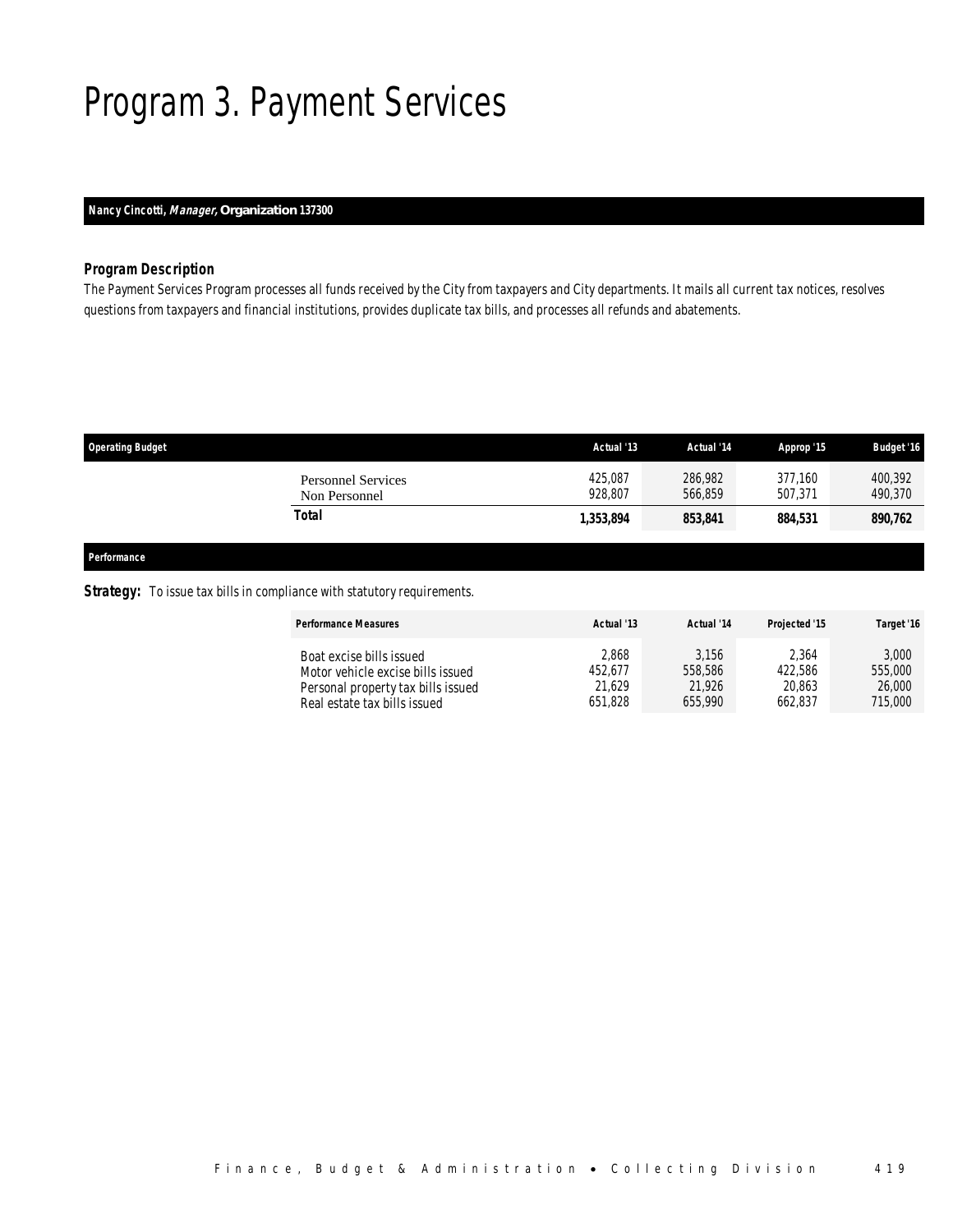# Program 3. Payment Services

***Nancy Cincotti, Manager,* Organization 137300**

### *Program Description*

*The Payment Services Program processes all funds received by the City from taxpayers and City departments. It mails all current tax notices, resolves questions from taxpayers and financial institutions, provides duplicate tax bills, and processes all refunds and abatements.*

| Operating Budget | Actual '13 | Actual '14 | Approp '15 | Budget '16 |
|---|---|---|---|---|
| Personnel Services | 425,087 | 286,982 | 377,160 | 400,392 |
| Non Personnel | 928,807 | 566,859 | 507,371 | 490,370 |
| **Total** | **1,353,894** | **853,841** | **884,531** | **890,762** |

***Performance***

**Strategy:** To issue tax bills in compliance with statutory requirements.

| Performance Measures | Actual '13 | Actual '14 | Projected '15 | Target '16 |
|---|---|---|---|---|
| Boat excise bills issued | 2,868 | 3,156 | 2,364 | 3,000 |
| Motor vehicle excise bills issued | 452,677 | 558,586 | 422,586 | 555,000 |
| Personal property tax bills issued | 21,629 | 21,926 | 20,863 | 26,000 |
| Real estate tax bills issued | 651,828 | 655,990 | 662,837 | 715,000 |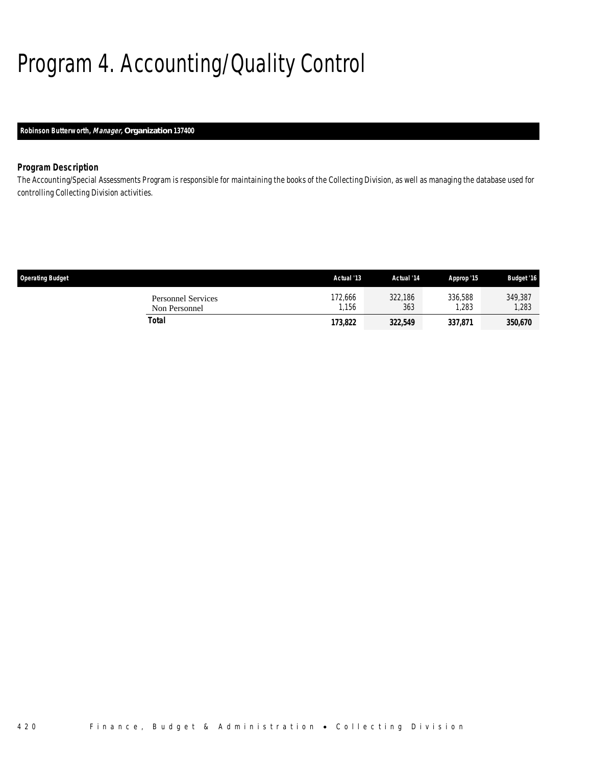# Program 4. Accounting/Quality Control

**Robinson Butterworth, *Manager,* Organization 137400**

### *Program Description*

*The Accounting/Special Assessments Program is responsible for maintaining the books of the Collecting Division, as well as managing the database used for controlling Collecting Division activities.*

| Operating Budget | Actual '13 | Actual '14 | Approp '15 | Budget '16 |
|---|---|---|---|---|
| Personnel Services | 172,666 | 322,186 | 336,588 | 349,387 |
| Non Personnel | 1,156 | 363 | 1,283 | 1,283 |
| **Total** | **173,822** | **322,549** | **337,871** | **350,670** |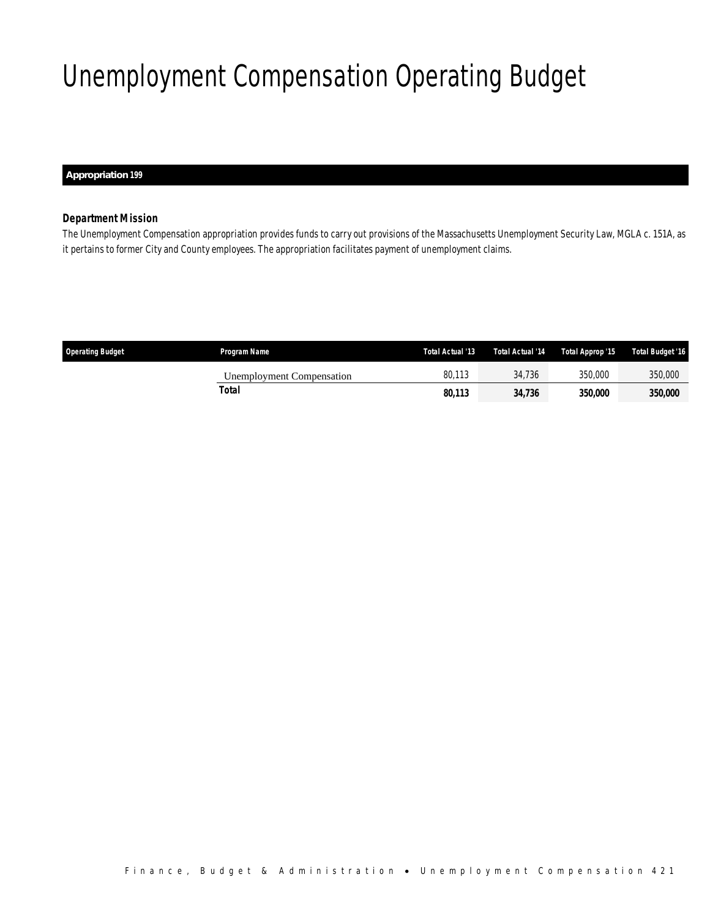# Unemployment Compensation Operating Budget

**Appropriation 199**

***Department Mission***

The Unemployment Compensation appropriation provides funds to carry out provisions of the Massachusetts Unemployment Security Law, MGLA c. 151A, as it pertains to former City and County employees. The appropriation facilitates payment of unemployment claims.

| Operating Budget | Program Name | Total Actual '13 | Total Actual '14 | Total Approp '15 | Total Budget '16 |
|---|---|---|---|---|---|
| | Unemployment Compensation | 80,113 | 34,736 | 350,000 | 350,000 |
| | **Total** | **80,113** | **34,736** | **350,000** | **350,000** |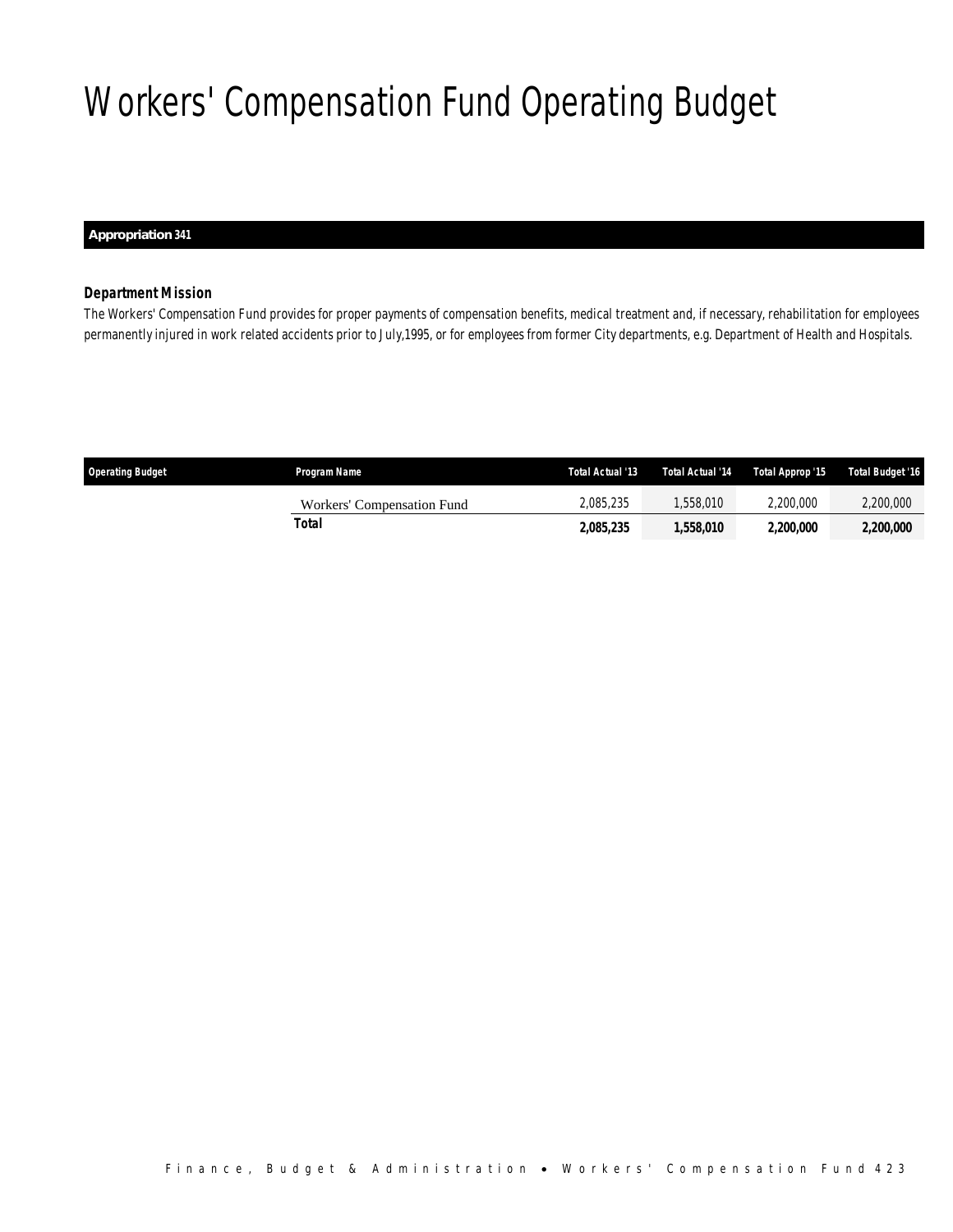# Workers' Compensation Fund Operating Budget

**Appropriation 341**

### *Department Mission*

*The Workers' Compensation Fund provides for proper payments of compensation benefits, medical treatment and, if necessary, rehabilitation for employees permanently injured in work related accidents prior to July,1995, or for employees from former City departments, e.g. Department of Health and Hospitals.*

| Operating Budget | Program Name | Total Actual '13 | Total Actual '14 | Total Approp '15 | Total Budget '16 |
|---|---|---|---|---|---|
| | Workers' Compensation Fund | 2,085,235 | 1,558,010 | 2,200,000 | 2,200,000 |
| | **Total** | **2,085,235** | **1,558,010** | **2,200,000** | **2,200,000** |